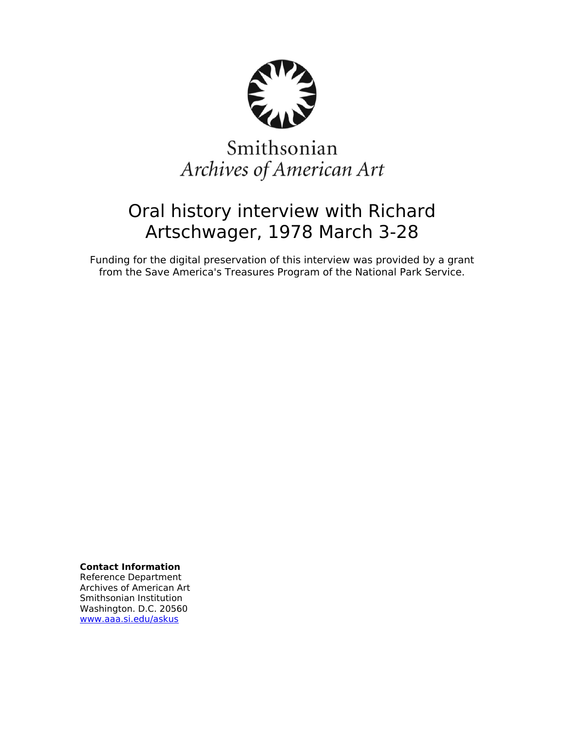Smithsonian
*Archives of American Art*

# Oral history interview with Richard Artschwager, 1978 March 3-28

Funding for the digital preservation of this interview was provided by a grant from the Save America's Treasures Program of the National Park Service.

**Contact Information**
Reference Department
Archives of American Art
Smithsonian Institution
Washington. D.C. 20560
www.aaa.si.edu/askus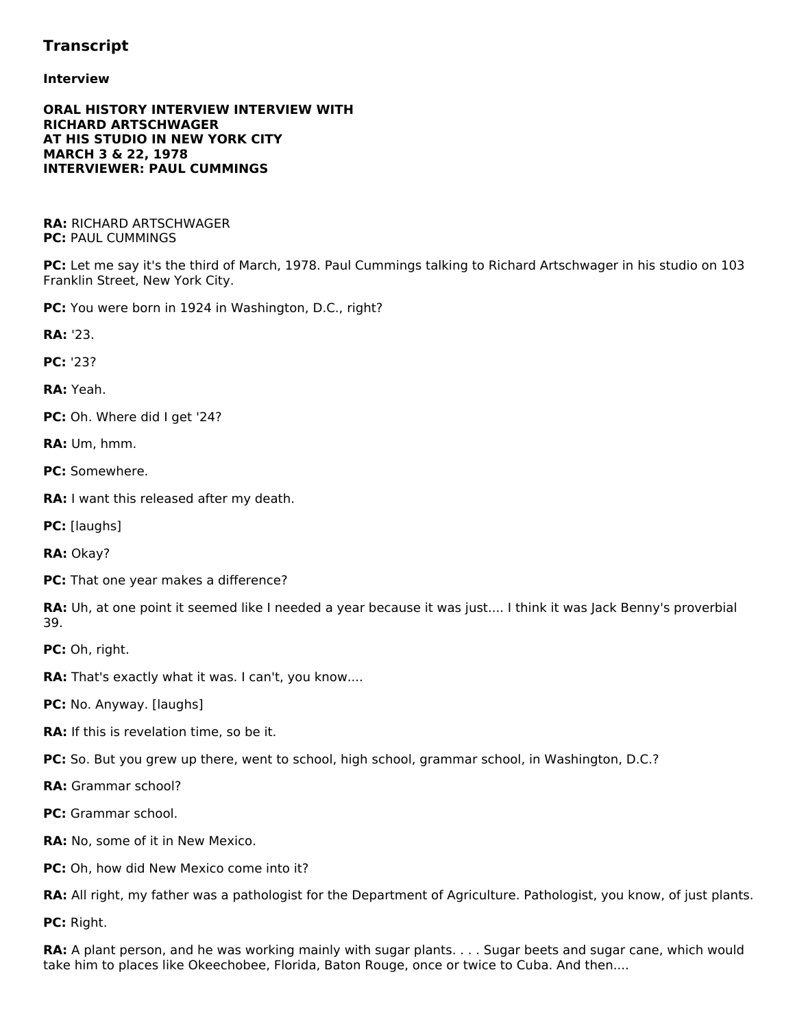## Transcript

### Interview

**ORAL HISTORY INTERVIEW INTERVIEW WITH RICHARD ARTSCHWAGER AT HIS STUDIO IN NEW YORK CITY MARCH 3 & 22, 1978 INTERVIEWER: PAUL CUMMINGS**

**RA:** RICHARD ARTSCHWAGER
**PC:** PAUL CUMMINGS

**PC:** Let me say it's the third of March, 1978. Paul Cummings talking to Richard Artschwager in his studio on 103 Franklin Street, New York City.

**PC:** You were born in 1924 in Washington, D.C., right?

**RA:** '23.

**PC:** '23?

**RA:** Yeah.

**PC:** Oh. Where did I get '24?

**RA:** Um, hmm.

**PC:** Somewhere.

**RA:** I want this released after my death.

**PC:** [laughs]

**RA:** Okay?

**PC:** That one year makes a difference?

**RA:** Uh, at one point it seemed like I needed a year because it was just.... I think it was Jack Benny's proverbial 39.

**PC:** Oh, right.

**RA:** That's exactly what it was. I can't, you know....

**PC:** No. Anyway. [laughs]

**RA:** If this is revelation time, so be it.

**PC:** So. But you grew up there, went to school, high school, grammar school, in Washington, D.C.?

**RA:** Grammar school?

**PC:** Grammar school.

**RA:** No, some of it in New Mexico.

**PC:** Oh, how did New Mexico come into it?

**RA:** All right, my father was a pathologist for the Department of Agriculture. Pathologist, you know, of just plants.

**PC:** Right.

**RA:** A plant person, and he was working mainly with sugar plants. . . . Sugar beets and sugar cane, which would take him to places like Okeechobee, Florida, Baton Rouge, once or twice to Cuba. And then....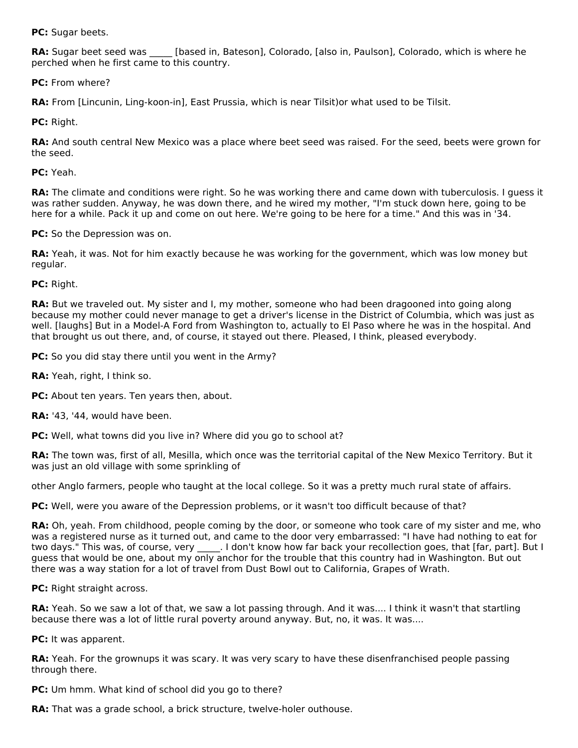**PC:** Sugar beets.

**RA:** Sugar beet seed was _____ [based in, Bateson], Colorado, [also in, Paulson], Colorado, which is where he perched when he first came to this country.

**PC:** From where?

**RA:** From [Lincunin, Ling-koon-in], East Prussia, which is near Tilsit)or what used to be Tilsit.

**PC:** Right.

**RA:** And south central New Mexico was a place where beet seed was raised. For the seed, beets were grown for the seed.

**PC:** Yeah.

**RA:** The climate and conditions were right. So he was working there and came down with tuberculosis. I guess it was rather sudden. Anyway, he was down there, and he wired my mother, "I'm stuck down here, going to be here for a while. Pack it up and come on out here. We're going to be here for a time." And this was in '34.

**PC:** So the Depression was on.

**RA:** Yeah, it was. Not for him exactly because he was working for the government, which was low money but regular.

**PC:** Right.

**RA:** But we traveled out. My sister and I, my mother, someone who had been dragooned into going along because my mother could never manage to get a driver's license in the District of Columbia, which was just as well. [laughs] But in a Model-A Ford from Washington to, actually to El Paso where he was in the hospital. And that brought us out there, and, of course, it stayed out there. Pleased, I think, pleased everybody.

**PC:** So you did stay there until you went in the Army?

**RA:** Yeah, right, I think so.

**PC:** About ten years. Ten years then, about.

**RA:** '43, '44, would have been.

**PC:** Well, what towns did you live in? Where did you go to school at?

**RA:** The town was, first of all, Mesilla, which once was the territorial capital of the New Mexico Territory. But it was just an old village with some sprinkling of

other Anglo farmers, people who taught at the local college. So it was a pretty much rural state of affairs.

**PC:** Well, were you aware of the Depression problems, or it wasn't too difficult because of that?

**RA:** Oh, yeah. From childhood, people coming by the door, or someone who took care of my sister and me, who was a registered nurse as it turned out, and came to the door very embarrassed: "I have had nothing to eat for two days." This was, of course, very _____. I don't know how far back your recollection goes, that [far, part]. But I guess that would be one, about my only anchor for the trouble that this country had in Washington. But out there was a way station for a lot of travel from Dust Bowl out to California, Grapes of Wrath.

**PC:** Right straight across.

**RA:** Yeah. So we saw a lot of that, we saw a lot passing through. And it was.... I think it wasn't that startling because there was a lot of little rural poverty around anyway. But, no, it was. It was....

**PC:** It was apparent.

**RA:** Yeah. For the grownups it was scary. It was very scary to have these disenfranchised people passing through there.

**PC:** Um hmm. What kind of school did you go to there?

**RA:** That was a grade school, a brick structure, twelve-holer outhouse.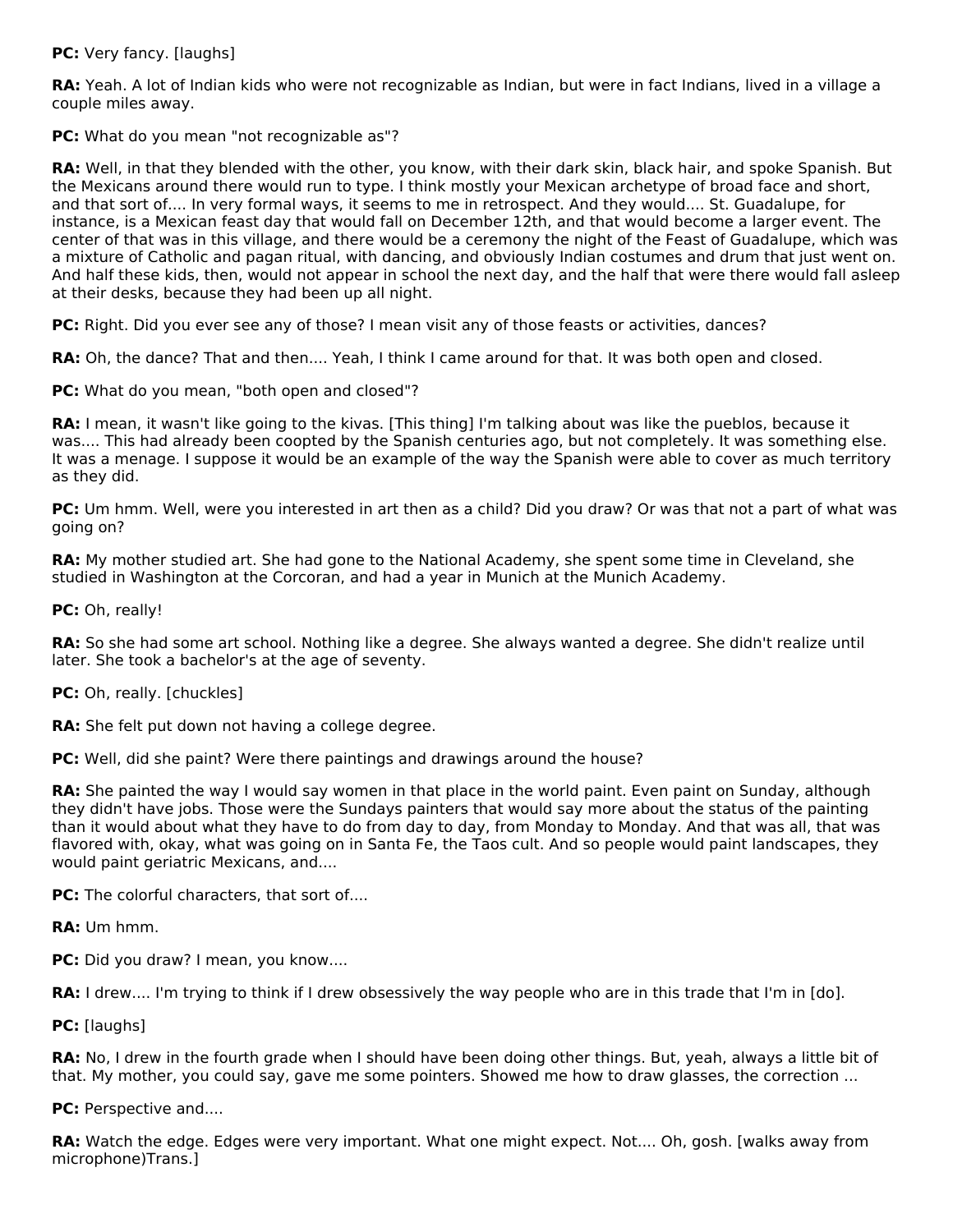**PC:** Very fancy. [laughs]

**RA:** Yeah. A lot of Indian kids who were not recognizable as Indian, but were in fact Indians, lived in a village a couple miles away.

**PC:** What do you mean "not recognizable as"?

**RA:** Well, in that they blended with the other, you know, with their dark skin, black hair, and spoke Spanish. But the Mexicans around there would run to type. I think mostly your Mexican archetype of broad face and short, and that sort of.... In very formal ways, it seems to me in retrospect. And they would.... St. Guadalupe, for instance, is a Mexican feast day that would fall on December 12th, and that would become a larger event. The center of that was in this village, and there would be a ceremony the night of the Feast of Guadalupe, which was a mixture of Catholic and pagan ritual, with dancing, and obviously Indian costumes and drum that just went on. And half these kids, then, would not appear in school the next day, and the half that were there would fall asleep at their desks, because they had been up all night.

**PC:** Right. Did you ever see any of those? I mean visit any of those feasts or activities, dances?

**RA:** Oh, the dance? That and then.... Yeah, I think I came around for that. It was both open and closed.

**PC:** What do you mean, "both open and closed"?

**RA:** I mean, it wasn't like going to the kivas. [This thing] I'm talking about was like the pueblos, because it was.... This had already been coopted by the Spanish centuries ago, but not completely. It was something else. It was a menage. I suppose it would be an example of the way the Spanish were able to cover as much territory as they did.

**PC:** Um hmm. Well, were you interested in art then as a child? Did you draw? Or was that not a part of what was going on?

**RA:** My mother studied art. She had gone to the National Academy, she spent some time in Cleveland, she studied in Washington at the Corcoran, and had a year in Munich at the Munich Academy.

**PC:** Oh, really!

**RA:** So she had some art school. Nothing like a degree. She always wanted a degree. She didn't realize until later. She took a bachelor's at the age of seventy.

**PC:** Oh, really. [chuckles]

**RA:** She felt put down not having a college degree.

**PC:** Well, did she paint? Were there paintings and drawings around the house?

**RA:** She painted the way I would say women in that place in the world paint. Even paint on Sunday, although they didn't have jobs. Those were the Sundays painters that would say more about the status of the painting than it would about what they have to do from day to day, from Monday to Monday. And that was all, that was flavored with, okay, what was going on in Santa Fe, the Taos cult. And so people would paint landscapes, they would paint geriatric Mexicans, and....

**PC:** The colorful characters, that sort of....

**RA:** Um hmm.

**PC:** Did you draw? I mean, you know....

**RA:** I drew.... I'm trying to think if I drew obsessively the way people who are in this trade that I'm in [do].

**PC:** [laughs]

**RA:** No, I drew in the fourth grade when I should have been doing other things. But, yeah, always a little bit of that. My mother, you could say, gave me some pointers. Showed me how to draw glasses, the correction ...

**PC:** Perspective and....

**RA:** Watch the edge. Edges were very important. What one might expect. Not.... Oh, gosh. [walks away from microphone)Trans.]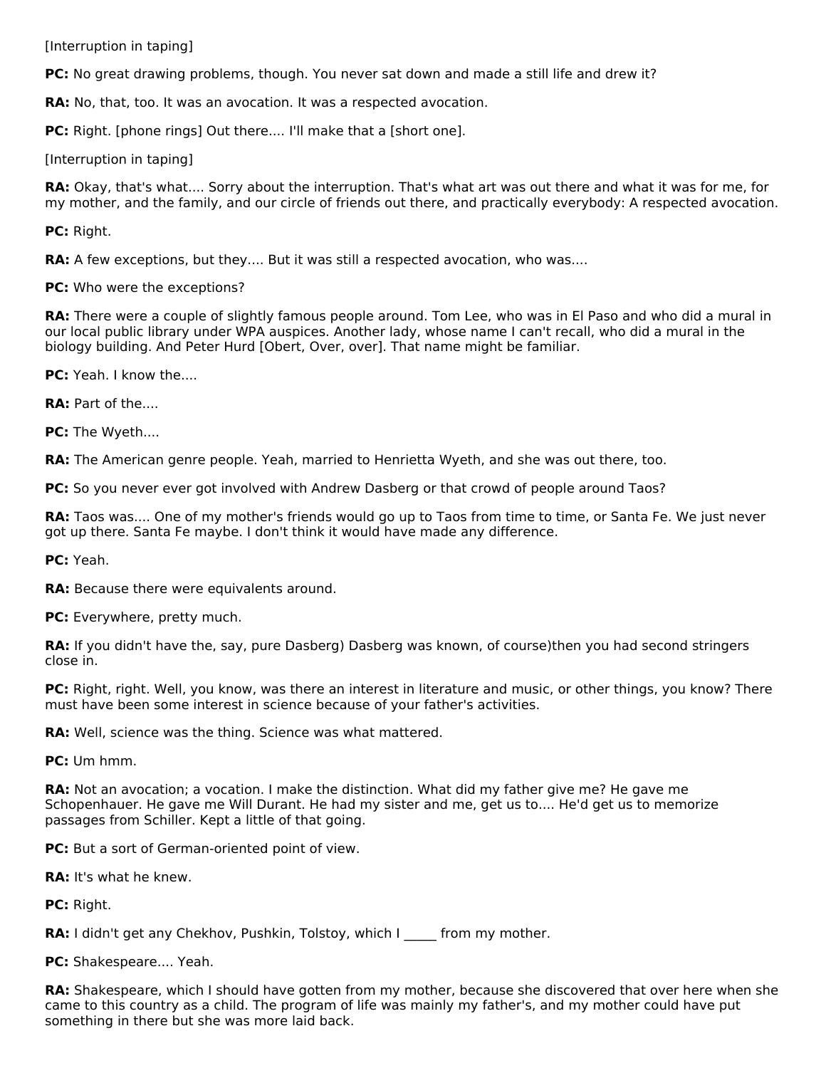[Interruption in taping]

**PC:** No great drawing problems, though. You never sat down and made a still life and drew it?

**RA:** No, that, too. It was an avocation. It was a respected avocation.

**PC:** Right. [phone rings] Out there.... I'll make that a [short one].

[Interruption in taping]

**RA:** Okay, that's what.... Sorry about the interruption. That's what art was out there and what it was for me, for my mother, and the family, and our circle of friends out there, and practically everybody: A respected avocation.

**PC:** Right.

**RA:** A few exceptions, but they.... But it was still a respected avocation, who was....

**PC:** Who were the exceptions?

**RA:** There were a couple of slightly famous people around. Tom Lee, who was in El Paso and who did a mural in our local public library under WPA auspices. Another lady, whose name I can't recall, who did a mural in the biology building. And Peter Hurd [Obert, Over, over]. That name might be familiar.

**PC:** Yeah. I know the....

**RA:** Part of the....

**PC:** The Wyeth....

**RA:** The American genre people. Yeah, married to Henrietta Wyeth, and she was out there, too.

**PC:** So you never ever got involved with Andrew Dasberg or that crowd of people around Taos?

**RA:** Taos was.... One of my mother's friends would go up to Taos from time to time, or Santa Fe. We just never got up there. Santa Fe maybe. I don't think it would have made any difference.

**PC:** Yeah.

**RA:** Because there were equivalents around.

**PC:** Everywhere, pretty much.

**RA:** If you didn't have the, say, pure Dasberg) Dasberg was known, of course)then you had second stringers close in.

**PC:** Right, right. Well, you know, was there an interest in literature and music, or other things, you know? There must have been some interest in science because of your father's activities.

**RA:** Well, science was the thing. Science was what mattered.

**PC:** Um hmm.

**RA:** Not an avocation; a vocation. I make the distinction. What did my father give me? He gave me Schopenhauer. He gave me Will Durant. He had my sister and me, get us to.... He'd get us to memorize passages from Schiller. Kept a little of that going.

**PC:** But a sort of German-oriented point of view.

**RA:** It's what he knew.

**PC:** Right.

**RA:** I didn't get any Chekhov, Pushkin, Tolstoy, which I _____ from my mother.

**PC:** Shakespeare.... Yeah.

**RA:** Shakespeare, which I should have gotten from my mother, because she discovered that over here when she came to this country as a child. The program of life was mainly my father's, and my mother could have put something in there but she was more laid back.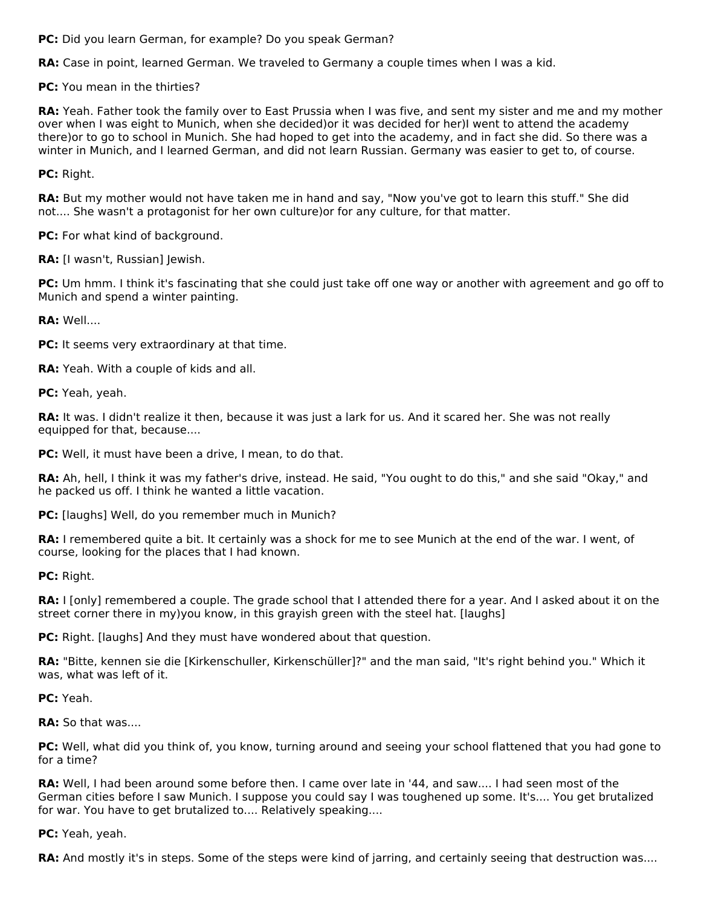**PC:** Did you learn German, for example? Do you speak German?

**RA:** Case in point, learned German. We traveled to Germany a couple times when I was a kid.

**PC:** You mean in the thirties?

**RA:** Yeah. Father took the family over to East Prussia when I was five, and sent my sister and me and my mother over when I was eight to Munich, when she decided)or it was decided for her)I went to attend the academy there)or to go to school in Munich. She had hoped to get into the academy, and in fact she did. So there was a winter in Munich, and I learned German, and did not learn Russian. Germany was easier to get to, of course.

**PC:** Right.

**RA:** But my mother would not have taken me in hand and say, "Now you've got to learn this stuff." She did not.... She wasn't a protagonist for her own culture)or for any culture, for that matter.

**PC:** For what kind of background.

**RA:** [I wasn't, Russian] Jewish.

**PC:** Um hmm. I think it's fascinating that she could just take off one way or another with agreement and go off to Munich and spend a winter painting.

**RA:** Well....

**PC:** It seems very extraordinary at that time.

**RA:** Yeah. With a couple of kids and all.

**PC:** Yeah, yeah.

**RA:** It was. I didn't realize it then, because it was just a lark for us. And it scared her. She was not really equipped for that, because....

**PC:** Well, it must have been a drive, I mean, to do that.

**RA:** Ah, hell, I think it was my father's drive, instead. He said, "You ought to do this," and she said "Okay," and he packed us off. I think he wanted a little vacation.

**PC:** [laughs] Well, do you remember much in Munich?

**RA:** I remembered quite a bit. It certainly was a shock for me to see Munich at the end of the war. I went, of course, looking for the places that I had known.

**PC:** Right.

**RA:** I [only] remembered a couple. The grade school that I attended there for a year. And I asked about it on the street corner there in my)you know, in this grayish green with the steel hat. [laughs]

**PC:** Right. [laughs] And they must have wondered about that question.

**RA:** "Bitte, kennen sie die [Kirkenschuller, Kirkenschüller]?" and the man said, "It's right behind you." Which it was, what was left of it.

**PC:** Yeah.

**RA:** So that was....

**PC:** Well, what did you think of, you know, turning around and seeing your school flattened that you had gone to for a time?

**RA:** Well, I had been around some before then. I came over late in '44, and saw.... I had seen most of the German cities before I saw Munich. I suppose you could say I was toughened up some. It's.... You get brutalized for war. You have to get brutalized to.... Relatively speaking....

**PC:** Yeah, yeah.

**RA:** And mostly it's in steps. Some of the steps were kind of jarring, and certainly seeing that destruction was....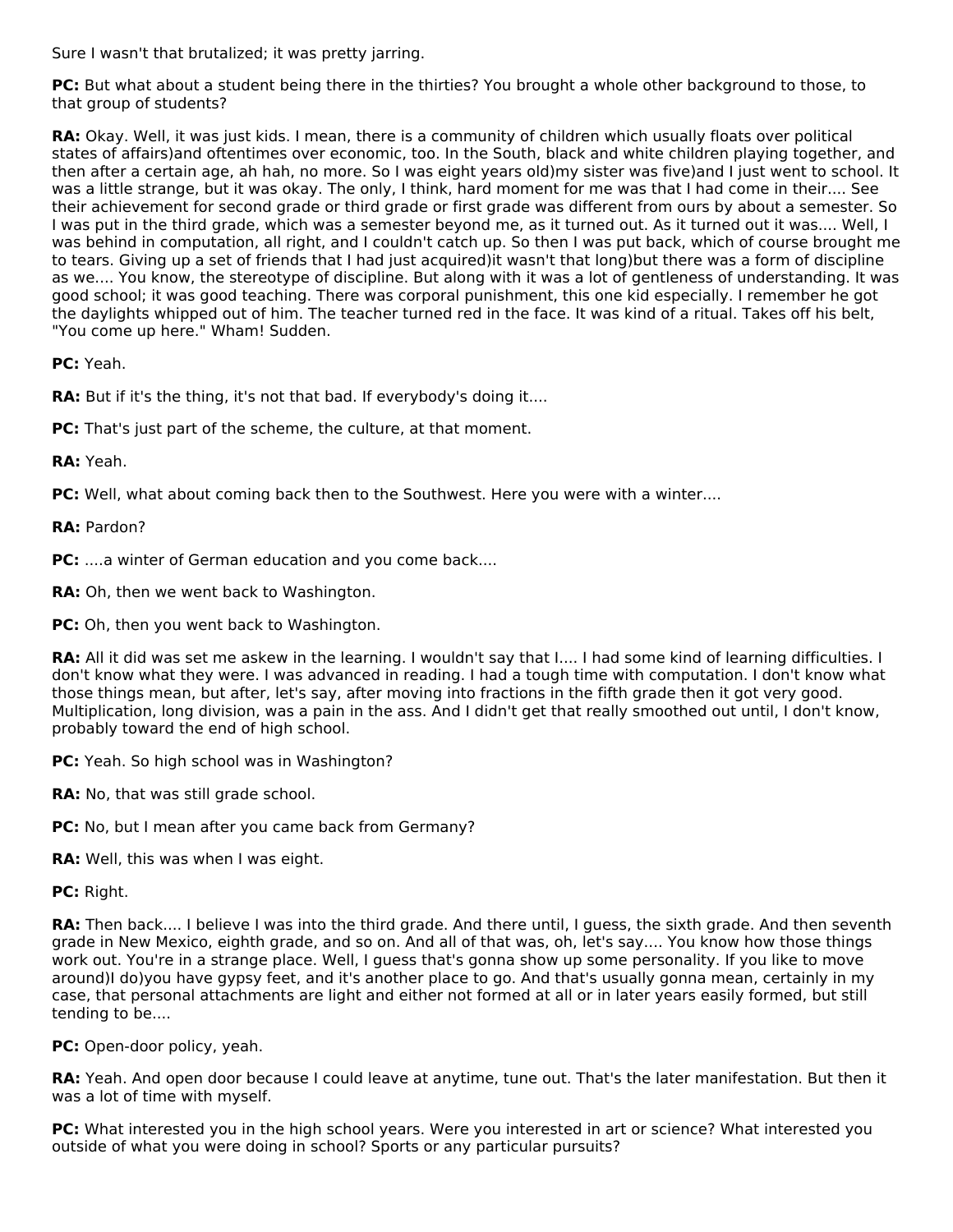Sure I wasn't that brutalized; it was pretty jarring.

**PC:** But what about a student being there in the thirties? You brought a whole other background to those, to that group of students?

**RA:** Okay. Well, it was just kids. I mean, there is a community of children which usually floats over political states of affairs)and oftentimes over economic, too. In the South, black and white children playing together, and then after a certain age, ah hah, no more. So I was eight years old)my sister was five)and I just went to school. It was a little strange, but it was okay. The only, I think, hard moment for me was that I had come in their.... See their achievement for second grade or third grade or first grade was different from ours by about a semester. So I was put in the third grade, which was a semester beyond me, as it turned out. As it turned out it was.... Well, I was behind in computation, all right, and I couldn't catch up. So then I was put back, which of course brought me to tears. Giving up a set of friends that I had just acquired)it wasn't that long)but there was a form of discipline as we.... You know, the stereotype of discipline. But along with it was a lot of gentleness of understanding. It was good school; it was good teaching. There was corporal punishment, this one kid especially. I remember he got the daylights whipped out of him. The teacher turned red in the face. It was kind of a ritual. Takes off his belt, "You come up here." Wham! Sudden.

**PC:** Yeah.

**RA:** But if it's the thing, it's not that bad. If everybody's doing it....

**PC:** That's just part of the scheme, the culture, at that moment.

**RA:** Yeah.

**PC:** Well, what about coming back then to the Southwest. Here you were with a winter....

**RA:** Pardon?

**PC:** ....a winter of German education and you come back....

**RA:** Oh, then we went back to Washington.

**PC:** Oh, then you went back to Washington.

**RA:** All it did was set me askew in the learning. I wouldn't say that I.... I had some kind of learning difficulties. I don't know what they were. I was advanced in reading. I had a tough time with computation. I don't know what those things mean, but after, let's say, after moving into fractions in the fifth grade then it got very good. Multiplication, long division, was a pain in the ass. And I didn't get that really smoothed out until, I don't know, probably toward the end of high school.

**PC:** Yeah. So high school was in Washington?

**RA:** No, that was still grade school.

**PC:** No, but I mean after you came back from Germany?

**RA:** Well, this was when I was eight.

**PC:** Right.

**RA:** Then back.... I believe I was into the third grade. And there until, I guess, the sixth grade. And then seventh grade in New Mexico, eighth grade, and so on. And all of that was, oh, let's say.... You know how those things work out. You're in a strange place. Well, I guess that's gonna show up some personality. If you like to move around)I do)you have gypsy feet, and it's another place to go. And that's usually gonna mean, certainly in my case, that personal attachments are light and either not formed at all or in later years easily formed, but still tending to be....

**PC:** Open-door policy, yeah.

**RA:** Yeah. And open door because I could leave at anytime, tune out. That's the later manifestation. But then it was a lot of time with myself.

**PC:** What interested you in the high school years. Were you interested in art or science? What interested you outside of what you were doing in school? Sports or any particular pursuits?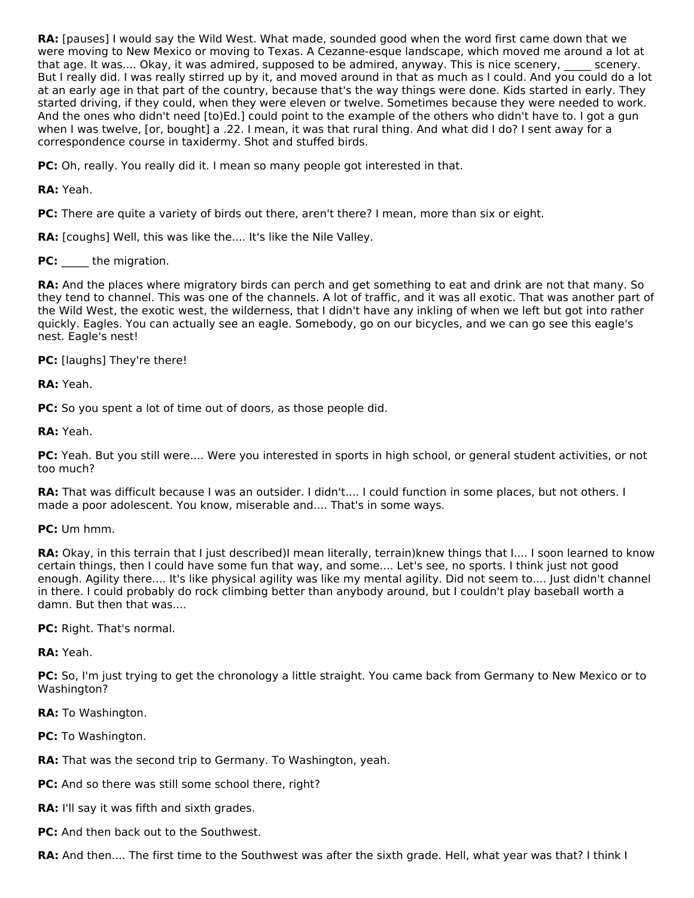**RA:** [pauses] I would say the Wild West. What made, sounded good when the word first came down that we were moving to New Mexico or moving to Texas. A Cezanne-esque landscape, which moved me around a lot at that age. It was.... Okay, it was admired, supposed to be admired, anyway. This is nice scenery, _____ scenery. But I really did. I was really stirred up by it, and moved around in that as much as I could. And you could do a lot at an early age in that part of the country, because that's the way things were done. Kids started in early. They started driving, if they could, when they were eleven or twelve. Sometimes because they were needed to work. And the ones who didn't need [to)Ed.] could point to the example of the others who didn't have to. I got a gun when I was twelve, [or, bought] a .22. I mean, it was that rural thing. And what did I do? I sent away for a correspondence course in taxidermy. Shot and stuffed birds.

**PC:** Oh, really. You really did it. I mean so many people got interested in that.

**RA:** Yeah.

**PC:** There are quite a variety of birds out there, aren't there? I mean, more than six or eight.

**RA:** [coughs] Well, this was like the.... It's like the Nile Valley.

**PC:** _____ the migration.

**RA:** And the places where migratory birds can perch and get something to eat and drink are not that many. So they tend to channel. This was one of the channels. A lot of traffic, and it was all exotic. That was another part of the Wild West, the exotic west, the wilderness, that I didn't have any inkling of when we left but got into rather quickly. Eagles. You can actually see an eagle. Somebody, go on our bicycles, and we can go see this eagle's nest. Eagle's nest!

**PC:** [laughs] They're there!

**RA:** Yeah.

**PC:** So you spent a lot of time out of doors, as those people did.

**RA:** Yeah.

**PC:** Yeah. But you still were.... Were you interested in sports in high school, or general student activities, or not too much?

**RA:** That was difficult because I was an outsider. I didn't.... I could function in some places, but not others. I made a poor adolescent. You know, miserable and.... That's in some ways.

**PC:** Um hmm.

**RA:** Okay, in this terrain that I just described)I mean literally, terrain)knew things that I.... I soon learned to know certain things, then I could have some fun that way, and some.... Let's see, no sports. I think just not good enough. Agility there.... It's like physical agility was like my mental agility. Did not seem to.... Just didn't channel in there. I could probably do rock climbing better than anybody around, but I couldn't play baseball worth a damn. But then that was....

**PC:** Right. That's normal.

**RA:** Yeah.

**PC:** So, I'm just trying to get the chronology a little straight. You came back from Germany to New Mexico or to Washington?

**RA:** To Washington.

**PC:** To Washington.

**RA:** That was the second trip to Germany. To Washington, yeah.

**PC:** And so there was still some school there, right?

**RA:** I'll say it was fifth and sixth grades.

**PC:** And then back out to the Southwest.

**RA:** And then.... The first time to the Southwest was after the sixth grade. Hell, what year was that? I think I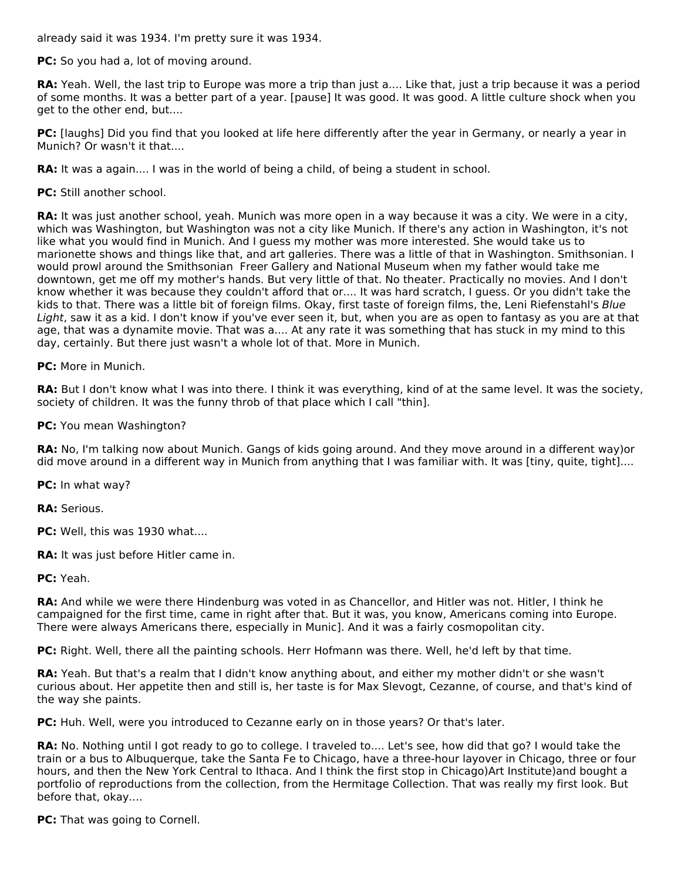already said it was 1934. I'm pretty sure it was 1934.

**PC:** So you had a, lot of moving around.

**RA:** Yeah. Well, the last trip to Europe was more a trip than just a.... Like that, just a trip because it was a period of some months. It was a better part of a year. [pause] It was good. It was good. A little culture shock when you get to the other end, but....

**PC:** [laughs] Did you find that you looked at life here differently after the year in Germany, or nearly a year in Munich? Or wasn't it that....

**RA:** It was a again.... I was in the world of being a child, of being a student in school.

**PC:** Still another school.

**RA:** It was just another school, yeah. Munich was more open in a way because it was a city. We were in a city, which was Washington, but Washington was not a city like Munich. If there's any action in Washington, it's not like what you would find in Munich. And I guess my mother was more interested. She would take us to marionette shows and things like that, and art galleries. There was a little of that in Washington. Smithsonian. I would prowl around the Smithsonian  Freer Gallery and National Museum when my father would take me downtown, get me off my mother's hands. But very little of that. No theater. Practically no movies. And I don't know whether it was because they couldn't afford that or.... It was hard scratch, I guess. Or you didn't take the kids to that. There was a little bit of foreign films. Okay, first taste of foreign films, the, Leni Riefenstahl's *Blue Light*, saw it as a kid. I don't know if you've ever seen it, but, when you are as open to fantasy as you are at that age, that was a dynamite movie. That was a.... At any rate it was something that has stuck in my mind to this day, certainly. But there just wasn't a whole lot of that. More in Munich.

**PC:** More in Munich.

**RA:** But I don't know what I was into there. I think it was everything, kind of at the same level. It was the society, society of children. It was the funny throb of that place which I call "thin].

**PC:** You mean Washington?

**RA:** No, I'm talking now about Munich. Gangs of kids going around. And they move around in a different way)or did move around in a different way in Munich from anything that I was familiar with. It was [tiny, quite, tight]....

**PC:** In what way?

**RA:** Serious.

**PC:** Well, this was 1930 what....

**RA:** It was just before Hitler came in.

**PC:** Yeah.

**RA:** And while we were there Hindenburg was voted in as Chancellor, and Hitler was not. Hitler, I think he campaigned for the first time, came in right after that. But it was, you know, Americans coming into Europe. There were always Americans there, especially in Munic]. And it was a fairly cosmopolitan city.

**PC:** Right. Well, there all the painting schools. Herr Hofmann was there. Well, he'd left by that time.

**RA:** Yeah. But that's a realm that I didn't know anything about, and either my mother didn't or she wasn't curious about. Her appetite then and still is, her taste is for Max Slevogt, Cezanne, of course, and that's kind of the way she paints.

**PC:** Huh. Well, were you introduced to Cezanne early on in those years? Or that's later.

**RA:** No. Nothing until I got ready to go to college. I traveled to.... Let's see, how did that go? I would take the train or a bus to Albuquerque, take the Santa Fe to Chicago, have a three-hour layover in Chicago, three or four hours, and then the New York Central to Ithaca. And I think the first stop in Chicago)Art Institute)and bought a portfolio of reproductions from the collection, from the Hermitage Collection. That was really my first look. But before that, okay....

**PC:** That was going to Cornell.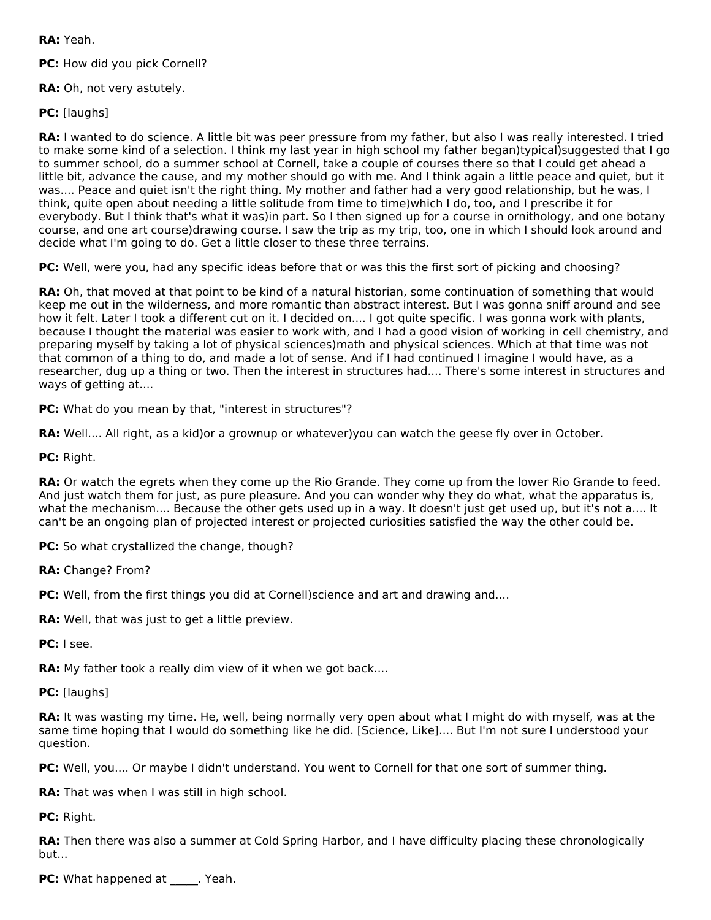**RA:** Yeah.

**PC:** How did you pick Cornell?

**RA:** Oh, not very astutely.

**PC:** [laughs]

**RA:** I wanted to do science. A little bit was peer pressure from my father, but also I was really interested. I tried to make some kind of a selection. I think my last year in high school my father began)typical)suggested that I go to summer school, do a summer school at Cornell, take a couple of courses there so that I could get ahead a little bit, advance the cause, and my mother should go with me. And I think again a little peace and quiet, but it was.... Peace and quiet isn't the right thing. My mother and father had a very good relationship, but he was, I think, quite open about needing a little solitude from time to time)which I do, too, and I prescribe it for everybody. But I think that's what it was)in part. So I then signed up for a course in ornithology, and one botany course, and one art course)drawing course. I saw the trip as my trip, too, one in which I should look around and decide what I'm going to do. Get a little closer to these three terrains.

**PC:** Well, were you, had any specific ideas before that or was this the first sort of picking and choosing?

**RA:** Oh, that moved at that point to be kind of a natural historian, some continuation of something that would keep me out in the wilderness, and more romantic than abstract interest. But I was gonna sniff around and see how it felt. Later I took a different cut on it. I decided on.... I got quite specific. I was gonna work with plants, because I thought the material was easier to work with, and I had a good vision of working in cell chemistry, and preparing myself by taking a lot of physical sciences)math and physical sciences. Which at that time was not that common of a thing to do, and made a lot of sense. And if I had continued I imagine I would have, as a researcher, dug up a thing or two. Then the interest in structures had.... There's some interest in structures and ways of getting at....

**PC:** What do you mean by that, "interest in structures"?

**RA:** Well.... All right, as a kid)or a grownup or whatever)you can watch the geese fly over in October.

**PC:** Right.

**RA:** Or watch the egrets when they come up the Rio Grande. They come up from the lower Rio Grande to feed. And just watch them for just, as pure pleasure. And you can wonder why they do what, what the apparatus is, what the mechanism.... Because the other gets used up in a way. It doesn't just get used up, but it's not a.... It can't be an ongoing plan of projected interest or projected curiosities satisfied the way the other could be.

**PC:** So what crystallized the change, though?

**RA:** Change? From?

**PC:** Well, from the first things you did at Cornell)science and art and drawing and....

**RA:** Well, that was just to get a little preview.

**PC:** I see.

**RA:** My father took a really dim view of it when we got back....

**PC:** [laughs]

**RA:** It was wasting my time. He, well, being normally very open about what I might do with myself, was at the same time hoping that I would do something like he did. [Science, Like].... But I'm not sure I understood your question.

**PC:** Well, you.... Or maybe I didn't understand. You went to Cornell for that one sort of summer thing.

**RA:** That was when I was still in high school.

**PC:** Right.

**RA:** Then there was also a summer at Cold Spring Harbor, and I have difficulty placing these chronologically but...

**PC:** What happened at _____. Yeah.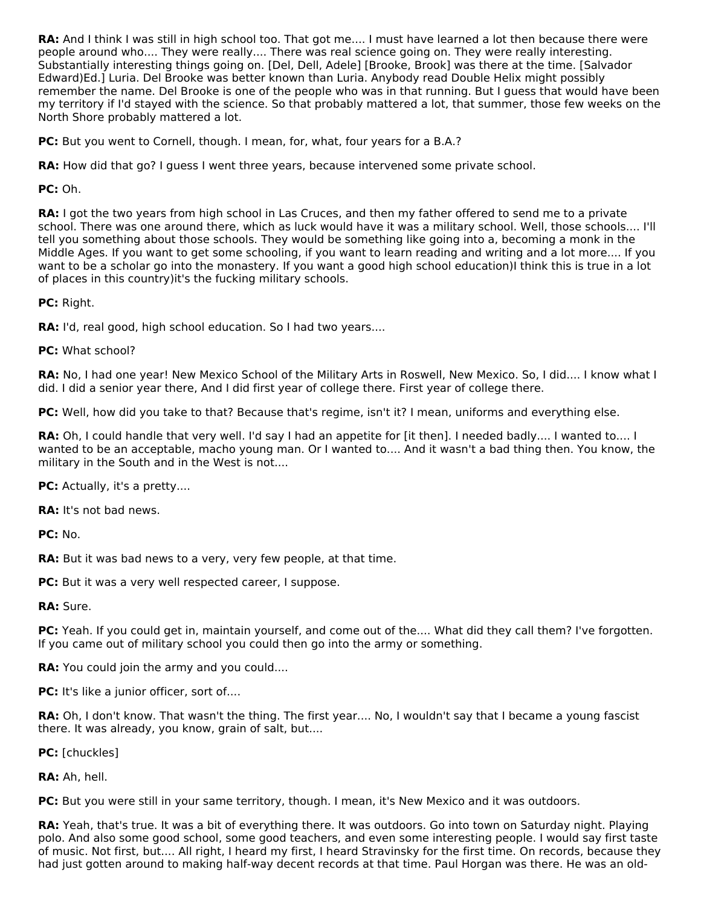**RA:** And I think I was still in high school too. That got me.... I must have learned a lot then because there were people around who.... They were really.... There was real science going on. They were really interesting. Substantially interesting things going on. [Del, Dell, Adele] [Brooke, Brook] was there at the time. [Salvador Edward)Ed.] Luria. Del Brooke was better known than Luria. Anybody read Double Helix might possibly remember the name. Del Brooke is one of the people who was in that running. But I guess that would have been my territory if I'd stayed with the science. So that probably mattered a lot, that summer, those few weeks on the North Shore probably mattered a lot.

**PC:** But you went to Cornell, though. I mean, for, what, four years for a B.A.?

**RA:** How did that go? I guess I went three years, because intervened some private school.

**PC:** Oh.

**RA:** I got the two years from high school in Las Cruces, and then my father offered to send me to a private school. There was one around there, which as luck would have it was a military school. Well, those schools.... I'll tell you something about those schools. They would be something like going into a, becoming a monk in the Middle Ages. If you want to get some schooling, if you want to learn reading and writing and a lot more.... If you want to be a scholar go into the monastery. If you want a good high school education)I think this is true in a lot of places in this country)it's the fucking military schools.

**PC:** Right.

**RA:** I'd, real good, high school education. So I had two years....

**PC:** What school?

**RA:** No, I had one year! New Mexico School of the Military Arts in Roswell, New Mexico. So, I did.... I know what I did. I did a senior year there, And I did first year of college there. First year of college there.

**PC:** Well, how did you take to that? Because that's regime, isn't it? I mean, uniforms and everything else.

**RA:** Oh, I could handle that very well. I'd say I had an appetite for [it then]. I needed badly.... I wanted to.... I wanted to be an acceptable, macho young man. Or I wanted to.... And it wasn't a bad thing then. You know, the military in the South and in the West is not....

**PC:** Actually, it's a pretty....

**RA:** It's not bad news.

**PC:** No.

**RA:** But it was bad news to a very, very few people, at that time.

**PC:** But it was a very well respected career, I suppose.

**RA:** Sure.

**PC:** Yeah. If you could get in, maintain yourself, and come out of the.... What did they call them? I've forgotten. If you came out of military school you could then go into the army or something.

**RA:** You could join the army and you could....

**PC:** It's like a junior officer, sort of....

**RA:** Oh, I don't know. That wasn't the thing. The first year.... No, I wouldn't say that I became a young fascist there. It was already, you know, grain of salt, but....

**PC:** [chuckles]

**RA:** Ah, hell.

**PC:** But you were still in your same territory, though. I mean, it's New Mexico and it was outdoors.

**RA:** Yeah, that's true. It was a bit of everything there. It was outdoors. Go into town on Saturday night. Playing polo. And also some good school, some good teachers, and even some interesting people. I would say first taste of music. Not first, but.... All right, I heard my first, I heard Stravinsky for the first time. On records, because they had just gotten around to making half-way decent records at that time. Paul Horgan was there. He was an old-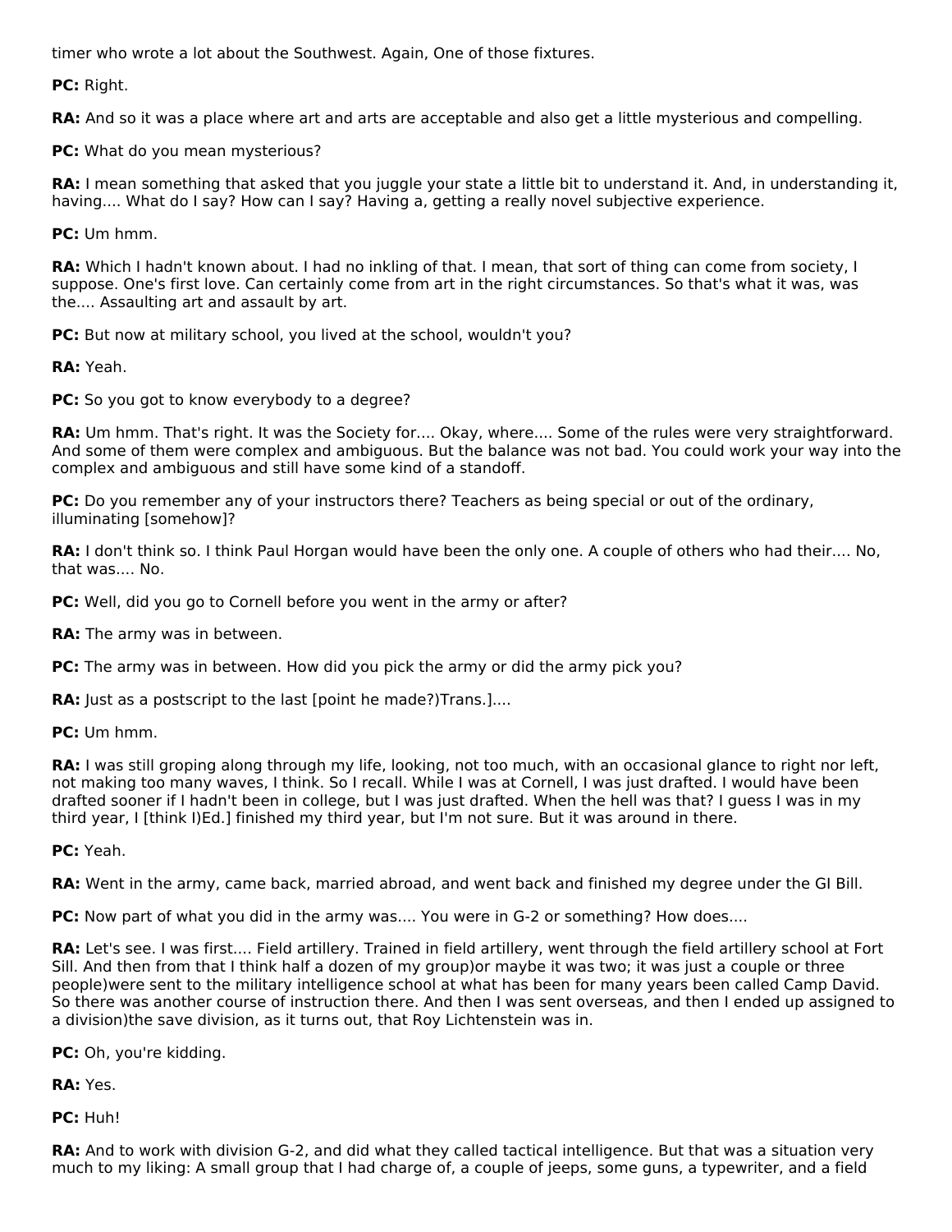timer who wrote a lot about the Southwest. Again, One of those fixtures.

**PC:** Right.

**RA:** And so it was a place where art and arts are acceptable and also get a little mysterious and compelling.

**PC:** What do you mean mysterious?

**RA:** I mean something that asked that you juggle your state a little bit to understand it. And, in understanding it, having.... What do I say? How can I say? Having a, getting a really novel subjective experience.

**PC:** Um hmm.

**RA:** Which I hadn't known about. I had no inkling of that. I mean, that sort of thing can come from society, I suppose. One's first love. Can certainly come from art in the right circumstances. So that's what it was, was the.... Assaulting art and assault by art.

**PC:** But now at military school, you lived at the school, wouldn't you?

**RA:** Yeah.

**PC:** So you got to know everybody to a degree?

**RA:** Um hmm. That's right. It was the Society for.... Okay, where.... Some of the rules were very straightforward. And some of them were complex and ambiguous. But the balance was not bad. You could work your way into the complex and ambiguous and still have some kind of a standoff.

**PC:** Do you remember any of your instructors there? Teachers as being special or out of the ordinary, illuminating [somehow]?

**RA:** I don't think so. I think Paul Horgan would have been the only one. A couple of others who had their.... No, that was.... No.

**PC:** Well, did you go to Cornell before you went in the army or after?

**RA:** The army was in between.

**PC:** The army was in between. How did you pick the army or did the army pick you?

**RA:** Just as a postscript to the last [point he made?)Trans.]....

**PC:** Um hmm.

**RA:** I was still groping along through my life, looking, not too much, with an occasional glance to right nor left, not making too many waves, I think. So I recall. While I was at Cornell, I was just drafted. I would have been drafted sooner if I hadn't been in college, but I was just drafted. When the hell was that? I guess I was in my third year, I [think I)Ed.] finished my third year, but I'm not sure. But it was around in there.

**PC:** Yeah.

**RA:** Went in the army, came back, married abroad, and went back and finished my degree under the GI Bill.

**PC:** Now part of what you did in the army was.... You were in G-2 or something? How does....

**RA:** Let's see. I was first.... Field artillery. Trained in field artillery, went through the field artillery school at Fort Sill. And then from that I think half a dozen of my group)or maybe it was two; it was just a couple or three people)were sent to the military intelligence school at what has been for many years been called Camp David. So there was another course of instruction there. And then I was sent overseas, and then I ended up assigned to a division)the save division, as it turns out, that Roy Lichtenstein was in.

**PC:** Oh, you're kidding.

**RA:** Yes.

**PC:** Huh!

**RA:** And to work with division G-2, and did what they called tactical intelligence. But that was a situation very much to my liking: A small group that I had charge of, a couple of jeeps, some guns, a typewriter, and a field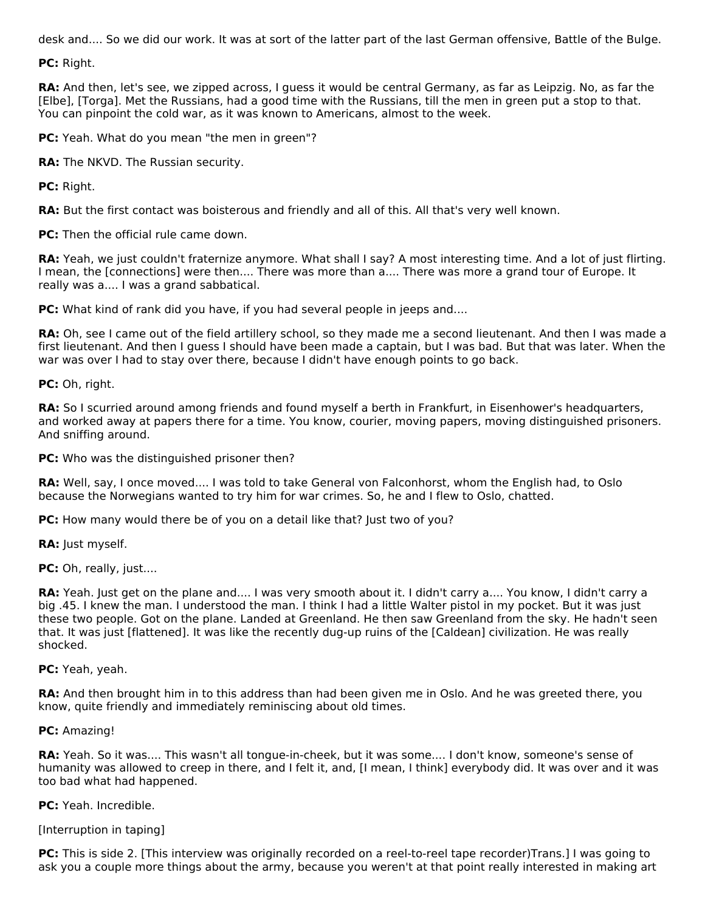desk and.... So we did our work. It was at sort of the latter part of the last German offensive, Battle of the Bulge.

**PC:** Right.

**RA:** And then, let's see, we zipped across, I guess it would be central Germany, as far as Leipzig. No, as far the [Elbe], [Torga]. Met the Russians, had a good time with the Russians, till the men in green put a stop to that. You can pinpoint the cold war, as it was known to Americans, almost to the week.

**PC:** Yeah. What do you mean "the men in green"?

**RA:** The NKVD. The Russian security.

**PC:** Right.

**RA:** But the first contact was boisterous and friendly and all of this. All that's very well known.

**PC:** Then the official rule came down.

**RA:** Yeah, we just couldn't fraternize anymore. What shall I say? A most interesting time. And a lot of just flirting. I mean, the [connections] were then.... There was more than a.... There was more a grand tour of Europe. It really was a.... I was a grand sabbatical.

**PC:** What kind of rank did you have, if you had several people in jeeps and....

**RA:** Oh, see I came out of the field artillery school, so they made me a second lieutenant. And then I was made a first lieutenant. And then I guess I should have been made a captain, but I was bad. But that was later. When the war was over I had to stay over there, because I didn't have enough points to go back.

**PC:** Oh, right.

**RA:** So I scurried around among friends and found myself a berth in Frankfurt, in Eisenhower's headquarters, and worked away at papers there for a time. You know, courier, moving papers, moving distinguished prisoners. And sniffing around.

**PC:** Who was the distinguished prisoner then?

**RA:** Well, say, I once moved.... I was told to take General von Falconhorst, whom the English had, to Oslo because the Norwegians wanted to try him for war crimes. So, he and I flew to Oslo, chatted.

**PC:** How many would there be of you on a detail like that? Just two of you?

**RA:** Just myself.

**PC:** Oh, really, just....

**RA:** Yeah. Just get on the plane and.... I was very smooth about it. I didn't carry a.... You know, I didn't carry a big .45. I knew the man. I understood the man. I think I had a little Walter pistol in my pocket. But it was just these two people. Got on the plane. Landed at Greenland. He then saw Greenland from the sky. He hadn't seen that. It was just [flattened]. It was like the recently dug-up ruins of the [Caldean] civilization. He was really shocked.

**PC:** Yeah, yeah.

**RA:** And then brought him in to this address than had been given me in Oslo. And he was greeted there, you know, quite friendly and immediately reminiscing about old times.

**PC:** Amazing!

**RA:** Yeah. So it was.... This wasn't all tongue-in-cheek, but it was some.... I don't know, someone's sense of humanity was allowed to creep in there, and I felt it, and, [I mean, I think] everybody did. It was over and it was too bad what had happened.

**PC:** Yeah. Incredible.

[Interruption in taping]

**PC:** This is side 2. [This interview was originally recorded on a reel-to-reel tape recorder)Trans.] I was going to ask you a couple more things about the army, because you weren't at that point really interested in making art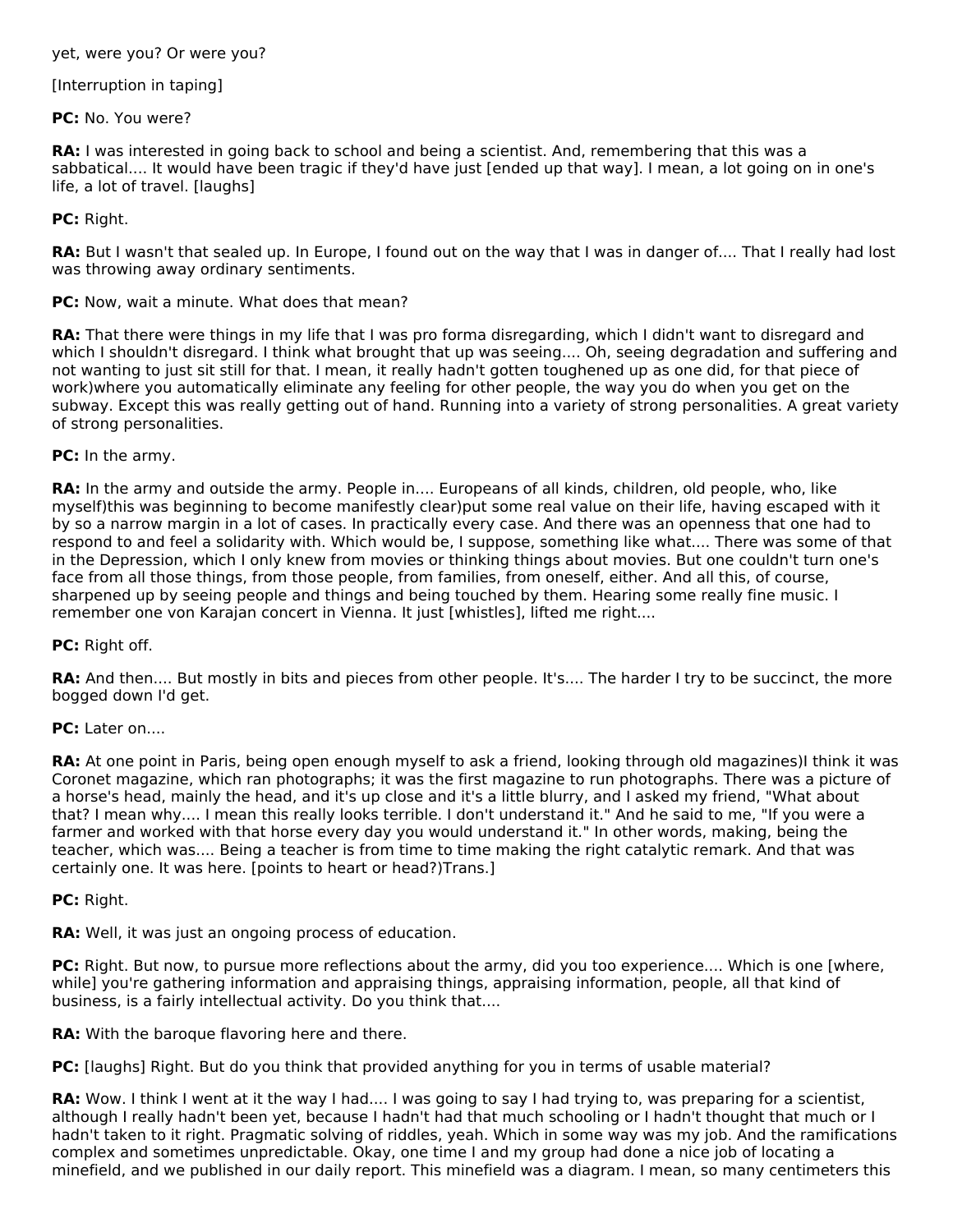yet, were you? Or were you?

[Interruption in taping]

**PC:** No. You were?

**RA:** I was interested in going back to school and being a scientist. And, remembering that this was a sabbatical.... It would have been tragic if they'd have just [ended up that way]. I mean, a lot going on in one's life, a lot of travel. [laughs]

**PC:** Right.

**RA:** But I wasn't that sealed up. In Europe, I found out on the way that I was in danger of.... That I really had lost was throwing away ordinary sentiments.

**PC:** Now, wait a minute. What does that mean?

**RA:** That there were things in my life that I was pro forma disregarding, which I didn't want to disregard and which I shouldn't disregard. I think what brought that up was seeing.... Oh, seeing degradation and suffering and not wanting to just sit still for that. I mean, it really hadn't gotten toughened up as one did, for that piece of work)where you automatically eliminate any feeling for other people, the way you do when you get on the subway. Except this was really getting out of hand. Running into a variety of strong personalities. A great variety of strong personalities.

**PC:** In the army.

**RA:** In the army and outside the army. People in.... Europeans of all kinds, children, old people, who, like myself)this was beginning to become manifestly clear)put some real value on their life, having escaped with it by so a narrow margin in a lot of cases. In practically every case. And there was an openness that one had to respond to and feel a solidarity with. Which would be, I suppose, something like what.... There was some of that in the Depression, which I only knew from movies or thinking things about movies. But one couldn't turn one's face from all those things, from those people, from families, from oneself, either. And all this, of course, sharpened up by seeing people and things and being touched by them. Hearing some really fine music. I remember one von Karajan concert in Vienna. It just [whistles], lifted me right....

**PC:** Right off.

**RA:** And then.... But mostly in bits and pieces from other people. It's.... The harder I try to be succinct, the more bogged down I'd get.

**PC:** Later on....

**RA:** At one point in Paris, being open enough myself to ask a friend, looking through old magazines)I think it was Coronet magazine, which ran photographs; it was the first magazine to run photographs. There was a picture of a horse's head, mainly the head, and it's up close and it's a little blurry, and I asked my friend, "What about that? I mean why.... I mean this really looks terrible. I don't understand it." And he said to me, "If you were a farmer and worked with that horse every day you would understand it." In other words, making, being the teacher, which was.... Being a teacher is from time to time making the right catalytic remark. And that was certainly one. It was here. [points to heart or head?)Trans.]

**PC:** Right.

**RA:** Well, it was just an ongoing process of education.

**PC:** Right. But now, to pursue more reflections about the army, did you too experience.... Which is one [where, while] you're gathering information and appraising things, appraising information, people, all that kind of business, is a fairly intellectual activity. Do you think that....

**RA:** With the baroque flavoring here and there.

**PC:** [laughs] Right. But do you think that provided anything for you in terms of usable material?

**RA:** Wow. I think I went at it the way I had.... I was going to say I had trying to, was preparing for a scientist, although I really hadn't been yet, because I hadn't had that much schooling or I hadn't thought that much or I hadn't taken to it right. Pragmatic solving of riddles, yeah. Which in some way was my job. And the ramifications complex and sometimes unpredictable. Okay, one time I and my group had done a nice job of locating a minefield, and we published in our daily report. This minefield was a diagram. I mean, so many centimeters this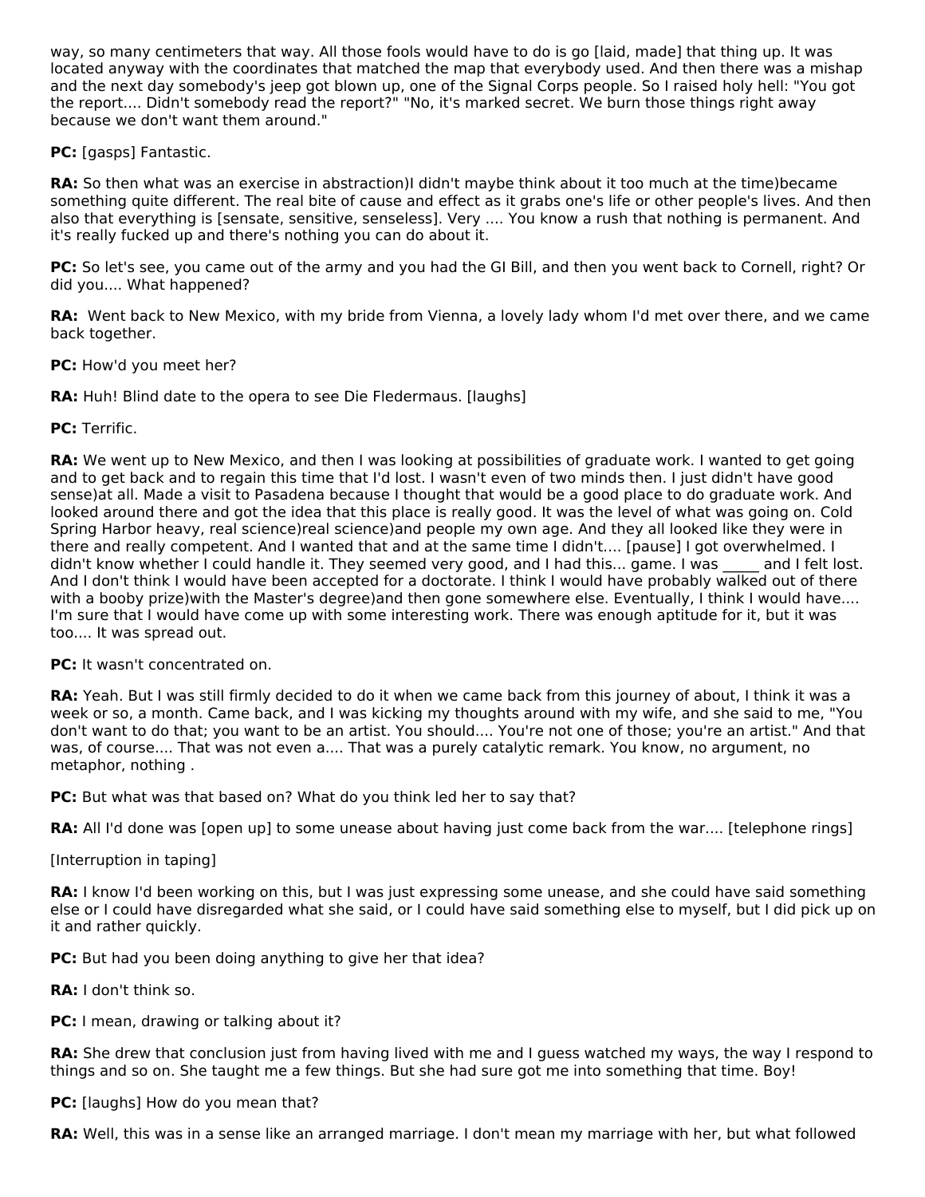way, so many centimeters that way. All those fools would have to do is go [laid, made] that thing up. It was located anyway with the coordinates that matched the map that everybody used. And then there was a mishap and the next day somebody's jeep got blown up, one of the Signal Corps people. So I raised holy hell: "You got the report.... Didn't somebody read the report?" "No, it's marked secret. We burn those things right away because we don't want them around."

**PC:** [gasps] Fantastic.

**RA:** So then what was an exercise in abstraction)I didn't maybe think about it too much at the time)became something quite different. The real bite of cause and effect as it grabs one's life or other people's lives. And then also that everything is [sensate, sensitive, senseless]. Very .... You know a rush that nothing is permanent. And it's really fucked up and there's nothing you can do about it.

**PC:** So let's see, you came out of the army and you had the GI Bill, and then you went back to Cornell, right? Or did you.... What happened?

**RA:** Went back to New Mexico, with my bride from Vienna, a lovely lady whom I'd met over there, and we came back together.

**PC:** How'd you meet her?

**RA:** Huh! Blind date to the opera to see Die Fledermaus. [laughs]

**PC:** Terrific.

**RA:** We went up to New Mexico, and then I was looking at possibilities of graduate work. I wanted to get going and to get back and to regain this time that I'd lost. I wasn't even of two minds then. I just didn't have good sense)at all. Made a visit to Pasadena because I thought that would be a good place to do graduate work. And looked around there and got the idea that this place is really good. It was the level of what was going on. Cold Spring Harbor heavy, real science)real science)and people my own age. And they all looked like they were in there and really competent. And I wanted that and at the same time I didn't.... [pause] I got overwhelmed. I didn't know whether I could handle it. They seemed very good, and I had this... game. I was _____ and I felt lost. And I don't think I would have been accepted for a doctorate. I think I would have probably walked out of there with a booby prize)with the Master's degree)and then gone somewhere else. Eventually, I think I would have.... I'm sure that I would have come up with some interesting work. There was enough aptitude for it, but it was too.... It was spread out.

**PC:** It wasn't concentrated on.

**RA:** Yeah. But I was still firmly decided to do it when we came back from this journey of about, I think it was a week or so, a month. Came back, and I was kicking my thoughts around with my wife, and she said to me, "You don't want to do that; you want to be an artist. You should.... You're not one of those; you're an artist." And that was, of course.... That was not even a.... That was a purely catalytic remark. You know, no argument, no metaphor, nothing .

**PC:** But what was that based on? What do you think led her to say that?

**RA:** All I'd done was [open up] to some unease about having just come back from the war.... [telephone rings]

[Interruption in taping]

**RA:** I know I'd been working on this, but I was just expressing some unease, and she could have said something else or I could have disregarded what she said, or I could have said something else to myself, but I did pick up on it and rather quickly.

**PC:** But had you been doing anything to give her that idea?

**RA:** I don't think so.

**PC:** I mean, drawing or talking about it?

**RA:** She drew that conclusion just from having lived with me and I guess watched my ways, the way I respond to things and so on. She taught me a few things. But she had sure got me into something that time. Boy!

**PC:** [laughs] How do you mean that?

**RA:** Well, this was in a sense like an arranged marriage. I don't mean my marriage with her, but what followed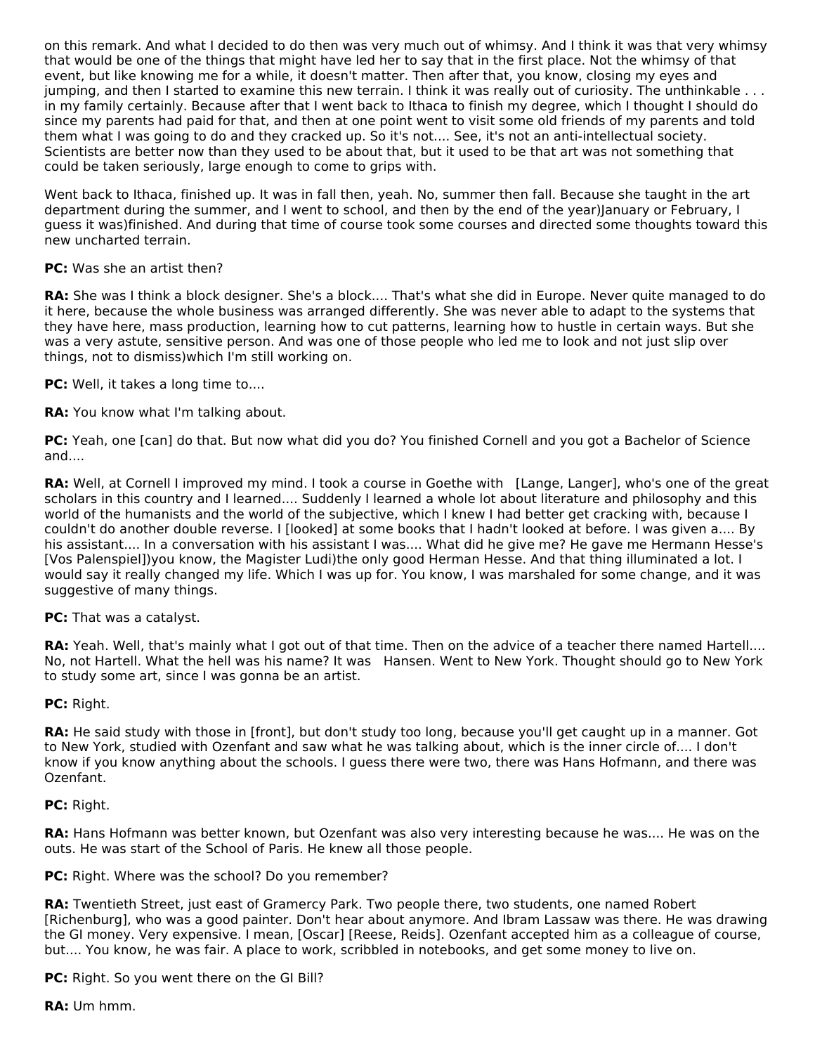on this remark. And what I decided to do then was very much out of whimsy. And I think it was that very whimsy that would be one of the things that might have led her to say that in the first place. Not the whimsy of that event, but like knowing me for a while, it doesn't matter. Then after that, you know, closing my eyes and jumping, and then I started to examine this new terrain. I think it was really out of curiosity. The unthinkable . . . in my family certainly. Because after that I went back to Ithaca to finish my degree, which I thought I should do since my parents had paid for that, and then at one point went to visit some old friends of my parents and told them what I was going to do and they cracked up. So it's not.... See, it's not an anti-intellectual society. Scientists are better now than they used to be about that, but it used to be that art was not something that could be taken seriously, large enough to come to grips with.

Went back to Ithaca, finished up. It was in fall then, yeah. No, summer then fall. Because she taught in the art department during the summer, and I went to school, and then by the end of the year)January or February, I guess it was)finished. And during that time of course took some courses and directed some thoughts toward this new uncharted terrain.

**PC:** Was she an artist then?

**RA:** She was I think a block designer. She's a block.... That's what she did in Europe. Never quite managed to do it here, because the whole business was arranged differently. She was never able to adapt to the systems that they have here, mass production, learning how to cut patterns, learning how to hustle in certain ways. But she was a very astute, sensitive person. And was one of those people who led me to look and not just slip over things, not to dismiss)which I'm still working on.

**PC:** Well, it takes a long time to....

**RA:** You know what I'm talking about.

**PC:** Yeah, one [can] do that. But now what did you do? You finished Cornell and you got a Bachelor of Science and....

**RA:** Well, at Cornell I improved my mind. I took a course in Goethe with [Lange, Langer], who's one of the great scholars in this country and I learned.... Suddenly I learned a whole lot about literature and philosophy and this world of the humanists and the world of the subjective, which I knew I had better get cracking with, because I couldn't do another double reverse. I [looked] at some books that I hadn't looked at before. I was given a.... By his assistant.... In a conversation with his assistant I was.... What did he give me? He gave me Hermann Hesse's [Vos Palenspiel])you know, the Magister Ludi)the only good Herman Hesse. And that thing illuminated a lot. I would say it really changed my life. Which I was up for. You know, I was marshaled for some change, and it was suggestive of many things.

**PC:** That was a catalyst.

**RA:** Yeah. Well, that's mainly what I got out of that time. Then on the advice of a teacher there named Hartell.... No, not Hartell. What the hell was his name? It was Hansen. Went to New York. Thought should go to New York to study some art, since I was gonna be an artist.

**PC:** Right.

**RA:** He said study with those in [front], but don't study too long, because you'll get caught up in a manner. Got to New York, studied with Ozenfant and saw what he was talking about, which is the inner circle of.... I don't know if you know anything about the schools. I guess there were two, there was Hans Hofmann, and there was Ozenfant.

**PC:** Right.

**RA:** Hans Hofmann was better known, but Ozenfant was also very interesting because he was.... He was on the outs. He was start of the School of Paris. He knew all those people.

**PC:** Right. Where was the school? Do you remember?

**RA:** Twentieth Street, just east of Gramercy Park. Two people there, two students, one named Robert [Richenburg], who was a good painter. Don't hear about anymore. And Ibram Lassaw was there. He was drawing the GI money. Very expensive. I mean, [Oscar] [Reese, Reids]. Ozenfant accepted him as a colleague of course, but.... You know, he was fair. A place to work, scribbled in notebooks, and get some money to live on.

**PC:** Right. So you went there on the GI Bill?

**RA:** Um hmm.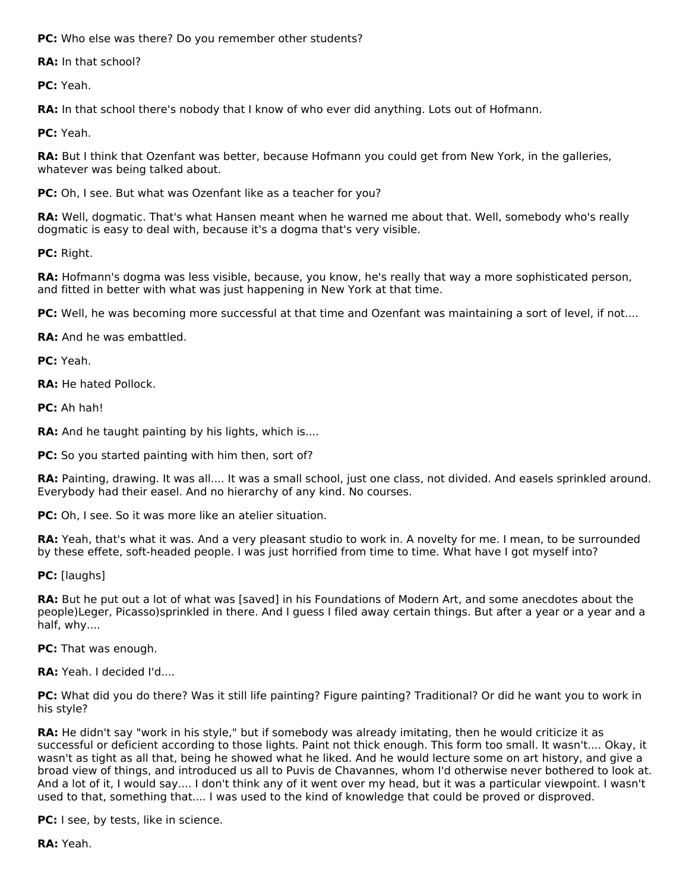**PC:** Who else was there? Do you remember other students?

**RA:** In that school?

**PC:** Yeah.

**RA:** In that school there's nobody that I know of who ever did anything. Lots out of Hofmann.

**PC:** Yeah.

**RA:** But I think that Ozenfant was better, because Hofmann you could get from New York, in the galleries, whatever was being talked about.

**PC:** Oh, I see. But what was Ozenfant like as a teacher for you?

**RA:** Well, dogmatic. That's what Hansen meant when he warned me about that. Well, somebody who's really dogmatic is easy to deal with, because it's a dogma that's very visible.

**PC:** Right.

**RA:** Hofmann's dogma was less visible, because, you know, he's really that way a more sophisticated person, and fitted in better with what was just happening in New York at that time.

**PC:** Well, he was becoming more successful at that time and Ozenfant was maintaining a sort of level, if not....

**RA:** And he was embattled.

**PC:** Yeah.

**RA:** He hated Pollock.

**PC:** Ah hah!

**RA:** And he taught painting by his lights, which is....

**PC:** So you started painting with him then, sort of?

**RA:** Painting, drawing. It was all.... It was a small school, just one class, not divided. And easels sprinkled around. Everybody had their easel. And no hierarchy of any kind. No courses.

**PC:** Oh, I see. So it was more like an atelier situation.

**RA:** Yeah, that's what it was. And a very pleasant studio to work in. A novelty for me. I mean, to be surrounded by these effete, soft-headed people. I was just horrified from time to time. What have I got myself into?

**PC:** [laughs]

**RA:** But he put out a lot of what was [saved] in his Foundations of Modern Art, and some anecdotes about the people)Leger, Picasso)sprinkled in there. And I guess I filed away certain things. But after a year or a year and a half, why....

**PC:** That was enough.

**RA:** Yeah. I decided I'd....

**PC:** What did you do there? Was it still life painting? Figure painting? Traditional? Or did he want you to work in his style?

**RA:** He didn't say "work in his style," but if somebody was already imitating, then he would criticize it as successful or deficient according to those lights. Paint not thick enough. This form too small. It wasn't.... Okay, it wasn't as tight as all that, being he showed what he liked. And he would lecture some on art history, and give a broad view of things, and introduced us all to Puvis de Chavannes, whom I'd otherwise never bothered to look at. And a lot of it, I would say.... I don't think any of it went over my head, but it was a particular viewpoint. I wasn't used to that, something that.... I was used to the kind of knowledge that could be proved or disproved.

**PC:** I see, by tests, like in science.

**RA:** Yeah.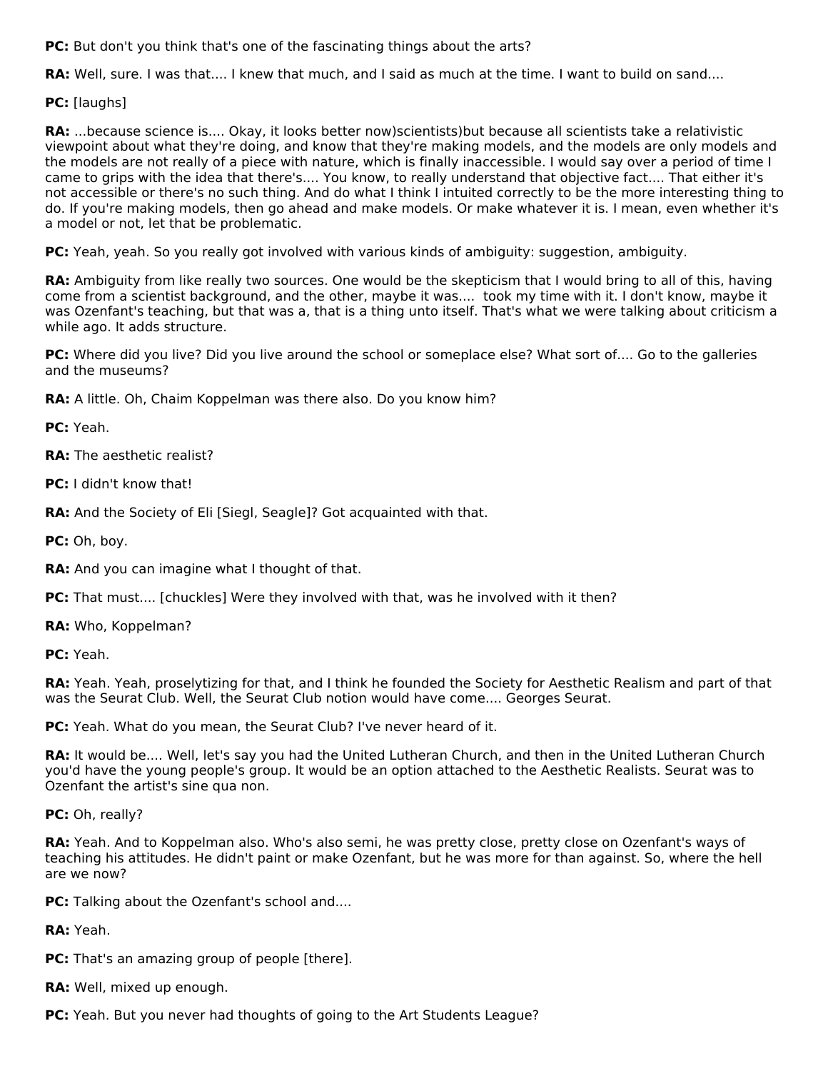**PC:** But don't you think that's one of the fascinating things about the arts?

**RA:** Well, sure. I was that.... I knew that much, and I said as much at the time. I want to build on sand....

**PC:** [laughs]

**RA:** ...because science is.... Okay, it looks better now)scientists)but because all scientists take a relativistic viewpoint about what they're doing, and know that they're making models, and the models are only models and the models are not really of a piece with nature, which is finally inaccessible. I would say over a period of time I came to grips with the idea that there's.... You know, to really understand that objective fact.... That either it's not accessible or there's no such thing. And do what I think I intuited correctly to be the more interesting thing to do. If you're making models, then go ahead and make models. Or make whatever it is. I mean, even whether it's a model or not, let that be problematic.

**PC:** Yeah, yeah. So you really got involved with various kinds of ambiguity: suggestion, ambiguity.

**RA:** Ambiguity from like really two sources. One would be the skepticism that I would bring to all of this, having come from a scientist background, and the other, maybe it was.... took my time with it. I don't know, maybe it was Ozenfant's teaching, but that was a, that is a thing unto itself. That's what we were talking about criticism a while ago. It adds structure.

**PC:** Where did you live? Did you live around the school or someplace else? What sort of.... Go to the galleries and the museums?

**RA:** A little. Oh, Chaim Koppelman was there also. Do you know him?

**PC:** Yeah.

**RA:** The aesthetic realist?

**PC:** I didn't know that!

**RA:** And the Society of Eli [Siegl, Seagle]? Got acquainted with that.

**PC:** Oh, boy.

**RA:** And you can imagine what I thought of that.

**PC:** That must.... [chuckles] Were they involved with that, was he involved with it then?

**RA:** Who, Koppelman?

**PC:** Yeah.

**RA:** Yeah. Yeah, proselytizing for that, and I think he founded the Society for Aesthetic Realism and part of that was the Seurat Club. Well, the Seurat Club notion would have come.... Georges Seurat.

**PC:** Yeah. What do you mean, the Seurat Club? I've never heard of it.

**RA:** It would be.... Well, let's say you had the United Lutheran Church, and then in the United Lutheran Church you'd have the young people's group. It would be an option attached to the Aesthetic Realists. Seurat was to Ozenfant the artist's sine qua non.

**PC:** Oh, really?

**RA:** Yeah. And to Koppelman also. Who's also semi, he was pretty close, pretty close on Ozenfant's ways of teaching his attitudes. He didn't paint or make Ozenfant, but he was more for than against. So, where the hell are we now?

**PC:** Talking about the Ozenfant's school and....

**RA:** Yeah.

**PC:** That's an amazing group of people [there].

**RA:** Well, mixed up enough.

**PC:** Yeah. But you never had thoughts of going to the Art Students League?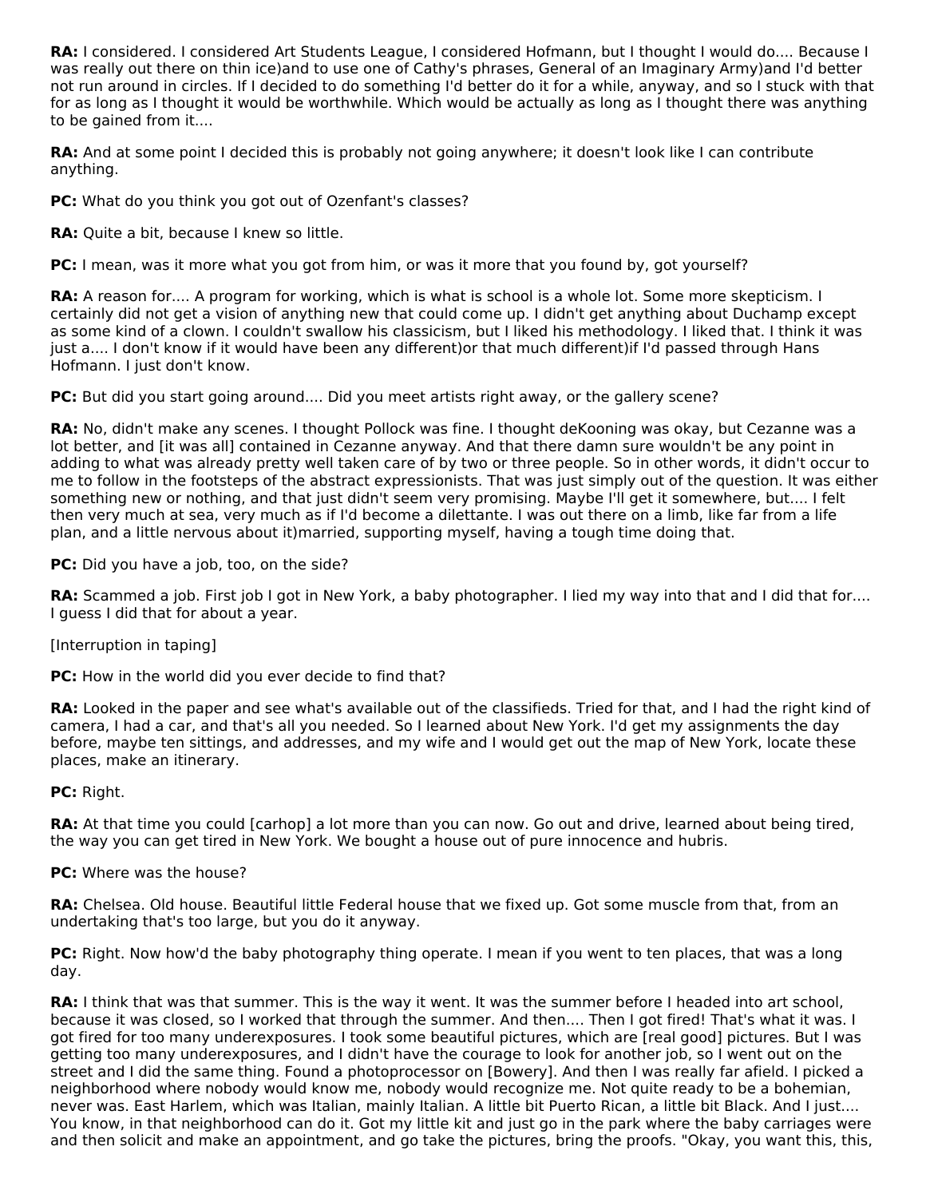**RA:** I considered. I considered Art Students League, I considered Hofmann, but I thought I would do.... Because I was really out there on thin ice)and to use one of Cathy's phrases, General of an Imaginary Army)and I'd better not run around in circles. If I decided to do something I'd better do it for a while, anyway, and so I stuck with that for as long as I thought it would be worthwhile. Which would be actually as long as I thought there was anything to be gained from it....

**RA:** And at some point I decided this is probably not going anywhere; it doesn't look like I can contribute anything.

**PC:** What do you think you got out of Ozenfant's classes?

**RA:** Quite a bit, because I knew so little.

**PC:** I mean, was it more what you got from him, or was it more that you found by, got yourself?

**RA:** A reason for.... A program for working, which is what is school is a whole lot. Some more skepticism. I certainly did not get a vision of anything new that could come up. I didn't get anything about Duchamp except as some kind of a clown. I couldn't swallow his classicism, but I liked his methodology. I liked that. I think it was just a.... I don't know if it would have been any different)or that much different)if I'd passed through Hans Hofmann. I just don't know.

**PC:** But did you start going around.... Did you meet artists right away, or the gallery scene?

**RA:** No, didn't make any scenes. I thought Pollock was fine. I thought deKooning was okay, but Cezanne was a lot better, and [it was all] contained in Cezanne anyway. And that there damn sure wouldn't be any point in adding to what was already pretty well taken care of by two or three people. So in other words, it didn't occur to me to follow in the footsteps of the abstract expressionists. That was just simply out of the question. It was either something new or nothing, and that just didn't seem very promising. Maybe I'll get it somewhere, but.... I felt then very much at sea, very much as if I'd become a dilettante. I was out there on a limb, like far from a life plan, and a little nervous about it)married, supporting myself, having a tough time doing that.

**PC:** Did you have a job, too, on the side?

**RA:** Scammed a job. First job I got in New York, a baby photographer. I lied my way into that and I did that for.... I guess I did that for about a year.

[Interruption in taping]

**PC:** How in the world did you ever decide to find that?

**RA:** Looked in the paper and see what's available out of the classifieds. Tried for that, and I had the right kind of camera, I had a car, and that's all you needed. So I learned about New York. I'd get my assignments the day before, maybe ten sittings, and addresses, and my wife and I would get out the map of New York, locate these places, make an itinerary.

**PC:** Right.

**RA:** At that time you could [carhop] a lot more than you can now. Go out and drive, learned about being tired, the way you can get tired in New York. We bought a house out of pure innocence and hubris.

**PC:** Where was the house?

**RA:** Chelsea. Old house. Beautiful little Federal house that we fixed up. Got some muscle from that, from an undertaking that's too large, but you do it anyway.

**PC:** Right. Now how'd the baby photography thing operate. I mean if you went to ten places, that was a long day.

**RA:** I think that was that summer. This is the way it went. It was the summer before I headed into art school, because it was closed, so I worked that through the summer. And then.... Then I got fired! That's what it was. I got fired for too many underexposures. I took some beautiful pictures, which are [real good] pictures. But I was getting too many underexposures, and I didn't have the courage to look for another job, so I went out on the street and I did the same thing. Found a photoprocessor on [Bowery]. And then I was really far afield. I picked a neighborhood where nobody would know me, nobody would recognize me. Not quite ready to be a bohemian, never was. East Harlem, which was Italian, mainly Italian. A little bit Puerto Rican, a little bit Black. And I just.... You know, in that neighborhood can do it. Got my little kit and just go in the park where the baby carriages were and then solicit and make an appointment, and go take the pictures, bring the proofs. "Okay, you want this, this,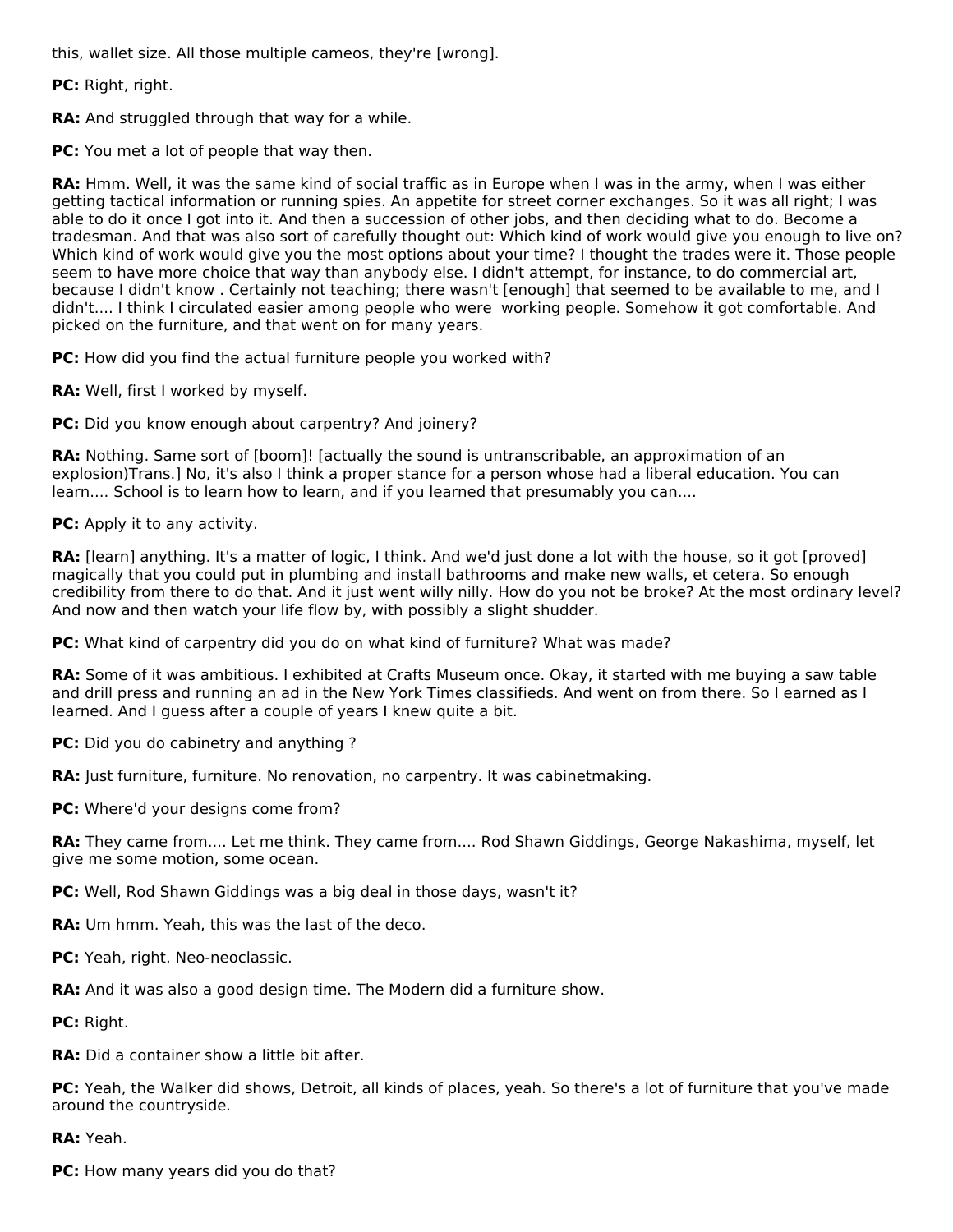this, wallet size. All those multiple cameos, they're [wrong].

**PC:** Right, right.

**RA:** And struggled through that way for a while.

**PC:** You met a lot of people that way then.

**RA:** Hmm. Well, it was the same kind of social traffic as in Europe when I was in the army, when I was either getting tactical information or running spies. An appetite for street corner exchanges. So it was all right; I was able to do it once I got into it. And then a succession of other jobs, and then deciding what to do. Become a tradesman. And that was also sort of carefully thought out: Which kind of work would give you enough to live on? Which kind of work would give you the most options about your time? I thought the trades were it. Those people seem to have more choice that way than anybody else. I didn't attempt, for instance, to do commercial art, because I didn't know . Certainly not teaching; there wasn't [enough] that seemed to be available to me, and I didn't.... I think I circulated easier among people who were working people. Somehow it got comfortable. And picked on the furniture, and that went on for many years.

**PC:** How did you find the actual furniture people you worked with?

**RA:** Well, first I worked by myself.

**PC:** Did you know enough about carpentry? And joinery?

**RA:** Nothing. Same sort of [boom]! [actually the sound is untranscribable, an approximation of an explosion)Trans.] No, it's also I think a proper stance for a person whose had a liberal education. You can learn.... School is to learn how to learn, and if you learned that presumably you can....

**PC:** Apply it to any activity.

**RA:** [learn] anything. It's a matter of logic, I think. And we'd just done a lot with the house, so it got [proved] magically that you could put in plumbing and install bathrooms and make new walls, et cetera. So enough credibility from there to do that. And it just went willy nilly. How do you not be broke? At the most ordinary level? And now and then watch your life flow by, with possibly a slight shudder.

**PC:** What kind of carpentry did you do on what kind of furniture? What was made?

**RA:** Some of it was ambitious. I exhibited at Crafts Museum once. Okay, it started with me buying a saw table and drill press and running an ad in the New York Times classifieds. And went on from there. So I earned as I learned. And I guess after a couple of years I knew quite a bit.

**PC:** Did you do cabinetry and anything ?

**RA:** Just furniture, furniture. No renovation, no carpentry. It was cabinetmaking.

**PC:** Where'd your designs come from?

**RA:** They came from.... Let me think. They came from.... Rod Shawn Giddings, George Nakashima, myself, let give me some motion, some ocean.

**PC:** Well, Rod Shawn Giddings was a big deal in those days, wasn't it?

**RA:** Um hmm. Yeah, this was the last of the deco.

**PC:** Yeah, right. Neo-neoclassic.

**RA:** And it was also a good design time. The Modern did a furniture show.

**PC:** Right.

**RA:** Did a container show a little bit after.

**PC:** Yeah, the Walker did shows, Detroit, all kinds of places, yeah. So there's a lot of furniture that you've made around the countryside.

**RA:** Yeah.

**PC:** How many years did you do that?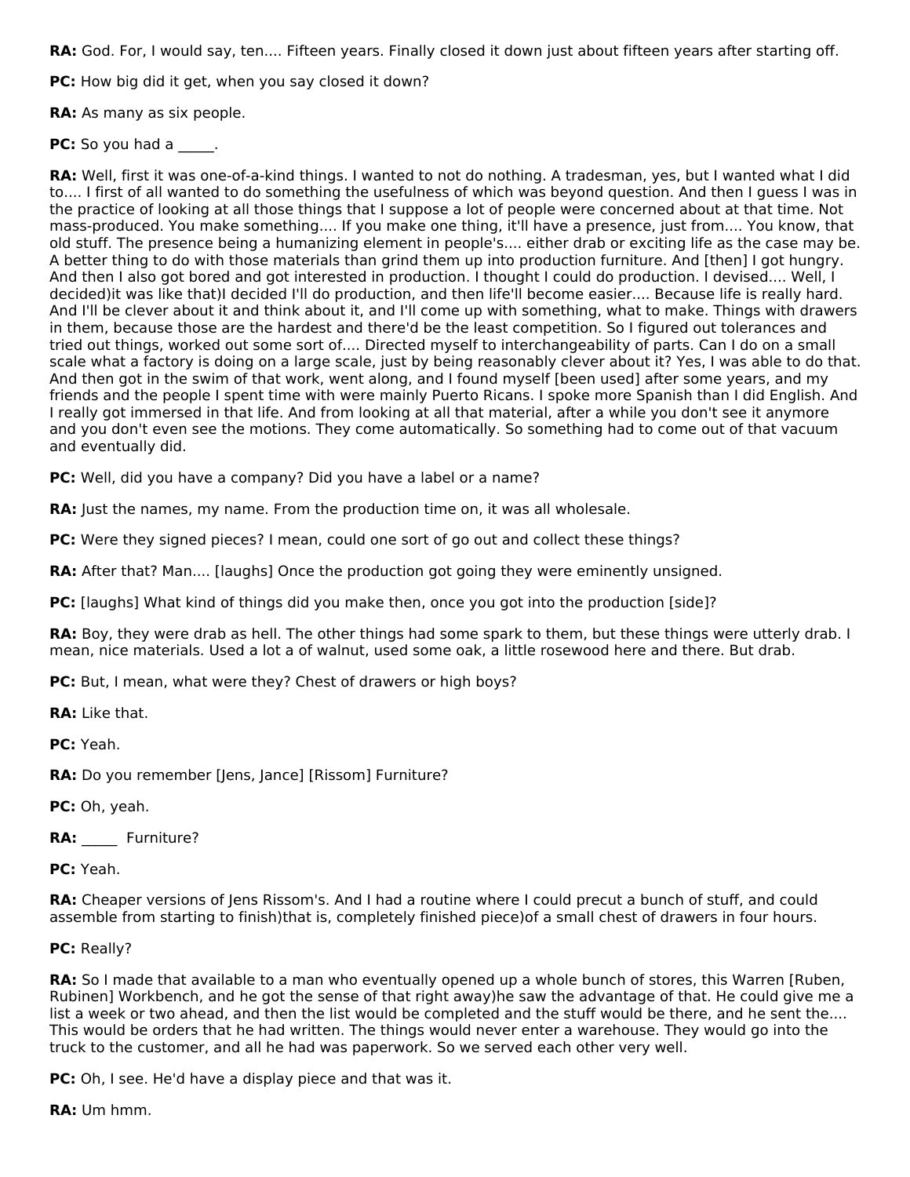**RA:** God. For, I would say, ten.... Fifteen years. Finally closed it down just about fifteen years after starting off.

**PC:** How big did it get, when you say closed it down?

**RA:** As many as six people.

**PC:** So you had a _____.

**RA:** Well, first it was one-of-a-kind things. I wanted to not do nothing. A tradesman, yes, but I wanted what I did to.... I first of all wanted to do something the usefulness of which was beyond question. And then I guess I was in the practice of looking at all those things that I suppose a lot of people were concerned about at that time. Not mass-produced. You make something.... If you make one thing, it'll have a presence, just from.... You know, that old stuff. The presence being a humanizing element in people's.... either drab or exciting life as the case may be. A better thing to do with those materials than grind them up into production furniture. And [then] I got hungry. And then I also got bored and got interested in production. I thought I could do production. I devised.... Well, I decided)it was like that)I decided I'll do production, and then life'll become easier.... Because life is really hard. And I'll be clever about it and think about it, and I'll come up with something, what to make. Things with drawers in them, because those are the hardest and there'd be the least competition. So I figured out tolerances and tried out things, worked out some sort of.... Directed myself to interchangeability of parts. Can I do on a small scale what a factory is doing on a large scale, just by being reasonably clever about it? Yes, I was able to do that. And then got in the swim of that work, went along, and I found myself [been used] after some years, and my friends and the people I spent time with were mainly Puerto Ricans. I spoke more Spanish than I did English. And I really got immersed in that life. And from looking at all that material, after a while you don't see it anymore and you don't even see the motions. They come automatically. So something had to come out of that vacuum and eventually did.

**PC:** Well, did you have a company? Did you have a label or a name?

**RA:** Just the names, my name. From the production time on, it was all wholesale.

**PC:** Were they signed pieces? I mean, could one sort of go out and collect these things?

**RA:** After that? Man.... [laughs] Once the production got going they were eminently unsigned.

**PC:** [laughs] What kind of things did you make then, once you got into the production [side]?

**RA:** Boy, they were drab as hell. The other things had some spark to them, but these things were utterly drab. I mean, nice materials. Used a lot a of walnut, used some oak, a little rosewood here and there. But drab.

**PC:** But, I mean, what were they? Chest of drawers or high boys?

**RA:** Like that.

**PC:** Yeah.

**RA:** Do you remember [Jens, Jance] [Rissom] Furniture?

**PC:** Oh, yeah.

**RA:** _____ Furniture?

**PC:** Yeah.

**RA:** Cheaper versions of Jens Rissom's. And I had a routine where I could precut a bunch of stuff, and could assemble from starting to finish)that is, completely finished piece)of a small chest of drawers in four hours.

**PC:** Really?

**RA:** So I made that available to a man who eventually opened up a whole bunch of stores, this Warren [Ruben, Rubinen] Workbench, and he got the sense of that right away)he saw the advantage of that. He could give me a list a week or two ahead, and then the list would be completed and the stuff would be there, and he sent the.... This would be orders that he had written. The things would never enter a warehouse. They would go into the truck to the customer, and all he had was paperwork. So we served each other very well.

**PC:** Oh, I see. He'd have a display piece and that was it.

**RA:** Um hmm.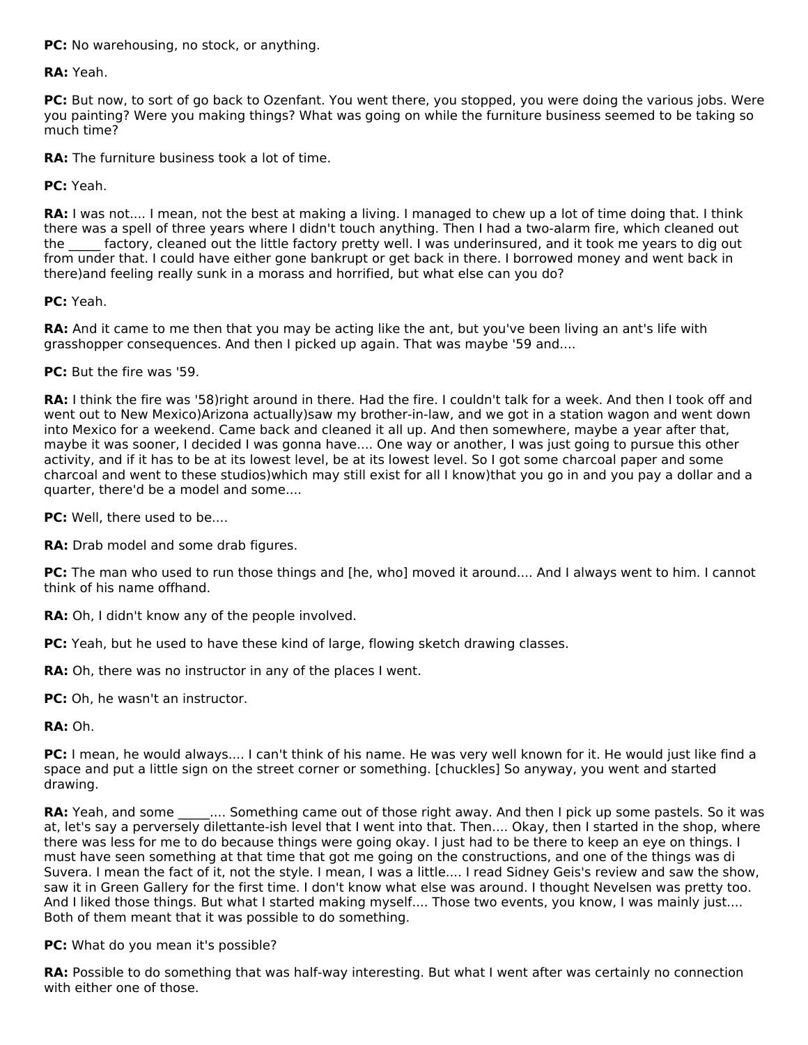**PC:** No warehousing, no stock, or anything.

**RA:** Yeah.

**PC:** But now, to sort of go back to Ozenfant. You went there, you stopped, you were doing the various jobs. Were you painting? Were you making things? What was going on while the furniture business seemed to be taking so much time?

**RA:** The furniture business took a lot of time.

**PC:** Yeah.

**RA:** I was not.... I mean, not the best at making a living. I managed to chew up a lot of time doing that. I think there was a spell of three years where I didn't touch anything. Then I had a two-alarm fire, which cleaned out the _____ factory, cleaned out the little factory pretty well. I was underinsured, and it took me years to dig out from under that. I could have either gone bankrupt or get back in there. I borrowed money and went back in there)and feeling really sunk in a morass and horrified, but what else can you do?

**PC:** Yeah.

**RA:** And it came to me then that you may be acting like the ant, but you've been living an ant's life with grasshopper consequences. And then I picked up again. That was maybe '59 and....

**PC:** But the fire was '59.

**RA:** I think the fire was '58)right around in there. Had the fire. I couldn't talk for a week. And then I took off and went out to New Mexico)Arizona actually)saw my brother-in-law, and we got in a station wagon and went down into Mexico for a weekend. Came back and cleaned it all up. And then somewhere, maybe a year after that, maybe it was sooner, I decided I was gonna have.... One way or another, I was just going to pursue this other activity, and if it has to be at its lowest level, be at its lowest level. So I got some charcoal paper and some charcoal and went to these studios)which may still exist for all I know)that you go in and you pay a dollar and a quarter, there'd be a model and some....

**PC:** Well, there used to be....

**RA:** Drab model and some drab figures.

**PC:** The man who used to run those things and [he, who] moved it around.... And I always went to him. I cannot think of his name offhand.

**RA:** Oh, I didn't know any of the people involved.

**PC:** Yeah, but he used to have these kind of large, flowing sketch drawing classes.

**RA:** Oh, there was no instructor in any of the places I went.

**PC:** Oh, he wasn't an instructor.

**RA:** Oh.

**PC:** I mean, he would always.... I can't think of his name. He was very well known for it. He would just like find a space and put a little sign on the street corner or something. [chuckles] So anyway, you went and started drawing.

**RA:** Yeah, and some _____.... Something came out of those right away. And then I pick up some pastels. So it was at, let's say a perversely dilettante-ish level that I went into that. Then.... Okay, then I started in the shop, where there was less for me to do because things were going okay. I just had to be there to keep an eye on things. I must have seen something at that time that got me going on the constructions, and one of the things was di Suvera. I mean the fact of it, not the style. I mean, I was a little.... I read Sidney Geis's review and saw the show, saw it in Green Gallery for the first time. I don't know what else was around. I thought Nevelsen was pretty too. And I liked those things. But what I started making myself.... Those two events, you know, I was mainly just.... Both of them meant that it was possible to do something.

**PC:** What do you mean it's possible?

**RA:** Possible to do something that was half-way interesting. But what I went after was certainly no connection with either one of those.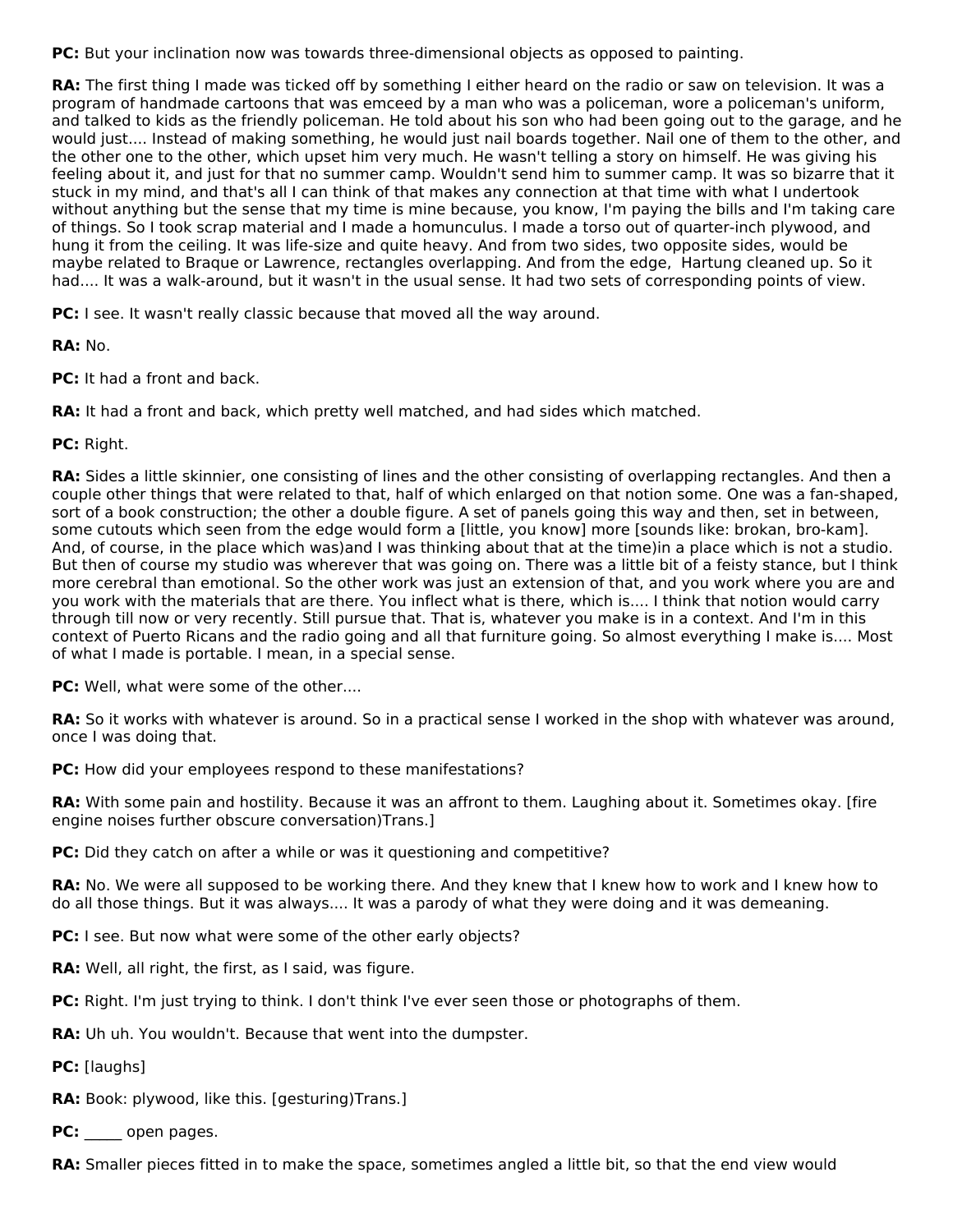**PC:** But your inclination now was towards three-dimensional objects as opposed to painting.

**RA:** The first thing I made was ticked off by something I either heard on the radio or saw on television. It was a program of handmade cartoons that was emceed by a man who was a policeman, wore a policeman's uniform, and talked to kids as the friendly policeman. He told about his son who had been going out to the garage, and he would just.... Instead of making something, he would just nail boards together. Nail one of them to the other, and the other one to the other, which upset him very much. He wasn't telling a story on himself. He was giving his feeling about it, and just for that no summer camp. Wouldn't send him to summer camp. It was so bizarre that it stuck in my mind, and that's all I can think of that makes any connection at that time with what I undertook without anything but the sense that my time is mine because, you know, I'm paying the bills and I'm taking care of things. So I took scrap material and I made a homunculus. I made a torso out of quarter-inch plywood, and hung it from the ceiling. It was life-size and quite heavy. And from two sides, two opposite sides, would be maybe related to Braque or Lawrence, rectangles overlapping. And from the edge, Hartung cleaned up. So it had.... It was a walk-around, but it wasn't in the usual sense. It had two sets of corresponding points of view.

**PC:** I see. It wasn't really classic because that moved all the way around.

**RA:** No.

**PC:** It had a front and back.

**RA:** It had a front and back, which pretty well matched, and had sides which matched.

**PC:** Right.

**RA:** Sides a little skinnier, one consisting of lines and the other consisting of overlapping rectangles. And then a couple other things that were related to that, half of which enlarged on that notion some. One was a fan-shaped, sort of a book construction; the other a double figure. A set of panels going this way and then, set in between, some cutouts which seen from the edge would form a [little, you know] more [sounds like: brokan, bro-kam]. And, of course, in the place which was)and I was thinking about that at the time)in a place which is not a studio. But then of course my studio was wherever that was going on. There was a little bit of a feisty stance, but I think more cerebral than emotional. So the other work was just an extension of that, and you work where you are and you work with the materials that are there. You inflect what is there, which is.... I think that notion would carry through till now or very recently. Still pursue that. That is, whatever you make is in a context. And I'm in this context of Puerto Ricans and the radio going and all that furniture going. So almost everything I make is.... Most of what I made is portable. I mean, in a special sense.

**PC:** Well, what were some of the other....

**RA:** So it works with whatever is around. So in a practical sense I worked in the shop with whatever was around, once I was doing that.

**PC:** How did your employees respond to these manifestations?

**RA:** With some pain and hostility. Because it was an affront to them. Laughing about it. Sometimes okay. [fire engine noises further obscure conversation)Trans.]

**PC:** Did they catch on after a while or was it questioning and competitive?

**RA:** No. We were all supposed to be working there. And they knew that I knew how to work and I knew how to do all those things. But it was always.... It was a parody of what they were doing and it was demeaning.

**PC:** I see. But now what were some of the other early objects?

**RA:** Well, all right, the first, as I said, was figure.

**PC:** Right. I'm just trying to think. I don't think I've ever seen those or photographs of them.

**RA:** Uh uh. You wouldn't. Because that went into the dumpster.

**PC:** [laughs]

**RA:** Book: plywood, like this. [gesturing)Trans.]

**PC:** _____ open pages.

**RA:** Smaller pieces fitted in to make the space, sometimes angled a little bit, so that the end view would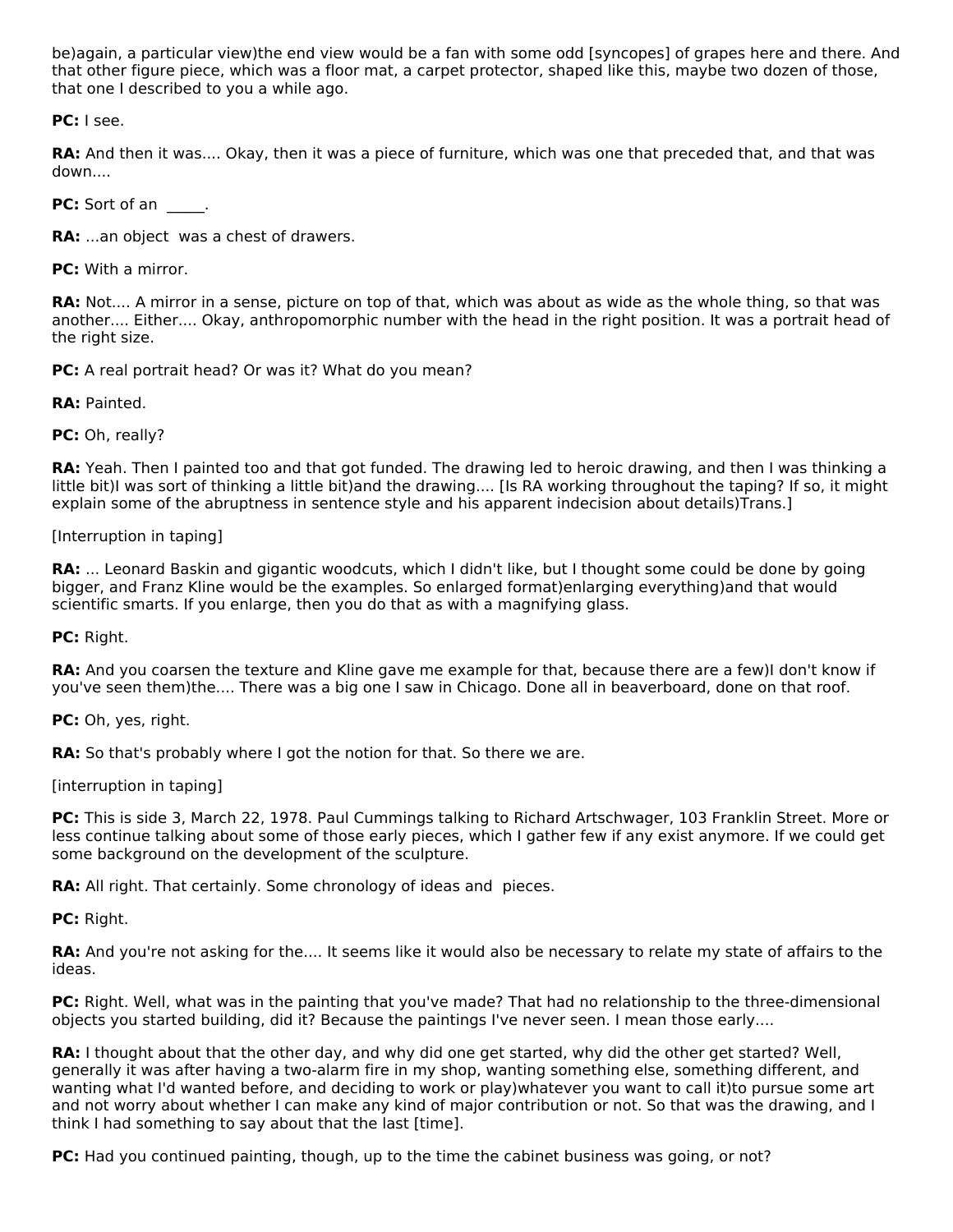be)again, a particular view)the end view would be a fan with some odd [syncopes] of grapes here and there. And that other figure piece, which was a floor mat, a carpet protector, shaped like this, maybe two dozen of those, that one I described to you a while ago.

**PC:** I see.

**RA:** And then it was.... Okay, then it was a piece of furniture, which was one that preceded that, and that was down....

**PC:** Sort of an _____.

**RA:** ...an object was a chest of drawers.

**PC:** With a mirror.

**RA:** Not.... A mirror in a sense, picture on top of that, which was about as wide as the whole thing, so that was another.... Either.... Okay, anthropomorphic number with the head in the right position. It was a portrait head of the right size.

**PC:** A real portrait head? Or was it? What do you mean?

**RA:** Painted.

**PC:** Oh, really?

**RA:** Yeah. Then I painted too and that got funded. The drawing led to heroic drawing, and then I was thinking a little bit)I was sort of thinking a little bit)and the drawing.... [Is RA working throughout the taping? If so, it might explain some of the abruptness in sentence style and his apparent indecision about details)Trans.]

[Interruption in taping]

**RA:** ... Leonard Baskin and gigantic woodcuts, which I didn't like, but I thought some could be done by going bigger, and Franz Kline would be the examples. So enlarged format)enlarging everything)and that would scientific smarts. If you enlarge, then you do that as with a magnifying glass.

**PC:** Right.

**RA:** And you coarsen the texture and Kline gave me example for that, because there are a few)I don't know if you've seen them)the.... There was a big one I saw in Chicago. Done all in beaverboard, done on that roof.

**PC:** Oh, yes, right.

**RA:** So that's probably where I got the notion for that. So there we are.

[interruption in taping]

**PC:** This is side 3, March 22, 1978. Paul Cummings talking to Richard Artschwager, 103 Franklin Street. More or less continue talking about some of those early pieces, which I gather few if any exist anymore. If we could get some background on the development of the sculpture.

**RA:** All right. That certainly. Some chronology of ideas and pieces.

**PC:** Right.

**RA:** And you're not asking for the.... It seems like it would also be necessary to relate my state of affairs to the ideas.

**PC:** Right. Well, what was in the painting that you've made? That had no relationship to the three-dimensional objects you started building, did it? Because the paintings I've never seen. I mean those early....

**RA:** I thought about that the other day, and why did one get started, why did the other get started? Well, generally it was after having a two-alarm fire in my shop, wanting something else, something different, and wanting what I'd wanted before, and deciding to work or play)whatever you want to call it)to pursue some art and not worry about whether I can make any kind of major contribution or not. So that was the drawing, and I think I had something to say about that the last [time].

**PC:** Had you continued painting, though, up to the time the cabinet business was going, or not?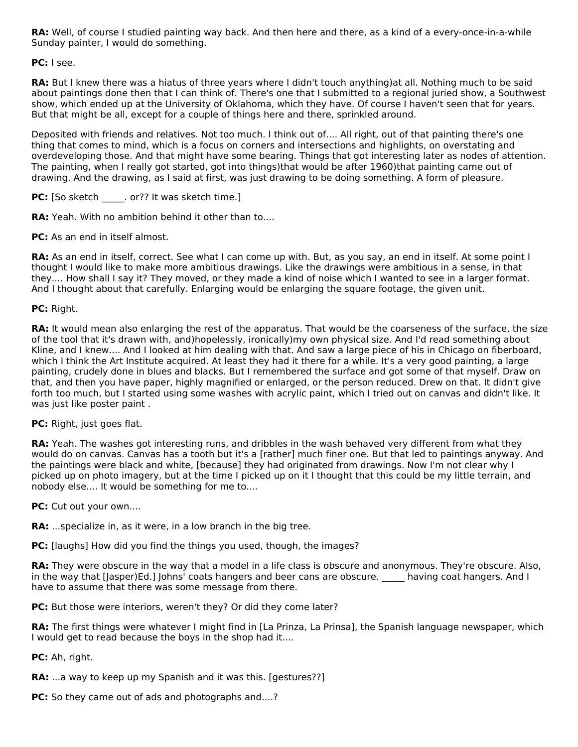**RA:** Well, of course I studied painting way back. And then here and there, as a kind of a every-once-in-a-while Sunday painter, I would do something.

**PC:** I see.

**RA:** But I knew there was a hiatus of three years where I didn't touch anything)at all. Nothing much to be said about paintings done then that I can think of. There's one that I submitted to a regional juried show, a Southwest show, which ended up at the University of Oklahoma, which they have. Of course I haven't seen that for years. But that might be all, except for a couple of things here and there, sprinkled around.

Deposited with friends and relatives. Not too much. I think out of.... All right, out of that painting there's one thing that comes to mind, which is a focus on corners and intersections and highlights, on overstating and overdeveloping those. And that might have some bearing. Things that got interesting later as nodes of attention. The painting, when I really got started, got into things)that would be after 1960)that painting came out of drawing. And the drawing, as I said at first, was just drawing to be doing something. A form of pleasure.

**PC:** [So sketch _____. or?? It was sketch time.]

**RA:** Yeah. With no ambition behind it other than to....

**PC:** As an end in itself almost.

**RA:** As an end in itself, correct. See what I can come up with. But, as you say, an end in itself. At some point I thought I would like to make more ambitious drawings. Like the drawings were ambitious in a sense, in that they.... How shall I say it? They moved, or they made a kind of noise which I wanted to see in a larger format. And I thought about that carefully. Enlarging would be enlarging the square footage, the given unit.

**PC:** Right.

**RA:** It would mean also enlarging the rest of the apparatus. That would be the coarseness of the surface, the size of the tool that it's drawn with, and)hopelessly, ironically)my own physical size. And I'd read something about Kline, and I knew.... And I looked at him dealing with that. And saw a large piece of his in Chicago on fiberboard, which I think the Art Institute acquired. At least they had it there for a while. It's a very good painting, a large painting, crudely done in blues and blacks. But I remembered the surface and got some of that myself. Draw on that, and then you have paper, highly magnified or enlarged, or the person reduced. Drew on that. It didn't give forth too much, but I started using some washes with acrylic paint, which I tried out on canvas and didn't like. It was just like poster paint .

**PC:** Right, just goes flat.

**RA:** Yeah. The washes got interesting runs, and dribbles in the wash behaved very different from what they would do on canvas. Canvas has a tooth but it's a [rather] much finer one. But that led to paintings anyway. And the paintings were black and white, [because] they had originated from drawings. Now I'm not clear why I picked up on photo imagery, but at the time I picked up on it I thought that this could be my little terrain, and nobody else.... It would be something for me to....

**PC:** Cut out your own....

**RA:** ...specialize in, as it were, in a low branch in the big tree.

**PC:** [laughs] How did you find the things you used, though, the images?

**RA:** They were obscure in the way that a model in a life class is obscure and anonymous. They're obscure. Also, in the way that [Jasper)Ed.] Johns' coats hangers and beer cans are obscure. _____ having coat hangers. And I have to assume that there was some message from there.

**PC:** But those were interiors, weren't they? Or did they come later?

**RA:** The first things were whatever I might find in [La Prinza, La Prinsa], the Spanish language newspaper, which I would get to read because the boys in the shop had it....

**PC:** Ah, right.

**RA:** ...a way to keep up my Spanish and it was this. [gestures??]

**PC:** So they came out of ads and photographs and....?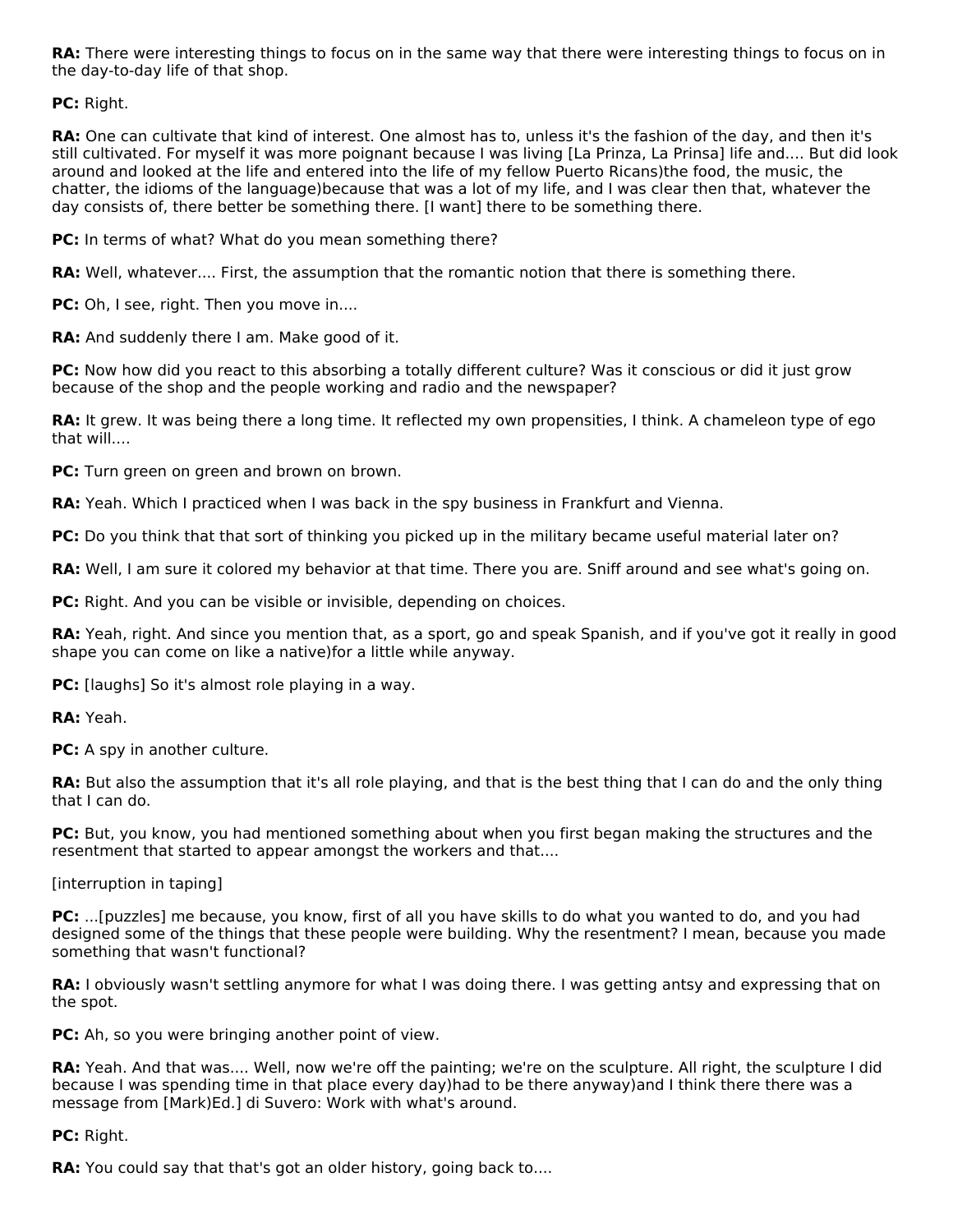**RA:** There were interesting things to focus on in the same way that there were interesting things to focus on in the day-to-day life of that shop.

**PC:** Right.

**RA:** One can cultivate that kind of interest. One almost has to, unless it's the fashion of the day, and then it's still cultivated. For myself it was more poignant because I was living [La Prinza, La Prinsa] life and.... But did look around and looked at the life and entered into the life of my fellow Puerto Ricans)the food, the music, the chatter, the idioms of the language)because that was a lot of my life, and I was clear then that, whatever the day consists of, there better be something there. [I want] there to be something there.

**PC:** In terms of what? What do you mean something there?

**RA:** Well, whatever.... First, the assumption that the romantic notion that there is something there.

**PC:** Oh, I see, right. Then you move in....

**RA:** And suddenly there I am. Make good of it.

**PC:** Now how did you react to this absorbing a totally different culture? Was it conscious or did it just grow because of the shop and the people working and radio and the newspaper?

**RA:** It grew. It was being there a long time. It reflected my own propensities, I think. A chameleon type of ego that will....

**PC:** Turn green on green and brown on brown.

**RA:** Yeah. Which I practiced when I was back in the spy business in Frankfurt and Vienna.

**PC:** Do you think that that sort of thinking you picked up in the military became useful material later on?

**RA:** Well, I am sure it colored my behavior at that time. There you are. Sniff around and see what's going on.

**PC:** Right. And you can be visible or invisible, depending on choices.

**RA:** Yeah, right. And since you mention that, as a sport, go and speak Spanish, and if you've got it really in good shape you can come on like a native)for a little while anyway.

**PC:** [laughs] So it's almost role playing in a way.

**RA:** Yeah.

**PC:** A spy in another culture.

**RA:** But also the assumption that it's all role playing, and that is the best thing that I can do and the only thing that I can do.

**PC:** But, you know, you had mentioned something about when you first began making the structures and the resentment that started to appear amongst the workers and that....

[interruption in taping]

**PC:** ...[puzzles] me because, you know, first of all you have skills to do what you wanted to do, and you had designed some of the things that these people were building. Why the resentment? I mean, because you made something that wasn't functional?

**RA:** I obviously wasn't settling anymore for what I was doing there. I was getting antsy and expressing that on the spot.

**PC:** Ah, so you were bringing another point of view.

**RA:** Yeah. And that was.... Well, now we're off the painting; we're on the sculpture. All right, the sculpture I did because I was spending time in that place every day)had to be there anyway)and I think there there was a message from [Mark)Ed.] di Suvero: Work with what's around.

**PC:** Right.

**RA:** You could say that that's got an older history, going back to....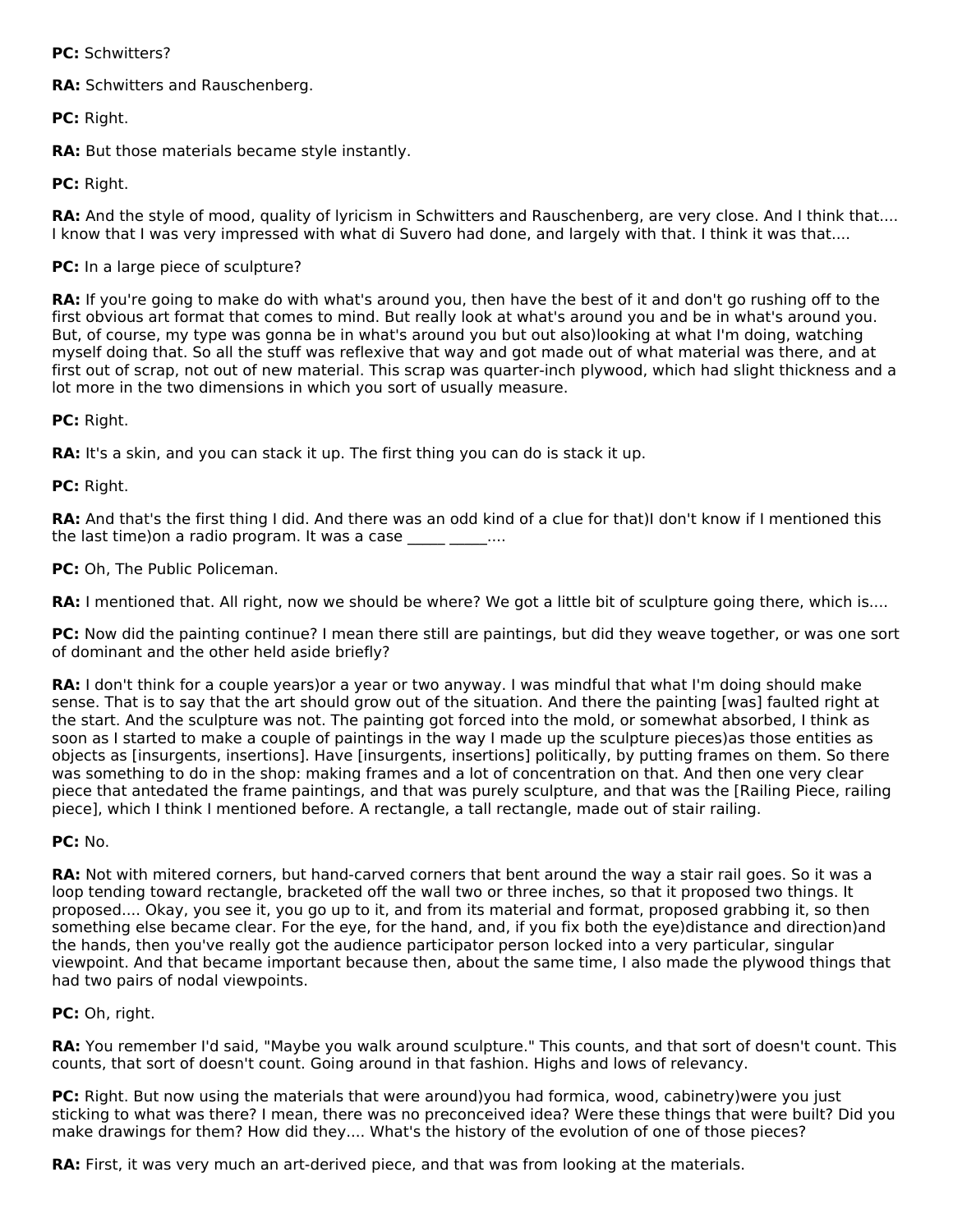**PC:** Schwitters?

**RA:** Schwitters and Rauschenberg.

**PC:** Right.

**RA:** But those materials became style instantly.

**PC:** Right.

**RA:** And the style of mood, quality of lyricism in Schwitters and Rauschenberg, are very close. And I think that.... I know that I was very impressed with what di Suvero had done, and largely with that. I think it was that....

**PC:** In a large piece of sculpture?

**RA:** If you're going to make do with what's around you, then have the best of it and don't go rushing off to the first obvious art format that comes to mind. But really look at what's around you and be in what's around you. But, of course, my type was gonna be in what's around you but out also)looking at what I'm doing, watching myself doing that. So all the stuff was reflexive that way and got made out of what material was there, and at first out of scrap, not out of new material. This scrap was quarter-inch plywood, which had slight thickness and a lot more in the two dimensions in which you sort of usually measure.

**PC:** Right.

**RA:** It's a skin, and you can stack it up. The first thing you can do is stack it up.

**PC:** Right.

**RA:** And that's the first thing I did. And there was an odd kind of a clue for that)I don't know if I mentioned this the last time)on a radio program. It was a case _____ _____....

**PC:** Oh, The Public Policeman.

**RA:** I mentioned that. All right, now we should be where? We got a little bit of sculpture going there, which is....

**PC:** Now did the painting continue? I mean there still are paintings, but did they weave together, or was one sort of dominant and the other held aside briefly?

**RA:** I don't think for a couple years)or a year or two anyway. I was mindful that what I'm doing should make sense. That is to say that the art should grow out of the situation. And there the painting [was] faulted right at the start. And the sculpture was not. The painting got forced into the mold, or somewhat absorbed, I think as soon as I started to make a couple of paintings in the way I made up the sculpture pieces)as those entities as objects as [insurgents, insertions]. Have [insurgents, insertions] politically, by putting frames on them. So there was something to do in the shop: making frames and a lot of concentration on that. And then one very clear piece that antedated the frame paintings, and that was purely sculpture, and that was the [Railing Piece, railing piece], which I think I mentioned before. A rectangle, a tall rectangle, made out of stair railing.

**PC:** No.

**RA:** Not with mitered corners, but hand-carved corners that bent around the way a stair rail goes. So it was a loop tending toward rectangle, bracketed off the wall two or three inches, so that it proposed two things. It proposed.... Okay, you see it, you go up to it, and from its material and format, proposed grabbing it, so then something else became clear. For the eye, for the hand, and, if you fix both the eye)distance and direction)and the hands, then you've really got the audience participator person locked into a very particular, singular viewpoint. And that became important because then, about the same time, I also made the plywood things that had two pairs of nodal viewpoints.

**PC:** Oh, right.

**RA:** You remember I'd said, "Maybe you walk around sculpture." This counts, and that sort of doesn't count. This counts, that sort of doesn't count. Going around in that fashion. Highs and lows of relevancy.

**PC:** Right. But now using the materials that were around)you had formica, wood, cabinetry)were you just sticking to what was there? I mean, there was no preconceived idea? Were these things that were built? Did you make drawings for them? How did they.... What's the history of the evolution of one of those pieces?

**RA:** First, it was very much an art-derived piece, and that was from looking at the materials.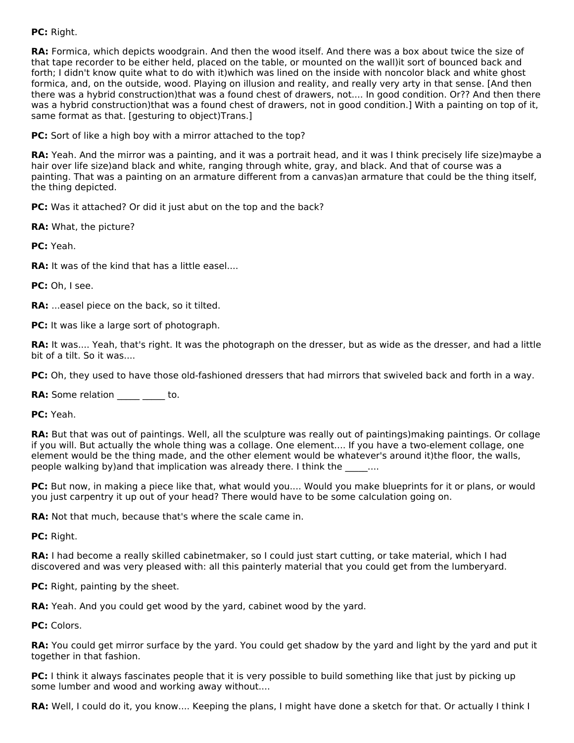**PC:** Right.

**RA:** Formica, which depicts woodgrain. And then the wood itself. And there was a box about twice the size of that tape recorder to be either held, placed on the table, or mounted on the wall)it sort of bounced back and forth; I didn't know quite what to do with it)which was lined on the inside with noncolor black and white ghost formica, and, on the outside, wood. Playing on illusion and reality, and really very arty in that sense. [And then there was a hybrid construction)that was a found chest of drawers, not.... In good condition. Or?? And then there was a hybrid construction)that was a found chest of drawers, not in good condition.] With a painting on top of it, same format as that. [gesturing to object)Trans.]

**PC:** Sort of like a high boy with a mirror attached to the top?

**RA:** Yeah. And the mirror was a painting, and it was a portrait head, and it was I think precisely life size)maybe a hair over life size)and black and white, ranging through white, gray, and black. And that of course was a painting. That was a painting on an armature different from a canvas)an armature that could be the thing itself, the thing depicted.

**PC:** Was it attached? Or did it just abut on the top and the back?

**RA:** What, the picture?

**PC:** Yeah.

**RA:** It was of the kind that has a little easel....

**PC:** Oh, I see.

**RA:** ...easel piece on the back, so it tilted.

**PC:** It was like a large sort of photograph.

**RA:** It was.... Yeah, that's right. It was the photograph on the dresser, but as wide as the dresser, and had a little bit of a tilt. So it was....

**PC:** Oh, they used to have those old-fashioned dressers that had mirrors that swiveled back and forth in a way.

**RA:** Some relation _____ _____ to.

**PC:** Yeah.

**RA:** But that was out of paintings. Well, all the sculpture was really out of paintings)making paintings. Or collage if you will. But actually the whole thing was a collage. One element.... If you have a two-element collage, one element would be the thing made, and the other element would be whatever's around it)the floor, the walls, people walking by)and that implication was already there. I think the _____....

**PC:** But now, in making a piece like that, what would you.... Would you make blueprints for it or plans, or would you just carpentry it up out of your head? There would have to be some calculation going on.

**RA:** Not that much, because that's where the scale came in.

**PC:** Right.

**RA:** I had become a really skilled cabinetmaker, so I could just start cutting, or take material, which I had discovered and was very pleased with: all this painterly material that you could get from the lumberyard.

**PC:** Right, painting by the sheet.

**RA:** Yeah. And you could get wood by the yard, cabinet wood by the yard.

**PC:** Colors.

**RA:** You could get mirror surface by the yard. You could get shadow by the yard and light by the yard and put it together in that fashion.

**PC:** I think it always fascinates people that it is very possible to build something like that just by picking up some lumber and wood and working away without....

**RA:** Well, I could do it, you know.... Keeping the plans, I might have done a sketch for that. Or actually I think I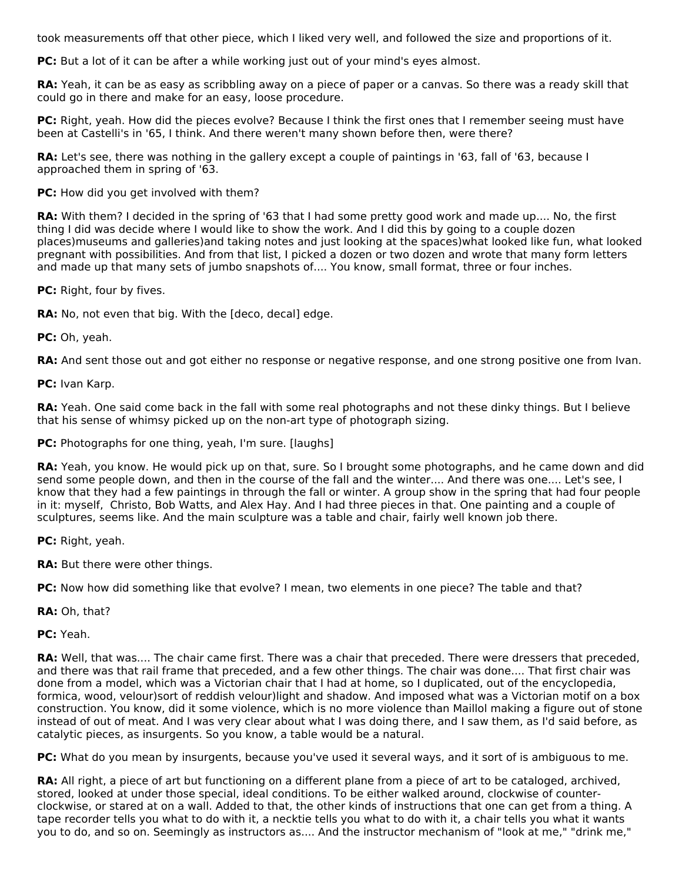took measurements off that other piece, which I liked very well, and followed the size and proportions of it.

**PC:** But a lot of it can be after a while working just out of your mind's eyes almost.

**RA:** Yeah, it can be as easy as scribbling away on a piece of paper or a canvas. So there was a ready skill that could go in there and make for an easy, loose procedure.

**PC:** Right, yeah. How did the pieces evolve? Because I think the first ones that I remember seeing must have been at Castelli's in '65, I think. And there weren't many shown before then, were there?

**RA:** Let's see, there was nothing in the gallery except a couple of paintings in '63, fall of '63, because I approached them in spring of '63.

**PC:** How did you get involved with them?

**RA:** With them? I decided in the spring of '63 that I had some pretty good work and made up.... No, the first thing I did was decide where I would like to show the work. And I did this by going to a couple dozen places)museums and galleries)and taking notes and just looking at the spaces)what looked like fun, what looked pregnant with possibilities. And from that list, I picked a dozen or two dozen and wrote that many form letters and made up that many sets of jumbo snapshots of.... You know, small format, three or four inches.

**PC:** Right, four by fives.

**RA:** No, not even that big. With the [deco, decal] edge.

**PC:** Oh, yeah.

**RA:** And sent those out and got either no response or negative response, and one strong positive one from Ivan.

**PC:** Ivan Karp.

**RA:** Yeah. One said come back in the fall with some real photographs and not these dinky things. But I believe that his sense of whimsy picked up on the non-art type of photograph sizing.

**PC:** Photographs for one thing, yeah, I'm sure. [laughs]

**RA:** Yeah, you know. He would pick up on that, sure. So I brought some photographs, and he came down and did send some people down, and then in the course of the fall and the winter.... And there was one.... Let's see, I know that they had a few paintings in through the fall or winter. A group show in the spring that had four people in it: myself, Christo, Bob Watts, and Alex Hay. And I had three pieces in that. One painting and a couple of sculptures, seems like. And the main sculpture was a table and chair, fairly well known job there.

**PC:** Right, yeah.

**RA:** But there were other things.

**PC:** Now how did something like that evolve? I mean, two elements in one piece? The table and that?

**RA:** Oh, that?

**PC:** Yeah.

**RA:** Well, that was.... The chair came first. There was a chair that preceded. There were dressers that preceded, and there was that rail frame that preceded, and a few other things. The chair was done.... That first chair was done from a model, which was a Victorian chair that I had at home, so I duplicated, out of the encyclopedia, formica, wood, velour)sort of reddish velour)light and shadow. And imposed what was a Victorian motif on a box construction. You know, did it some violence, which is no more violence than Maillol making a figure out of stone instead of out of meat. And I was very clear about what I was doing there, and I saw them, as I'd said before, as catalytic pieces, as insurgents. So you know, a table would be a natural.

**PC:** What do you mean by insurgents, because you've used it several ways, and it sort of is ambiguous to me.

**RA:** All right, a piece of art but functioning on a different plane from a piece of art to be cataloged, archived, stored, looked at under those special, ideal conditions. To be either walked around, clockwise of counter-clockwise, or stared at on a wall. Added to that, the other kinds of instructions that one can get from a thing. A tape recorder tells you what to do with it, a necktie tells you what to do with it, a chair tells you what it wants you to do, and so on. Seemingly as instructors as.... And the instructor mechanism of "look at me," "drink me,"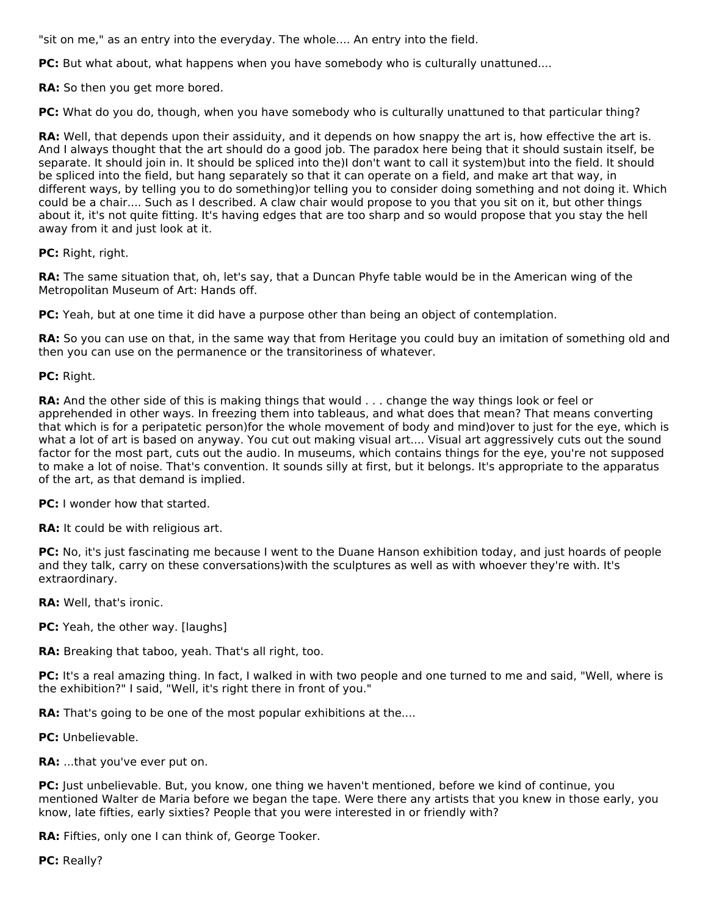"sit on me," as an entry into the everyday. The whole.... An entry into the field.

**PC:** But what about, what happens when you have somebody who is culturally unattuned....

**RA:** So then you get more bored.

**PC:** What do you do, though, when you have somebody who is culturally unattuned to that particular thing?

**RA:** Well, that depends upon their assiduity, and it depends on how snappy the art is, how effective the art is. And I always thought that the art should do a good job. The paradox here being that it should sustain itself, be separate. It should join in. It should be spliced into the)I don't want to call it system)but into the field. It should be spliced into the field, but hang separately so that it can operate on a field, and make art that way, in different ways, by telling you to do something)or telling you to consider doing something and not doing it. Which could be a chair.... Such as I described. A claw chair would propose to you that you sit on it, but other things about it, it's not quite fitting. It's having edges that are too sharp and so would propose that you stay the hell away from it and just look at it.

**PC:** Right, right.

**RA:** The same situation that, oh, let's say, that a Duncan Phyfe table would be in the American wing of the Metropolitan Museum of Art: Hands off.

**PC:** Yeah, but at one time it did have a purpose other than being an object of contemplation.

**RA:** So you can use on that, in the same way that from Heritage you could buy an imitation of something old and then you can use on the permanence or the transitoriness of whatever.

**PC:** Right.

**RA:** And the other side of this is making things that would . . . change the way things look or feel or apprehended in other ways. In freezing them into tableaus, and what does that mean? That means converting that which is for a peripatetic person)for the whole movement of body and mind)over to just for the eye, which is what a lot of art is based on anyway. You cut out making visual art.... Visual art aggressively cuts out the sound factor for the most part, cuts out the audio. In museums, which contains things for the eye, you're not supposed to make a lot of noise. That's convention. It sounds silly at first, but it belongs. It's appropriate to the apparatus of the art, as that demand is implied.

**PC:** I wonder how that started.

**RA:** It could be with religious art.

**PC:** No, it's just fascinating me because I went to the Duane Hanson exhibition today, and just hoards of people and they talk, carry on these conversations)with the sculptures as well as with whoever they're with. It's extraordinary.

**RA:** Well, that's ironic.

**PC:** Yeah, the other way. [laughs]

**RA:** Breaking that taboo, yeah. That's all right, too.

**PC:** It's a real amazing thing. In fact, I walked in with two people and one turned to me and said, "Well, where is the exhibition?" I said, "Well, it's right there in front of you."

**RA:** That's going to be one of the most popular exhibitions at the....

**PC:** Unbelievable.

**RA:** ...that you've ever put on.

**PC:** Just unbelievable. But, you know, one thing we haven't mentioned, before we kind of continue, you mentioned Walter de Maria before we began the tape. Were there any artists that you knew in those early, you know, late fifties, early sixties? People that you were interested in or friendly with?

**RA:** Fifties, only one I can think of, George Tooker.

**PC:** Really?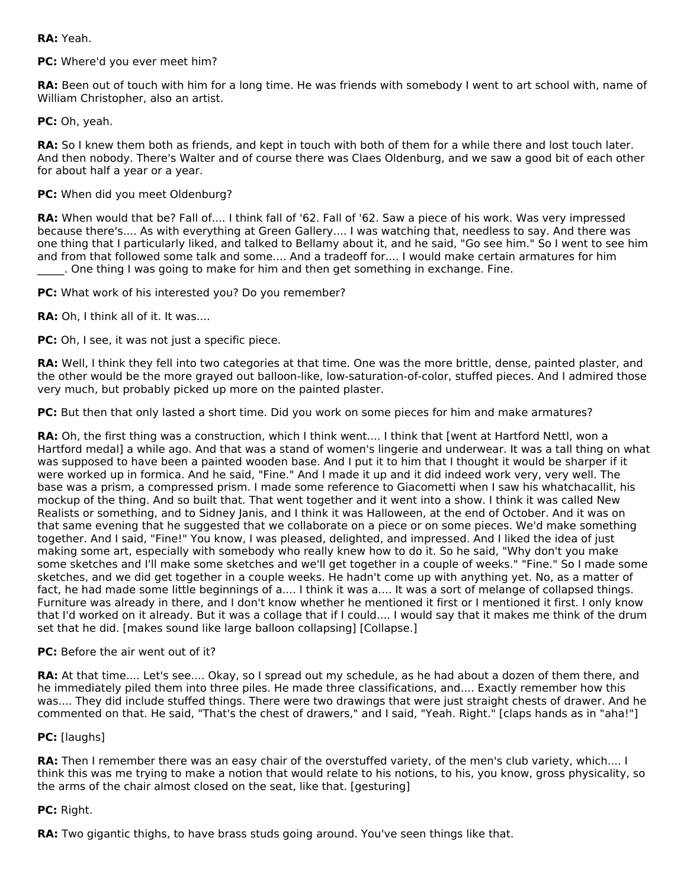**RA:** Yeah.

**PC:** Where'd you ever meet him?

**RA:** Been out of touch with him for a long time. He was friends with somebody I went to art school with, name of William Christopher, also an artist.

**PC:** Oh, yeah.

**RA:** So I knew them both as friends, and kept in touch with both of them for a while there and lost touch later. And then nobody. There's Walter and of course there was Claes Oldenburg, and we saw a good bit of each other for about half a year or a year.

**PC:** When did you meet Oldenburg?

**RA:** When would that be? Fall of.... I think fall of '62. Fall of '62. Saw a piece of his work. Was very impressed because there's.... As with everything at Green Gallery.... I was watching that, needless to say. And there was one thing that I particularly liked, and talked to Bellamy about it, and he said, "Go see him." So I went to see him and from that followed some talk and some.... And a tradeoff for.... I would make certain armatures for him _____. One thing I was going to make for him and then get something in exchange. Fine.

**PC:** What work of his interested you? Do you remember?

**RA:** Oh, I think all of it. It was....

**PC:** Oh, I see, it was not just a specific piece.

**RA:** Well, I think they fell into two categories at that time. One was the more brittle, dense, painted plaster, and the other would be the more grayed out balloon-like, low-saturation-of-color, stuffed pieces. And I admired those very much, but probably picked up more on the painted plaster.

**PC:** But then that only lasted a short time. Did you work on some pieces for him and make armatures?

**RA:** Oh, the first thing was a construction, which I think went.... I think that [went at Hartford Nettl, won a Hartford medal] a while ago. And that was a stand of women's lingerie and underwear. It was a tall thing on what was supposed to have been a painted wooden base. And I put it to him that I thought it would be sharper if it were worked up in formica. And he said, "Fine." And I made it up and it did indeed work very, very well. The base was a prism, a compressed prism. I made some reference to Giacometti when I saw his whatchacallit, his mockup of the thing. And so built that. That went together and it went into a show. I think it was called New Realists or something, and to Sidney Janis, and I think it was Halloween, at the end of October. And it was on that same evening that he suggested that we collaborate on a piece or on some pieces. We'd make something together. And I said, "Fine!" You know, I was pleased, delighted, and impressed. And I liked the idea of just making some art, especially with somebody who really knew how to do it. So he said, "Why don't you make some sketches and I'll make some sketches and we'll get together in a couple of weeks." "Fine." So I made some sketches, and we did get together in a couple weeks. He hadn't come up with anything yet. No, as a matter of fact, he had made some little beginnings of a.... I think it was a.... It was a sort of melange of collapsed things. Furniture was already in there, and I don't know whether he mentioned it first or I mentioned it first. I only know that I'd worked on it already. But it was a collage that if I could.... I would say that it makes me think of the drum set that he did. [makes sound like large balloon collapsing] [Collapse.]

**PC:** Before the air went out of it?

**RA:** At that time.... Let's see.... Okay, so I spread out my schedule, as he had about a dozen of them there, and he immediately piled them into three piles. He made three classifications, and.... Exactly remember how this was.... They did include stuffed things. There were two drawings that were just straight chests of drawer. And he commented on that. He said, "That's the chest of drawers," and I said, "Yeah. Right." [claps hands as in "aha!"]

**PC:** [laughs]

**RA:** Then I remember there was an easy chair of the overstuffed variety, of the men's club variety, which.... I think this was me trying to make a notion that would relate to his notions, to his, you know, gross physicality, so the arms of the chair almost closed on the seat, like that. [gesturing]

**PC:** Right.

**RA:** Two gigantic thighs, to have brass studs going around. You've seen things like that.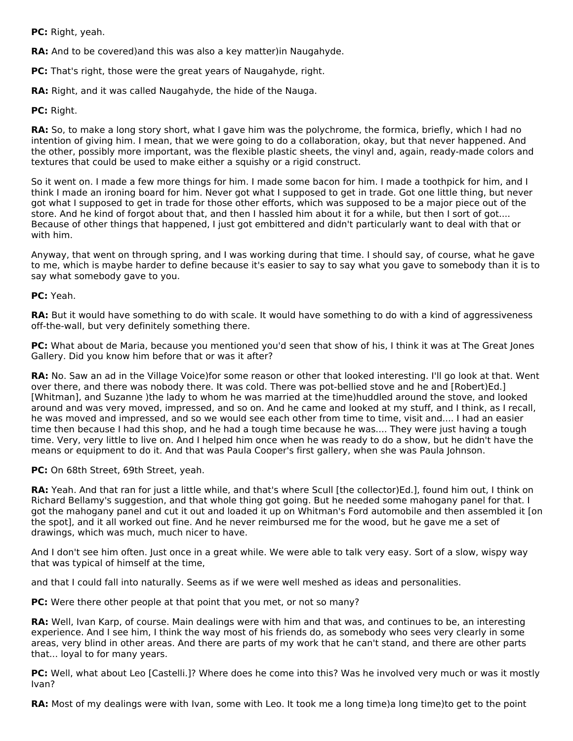**PC:** Right, yeah.

**RA:** And to be covered)and this was also a key matter)in Naugahyde.

**PC:** That's right, those were the great years of Naugahyde, right.

**RA:** Right, and it was called Naugahyde, the hide of the Nauga.

**PC:** Right.

**RA:** So, to make a long story short, what I gave him was the polychrome, the formica, briefly, which I had no intention of giving him. I mean, that we were going to do a collaboration, okay, but that never happened. And the other, possibly more important, was the flexible plastic sheets, the vinyl and, again, ready-made colors and textures that could be used to make either a squishy or a rigid construct.

So it went on. I made a few more things for him. I made some bacon for him. I made a toothpick for him, and I think I made an ironing board for him. Never got what I supposed to get in trade. Got one little thing, but never got what I supposed to get in trade for those other efforts, which was supposed to be a major piece out of the store. And he kind of forgot about that, and then I hassled him about it for a while, but then I sort of got.... Because of other things that happened, I just got embittered and didn't particularly want to deal with that or with him.

Anyway, that went on through spring, and I was working during that time. I should say, of course, what he gave to me, which is maybe harder to define because it's easier to say to say what you gave to somebody than it is to say what somebody gave to you.

**PC:** Yeah.

**RA:** But it would have something to do with scale. It would have something to do with a kind of aggressiveness off-the-wall, but very definitely something there.

**PC:** What about de Maria, because you mentioned you'd seen that show of his, I think it was at The Great Jones Gallery. Did you know him before that or was it after?

**RA:** No. Saw an ad in the Village Voice)for some reason or other that looked interesting. I'll go look at that. Went over there, and there was nobody there. It was cold. There was pot-bellied stove and he and [Robert)Ed.] [Whitman], and Suzanne )the lady to whom he was married at the time)huddled around the stove, and looked around and was very moved, impressed, and so on. And he came and looked at my stuff, and I think, as I recall, he was moved and impressed, and so we would see each other from time to time, visit and.... I had an easier time then because I had this shop, and he had a tough time because he was.... They were just having a tough time. Very, very little to live on. And I helped him once when he was ready to do a show, but he didn't have the means or equipment to do it. And that was Paula Cooper's first gallery, when she was Paula Johnson.

**PC:** On 68th Street, 69th Street, yeah.

**RA:** Yeah. And that ran for just a little while, and that's where Scull [the collector)Ed.], found him out, I think on Richard Bellamy's suggestion, and that whole thing got going. But he needed some mahogany panel for that. I got the mahogany panel and cut it out and loaded it up on Whitman's Ford automobile and then assembled it [on the spot], and it all worked out fine. And he never reimbursed me for the wood, but he gave me a set of drawings, which was much, much nicer to have.

And I don't see him often. Just once in a great while. We were able to talk very easy. Sort of a slow, wispy way that was typical of himself at the time,

and that I could fall into naturally. Seems as if we were well meshed as ideas and personalities.

**PC:** Were there other people at that point that you met, or not so many?

**RA:** Well, Ivan Karp, of course. Main dealings were with him and that was, and continues to be, an interesting experience. And I see him, I think the way most of his friends do, as somebody who sees very clearly in some areas, very blind in other areas. And there are parts of my work that he can't stand, and there are other parts that... loyal to for many years.

**PC:** Well, what about Leo [Castelli.]? Where does he come into this? Was he involved very much or was it mostly Ivan?

**RA:** Most of my dealings were with Ivan, some with Leo. It took me a long time)a long time)to get to the point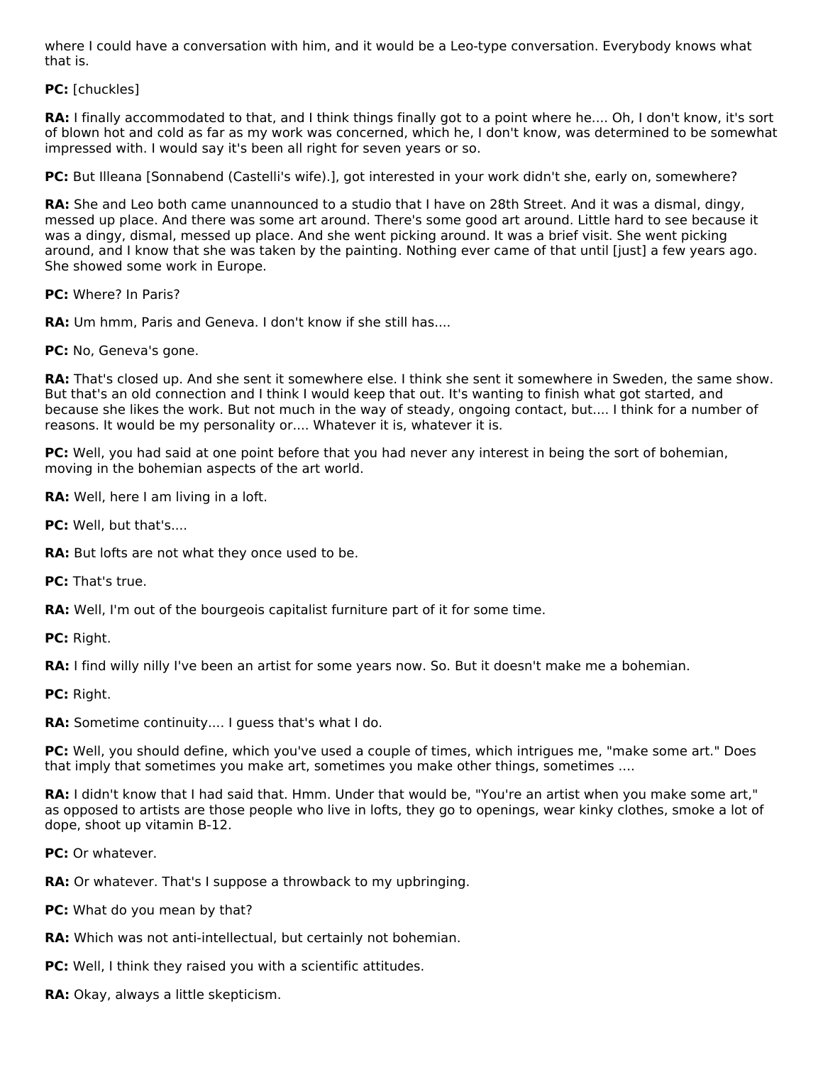where I could have a conversation with him, and it would be a Leo-type conversation. Everybody knows what that is.

**PC:** [chuckles]

**RA:** I finally accommodated to that, and I think things finally got to a point where he.... Oh, I don't know, it's sort of blown hot and cold as far as my work was concerned, which he, I don't know, was determined to be somewhat impressed with. I would say it's been all right for seven years or so.

**PC:** But Illeana [Sonnabend (Castelli's wife).], got interested in your work didn't she, early on, somewhere?

**RA:** She and Leo both came unannounced to a studio that I have on 28th Street. And it was a dismal, dingy, messed up place. And there was some art around. There's some good art around. Little hard to see because it was a dingy, dismal, messed up place. And she went picking around. It was a brief visit. She went picking around, and I know that she was taken by the painting. Nothing ever came of that until [just] a few years ago. She showed some work in Europe.

**PC:** Where? In Paris?

**RA:** Um hmm, Paris and Geneva. I don't know if she still has....

**PC:** No, Geneva's gone.

**RA:** That's closed up. And she sent it somewhere else. I think she sent it somewhere in Sweden, the same show. But that's an old connection and I think I would keep that out. It's wanting to finish what got started, and because she likes the work. But not much in the way of steady, ongoing contact, but.... I think for a number of reasons. It would be my personality or.... Whatever it is, whatever it is.

**PC:** Well, you had said at one point before that you had never any interest in being the sort of bohemian, moving in the bohemian aspects of the art world.

**RA:** Well, here I am living in a loft.

**PC:** Well, but that's....

**RA:** But lofts are not what they once used to be.

**PC:** That's true.

**RA:** Well, I'm out of the bourgeois capitalist furniture part of it for some time.

**PC:** Right.

**RA:** I find willy nilly I've been an artist for some years now. So. But it doesn't make me a bohemian.

**PC:** Right.

**RA:** Sometime continuity.... I guess that's what I do.

**PC:** Well, you should define, which you've used a couple of times, which intrigues me, "make some art." Does that imply that sometimes you make art, sometimes you make other things, sometimes ....

**RA:** I didn't know that I had said that. Hmm. Under that would be, "You're an artist when you make some art," as opposed to artists are those people who live in lofts, they go to openings, wear kinky clothes, smoke a lot of dope, shoot up vitamin B-12.

**PC:** Or whatever.

**RA:** Or whatever. That's I suppose a throwback to my upbringing.

**PC:** What do you mean by that?

**RA:** Which was not anti-intellectual, but certainly not bohemian.

**PC:** Well, I think they raised you with a scientific attitudes.

**RA:** Okay, always a little skepticism.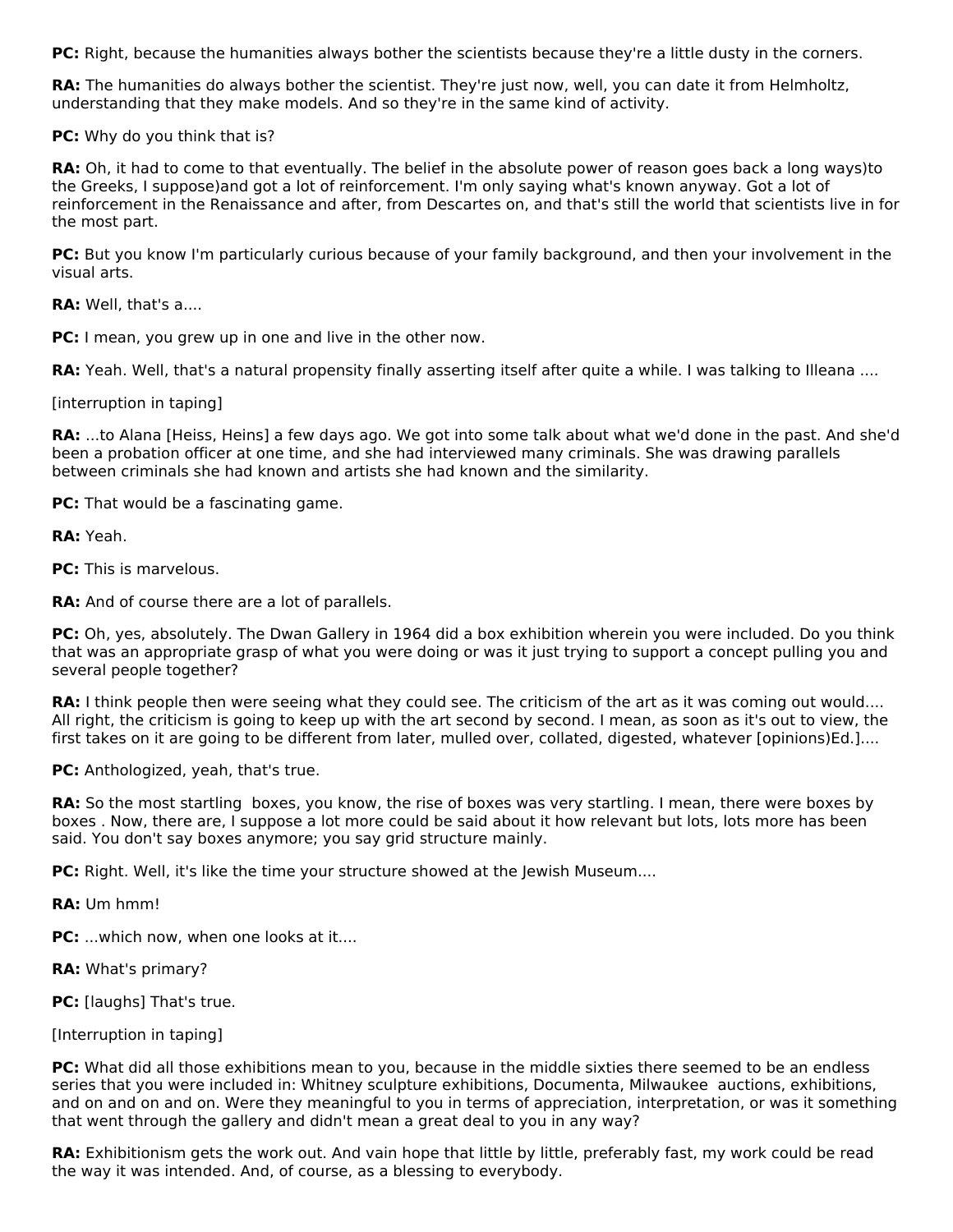**PC:** Right, because the humanities always bother the scientists because they're a little dusty in the corners.

**RA:** The humanities do always bother the scientist. They're just now, well, you can date it from Helmholtz, understanding that they make models. And so they're in the same kind of activity.

**PC:** Why do you think that is?

**RA:** Oh, it had to come to that eventually. The belief in the absolute power of reason goes back a long ways)to the Greeks, I suppose)and got a lot of reinforcement. I'm only saying what's known anyway. Got a lot of reinforcement in the Renaissance and after, from Descartes on, and that's still the world that scientists live in for the most part.

**PC:** But you know I'm particularly curious because of your family background, and then your involvement in the visual arts.

**RA:** Well, that's a....

**PC:** I mean, you grew up in one and live in the other now.

**RA:** Yeah. Well, that's a natural propensity finally asserting itself after quite a while. I was talking to Illeana ....

[interruption in taping]

**RA:** ...to Alana [Heiss, Heins] a few days ago. We got into some talk about what we'd done in the past. And she'd been a probation officer at one time, and she had interviewed many criminals. She was drawing parallels between criminals she had known and artists she had known and the similarity.

**PC:** That would be a fascinating game.

**RA:** Yeah.

**PC:** This is marvelous.

**RA:** And of course there are a lot of parallels.

**PC:** Oh, yes, absolutely. The Dwan Gallery in 1964 did a box exhibition wherein you were included. Do you think that was an appropriate grasp of what you were doing or was it just trying to support a concept pulling you and several people together?

**RA:** I think people then were seeing what they could see. The criticism of the art as it was coming out would.... All right, the criticism is going to keep up with the art second by second. I mean, as soon as it's out to view, the first takes on it are going to be different from later, mulled over, collated, digested, whatever [opinions)Ed.]....

**PC:** Anthologized, yeah, that's true.

**RA:** So the most startling boxes, you know, the rise of boxes was very startling. I mean, there were boxes by boxes . Now, there are, I suppose a lot more could be said about it how relevant but lots, lots more has been said. You don't say boxes anymore; you say grid structure mainly.

**PC:** Right. Well, it's like the time your structure showed at the Jewish Museum....

**RA:** Um hmm!

**PC:** ...which now, when one looks at it....

**RA:** What's primary?

**PC:** [laughs] That's true.

[Interruption in taping]

**PC:** What did all those exhibitions mean to you, because in the middle sixties there seemed to be an endless series that you were included in: Whitney sculpture exhibitions, Documenta, Milwaukee auctions, exhibitions, and on and on and on. Were they meaningful to you in terms of appreciation, interpretation, or was it something that went through the gallery and didn't mean a great deal to you in any way?

**RA:** Exhibitionism gets the work out. And vain hope that little by little, preferably fast, my work could be read the way it was intended. And, of course, as a blessing to everybody.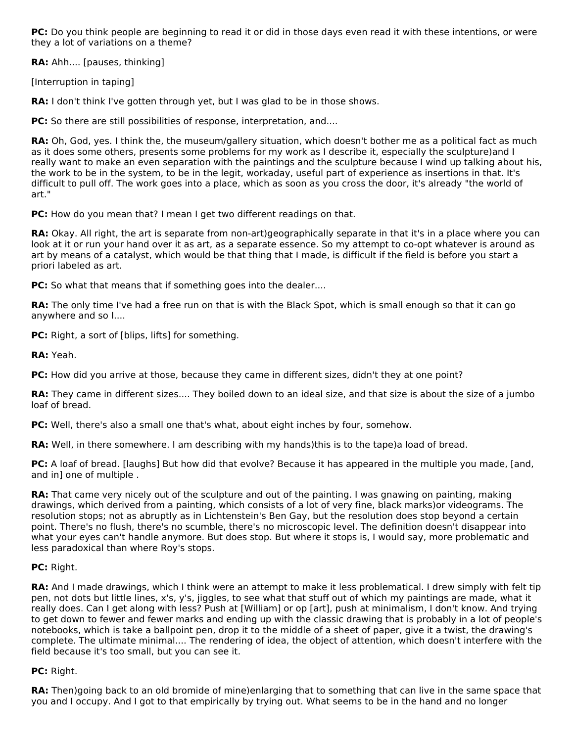**PC:** Do you think people are beginning to read it or did in those days even read it with these intentions, or were they a lot of variations on a theme?

**RA:** Ahh.... [pauses, thinking]

[Interruption in taping]

**RA:** I don't think I've gotten through yet, but I was glad to be in those shows.

**PC:** So there are still possibilities of response, interpretation, and....

**RA:** Oh, God, yes. I think the, the museum/gallery situation, which doesn't bother me as a political fact as much as it does some others, presents some problems for my work as I describe it, especially the sculpture)and I really want to make an even separation with the paintings and the sculpture because I wind up talking about his, the work to be in the system, to be in the legit, workaday, useful part of experience as insertions in that. It's difficult to pull off. The work goes into a place, which as soon as you cross the door, it's already "the world of art."

**PC:** How do you mean that? I mean I get two different readings on that.

**RA:** Okay. All right, the art is separate from non-art)geographically separate in that it's in a place where you can look at it or run your hand over it as art, as a separate essence. So my attempt to co-opt whatever is around as art by means of a catalyst, which would be that thing that I made, is difficult if the field is before you start a priori labeled as art.

**PC:** So what that means that if something goes into the dealer....

**RA:** The only time I've had a free run on that is with the Black Spot, which is small enough so that it can go anywhere and so I....

**PC:** Right, a sort of [blips, lifts] for something.

**RA:** Yeah.

**PC:** How did you arrive at those, because they came in different sizes, didn't they at one point?

**RA:** They came in different sizes.... They boiled down to an ideal size, and that size is about the size of a jumbo loaf of bread.

**PC:** Well, there's also a small one that's what, about eight inches by four, somehow.

**RA:** Well, in there somewhere. I am describing with my hands)this is to the tape)a load of bread.

**PC:** A loaf of bread. [laughs] But how did that evolve? Because it has appeared in the multiple you made, [and, and in] one of multiple .

**RA:** That came very nicely out of the sculpture and out of the painting. I was gnawing on painting, making drawings, which derived from a painting, which consists of a lot of very fine, black marks)or videograms. The resolution stops; not as abruptly as in Lichtenstein's Ben Gay, but the resolution does stop beyond a certain point. There's no flush, there's no scumble, there's no microscopic level. The definition doesn't disappear into what your eyes can't handle anymore. But does stop. But where it stops is, I would say, more problematic and less paradoxical than where Roy's stops.

**PC:** Right.

**RA:** And I made drawings, which I think were an attempt to make it less problematical. I drew simply with felt tip pen, not dots but little lines, x's, y's, jiggles, to see what that stuff out of which my paintings are made, what it really does. Can I get along with less? Push at [William] or op [art], push at minimalism, I don't know. And trying to get down to fewer and fewer marks and ending up with the classic drawing that is probably in a lot of people's notebooks, which is take a ballpoint pen, drop it to the middle of a sheet of paper, give it a twist, the drawing's complete. The ultimate minimal.... The rendering of idea, the object of attention, which doesn't interfere with the field because it's too small, but you can see it.

**PC:** Right.

**RA:** Then)going back to an old bromide of mine)enlarging that to something that can live in the same space that you and I occupy. And I got to that empirically by trying out. What seems to be in the hand and no longer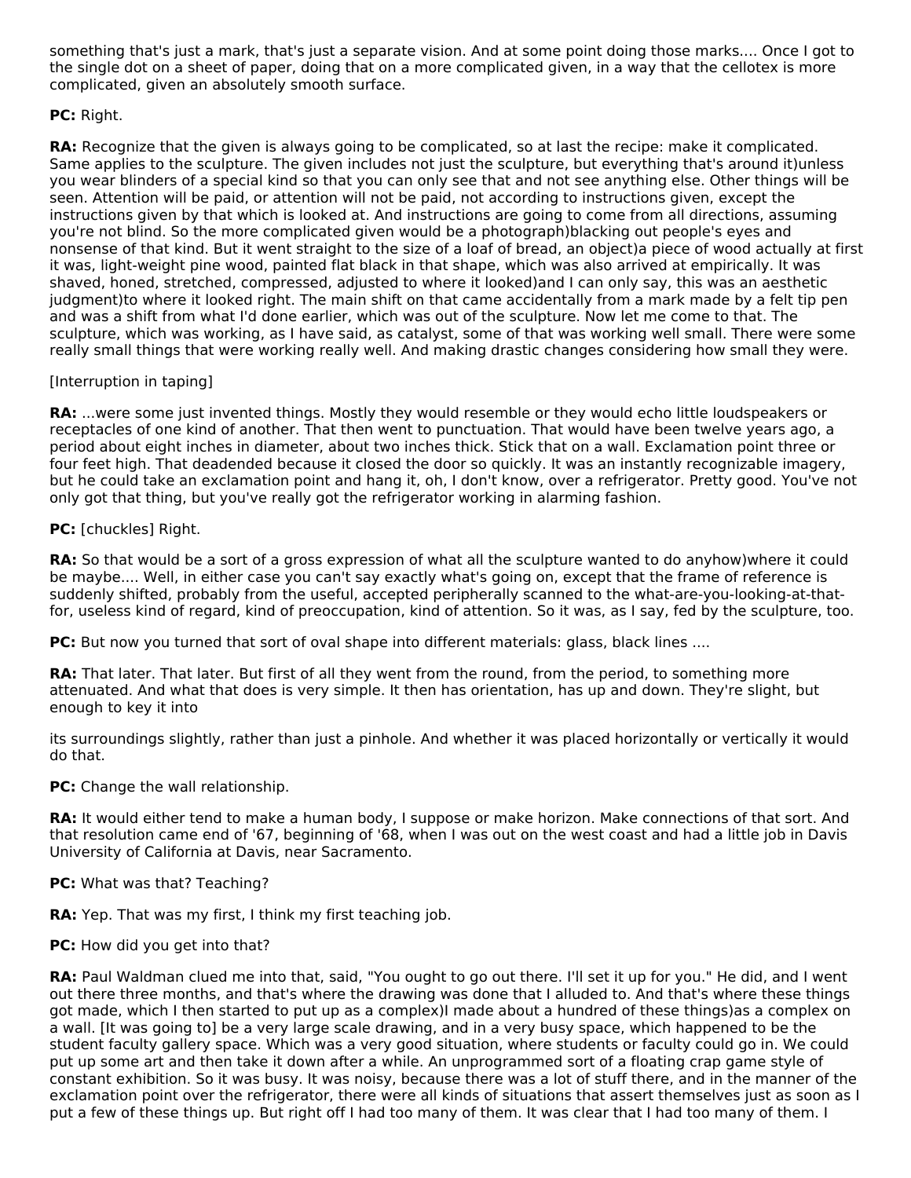something that's just a mark, that's just a separate vision. And at some point doing those marks.... Once I got to the single dot on a sheet of paper, doing that on a more complicated given, in a way that the cellotex is more complicated, given an absolutely smooth surface.

**PC:** Right.

**RA:** Recognize that the given is always going to be complicated, so at last the recipe: make it complicated. Same applies to the sculpture. The given includes not just the sculpture, but everything that's around it)unless you wear blinders of a special kind so that you can only see that and not see anything else. Other things will be seen. Attention will be paid, or attention will not be paid, not according to instructions given, except the instructions given by that which is looked at. And instructions are going to come from all directions, assuming you're not blind. So the more complicated given would be a photograph)blacking out people's eyes and nonsense of that kind. But it went straight to the size of a loaf of bread, an object)a piece of wood actually at first it was, light-weight pine wood, painted flat black in that shape, which was also arrived at empirically. It was shaved, honed, stretched, compressed, adjusted to where it looked)and I can only say, this was an aesthetic judgment)to where it looked right. The main shift on that came accidentally from a mark made by a felt tip pen and was a shift from what I'd done earlier, which was out of the sculpture. Now let me come to that. The sculpture, which was working, as I have said, as catalyst, some of that was working well small. There were some really small things that were working really well. And making drastic changes considering how small they were.

[Interruption in taping]

**RA:** ...were some just invented things. Mostly they would resemble or they would echo little loudspeakers or receptacles of one kind of another. That then went to punctuation. That would have been twelve years ago, a period about eight inches in diameter, about two inches thick. Stick that on a wall. Exclamation point three or four feet high. That deadended because it closed the door so quickly. It was an instantly recognizable imagery, but he could take an exclamation point and hang it, oh, I don't know, over a refrigerator. Pretty good. You've not only got that thing, but you've really got the refrigerator working in alarming fashion.

**PC:** [chuckles] Right.

**RA:** So that would be a sort of a gross expression of what all the sculpture wanted to do anyhow)where it could be maybe.... Well, in either case you can't say exactly what's going on, except that the frame of reference is suddenly shifted, probably from the useful, accepted peripherally scanned to the what-are-you-looking-at-that-for, useless kind of regard, kind of preoccupation, kind of attention. So it was, as I say, fed by the sculpture, too.

**PC:** But now you turned that sort of oval shape into different materials: glass, black lines ....

**RA:** That later. That later. But first of all they went from the round, from the period, to something more attenuated. And what that does is very simple. It then has orientation, has up and down. They're slight, but enough to key it into

its surroundings slightly, rather than just a pinhole. And whether it was placed horizontally or vertically it would do that.

**PC:** Change the wall relationship.

**RA:** It would either tend to make a human body, I suppose or make horizon. Make connections of that sort. And that resolution came end of '67, beginning of '68, when I was out on the west coast and had a little job in Davis University of California at Davis, near Sacramento.

**PC:** What was that? Teaching?

**RA:** Yep. That was my first, I think my first teaching job.

**PC:** How did you get into that?

**RA:** Paul Waldman clued me into that, said, "You ought to go out there. I'll set it up for you." He did, and I went out there three months, and that's where the drawing was done that I alluded to. And that's where these things got made, which I then started to put up as a complex)I made about a hundred of these things)as a complex on a wall. [It was going to] be a very large scale drawing, and in a very busy space, which happened to be the student faculty gallery space. Which was a very good situation, where students or faculty could go in. We could put up some art and then take it down after a while. An unprogrammed sort of a floating crap game style of constant exhibition. So it was busy. It was noisy, because there was a lot of stuff there, and in the manner of the exclamation point over the refrigerator, there were all kinds of situations that assert themselves just as soon as I put a few of these things up. But right off I had too many of them. It was clear that I had too many of them. I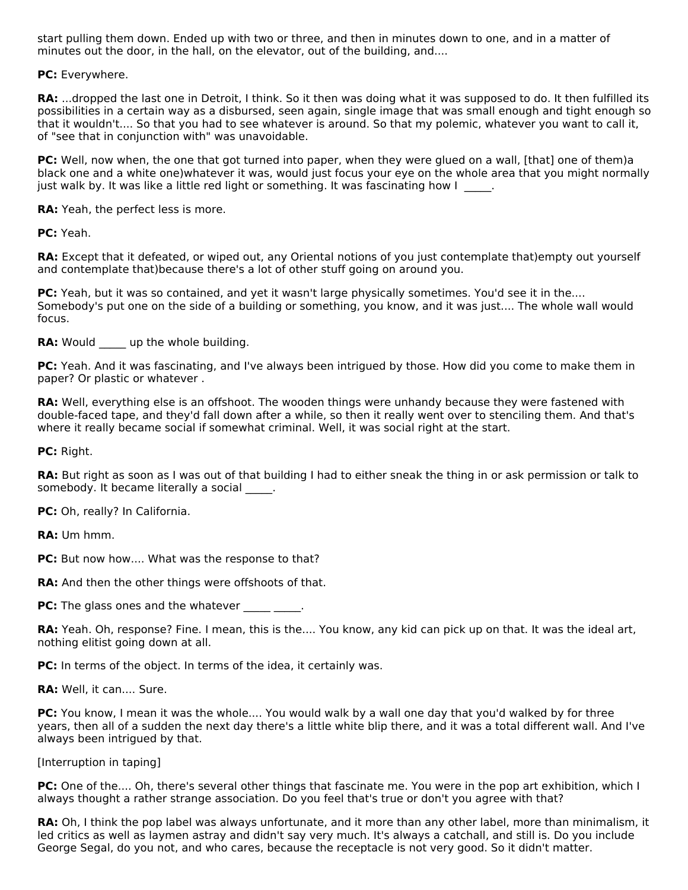start pulling them down. Ended up with two or three, and then in minutes down to one, and in a matter of minutes out the door, in the hall, on the elevator, out of the building, and....

**PC:** Everywhere.

**RA:** ...dropped the last one in Detroit, I think. So it then was doing what it was supposed to do. It then fulfilled its possibilities in a certain way as a disbursed, seen again, single image that was small enough and tight enough so that it wouldn't.... So that you had to see whatever is around. So that my polemic, whatever you want to call it, of "see that in conjunction with" was unavoidable.

**PC:** Well, now when, the one that got turned into paper, when they were glued on a wall, [that] one of them)a black one and a white one)whatever it was, would just focus your eye on the whole area that you might normally just walk by. It was like a little red light or something. It was fascinating how I _____.

**RA:** Yeah, the perfect less is more.

**PC:** Yeah.

**RA:** Except that it defeated, or wiped out, any Oriental notions of you just contemplate that)empty out yourself and contemplate that)because there's a lot of other stuff going on around you.

**PC:** Yeah, but it was so contained, and yet it wasn't large physically sometimes. You'd see it in the.... Somebody's put one on the side of a building or something, you know, and it was just.... The whole wall would focus.

**RA:** Would _____ up the whole building.

**PC:** Yeah. And it was fascinating, and I've always been intrigued by those. How did you come to make them in paper? Or plastic or whatever .

**RA:** Well, everything else is an offshoot. The wooden things were unhandy because they were fastened with double-faced tape, and they'd fall down after a while, so then it really went over to stenciling them. And that's where it really became social if somewhat criminal. Well, it was social right at the start.

**PC:** Right.

**RA:** But right as soon as I was out of that building I had to either sneak the thing in or ask permission or talk to somebody. It became literally a social _____.

**PC:** Oh, really? In California.

**RA:** Um hmm.

**PC:** But now how.... What was the response to that?

**RA:** And then the other things were offshoots of that.

**PC:** The glass ones and the whatever _____ _____.

**RA:** Yeah. Oh, response? Fine. I mean, this is the.... You know, any kid can pick up on that. It was the ideal art, nothing elitist going down at all.

**PC:** In terms of the object. In terms of the idea, it certainly was.

**RA:** Well, it can.... Sure.

**PC:** You know, I mean it was the whole.... You would walk by a wall one day that you'd walked by for three years, then all of a sudden the next day there's a little white blip there, and it was a total different wall. And I've always been intrigued by that.

[Interruption in taping]

**PC:** One of the.... Oh, there's several other things that fascinate me. You were in the pop art exhibition, which I always thought a rather strange association. Do you feel that's true or don't you agree with that?

**RA:** Oh, I think the pop label was always unfortunate, and it more than any other label, more than minimalism, it led critics as well as laymen astray and didn't say very much. It's always a catchall, and still is. Do you include George Segal, do you not, and who cares, because the receptacle is not very good. So it didn't matter.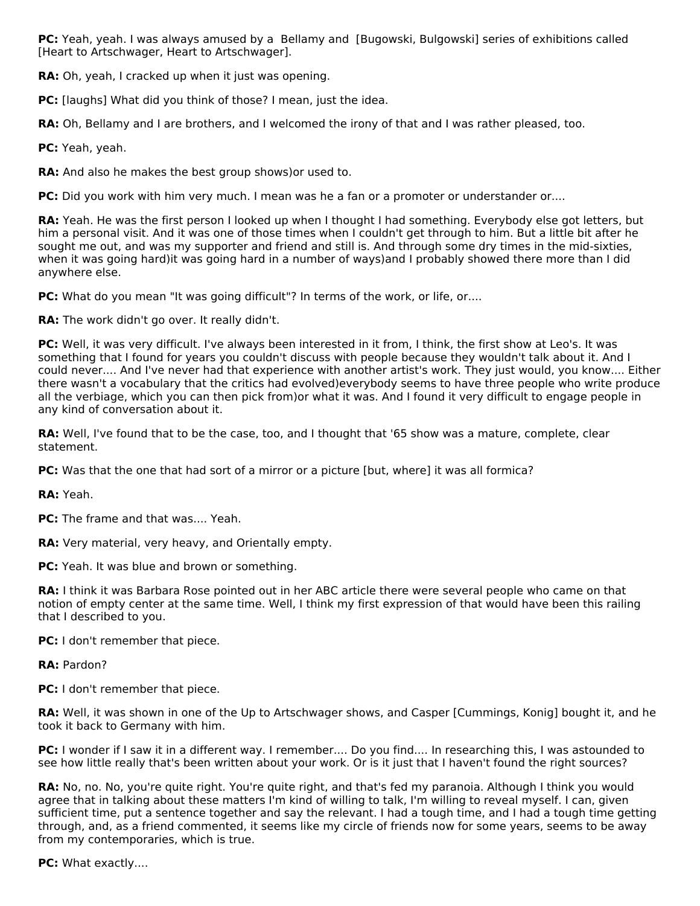**PC:** Yeah, yeah. I was always amused by a  Bellamy and  [Bugowski, Bulgowski] series of exhibitions called [Heart to Artschwager, Heart to Artschwager].

**RA:** Oh, yeah, I cracked up when it just was opening.

**PC:** [laughs] What did you think of those? I mean, just the idea.

**RA:** Oh, Bellamy and I are brothers, and I welcomed the irony of that and I was rather pleased, too.

**PC:** Yeah, yeah.

**RA:** And also he makes the best group shows)or used to.

**PC:** Did you work with him very much. I mean was he a fan or a promoter or understander or....

**RA:** Yeah. He was the first person I looked up when I thought I had something. Everybody else got letters, but him a personal visit. And it was one of those times when I couldn't get through to him. But a little bit after he sought me out, and was my supporter and friend and still is. And through some dry times in the mid-sixties, when it was going hard)it was going hard in a number of ways)and I probably showed there more than I did anywhere else.

**PC:** What do you mean "It was going difficult"? In terms of the work, or life, or....

**RA:** The work didn't go over. It really didn't.

**PC:** Well, it was very difficult. I've always been interested in it from, I think, the first show at Leo's. It was something that I found for years you couldn't discuss with people because they wouldn't talk about it. And I could never.... And I've never had that experience with another artist's work. They just would, you know.... Either there wasn't a vocabulary that the critics had evolved)everybody seems to have three people who write produce all the verbiage, which you can then pick from)or what it was. And I found it very difficult to engage people in any kind of conversation about it.

**RA:** Well, I've found that to be the case, too, and I thought that '65 show was a mature, complete, clear statement.

**PC:** Was that the one that had sort of a mirror or a picture [but, where] it was all formica?

**RA:** Yeah.

**PC:** The frame and that was.... Yeah.

**RA:** Very material, very heavy, and Orientally empty.

**PC:** Yeah. It was blue and brown or something.

**RA:** I think it was Barbara Rose pointed out in her ABC article there were several people who came on that notion of empty center at the same time. Well, I think my first expression of that would have been this railing that I described to you.

**PC:** I don't remember that piece.

**RA:** Pardon?

**PC:** I don't remember that piece.

**RA:** Well, it was shown in one of the Up to Artschwager shows, and Casper [Cummings, Konig] bought it, and he took it back to Germany with him.

**PC:** I wonder if I saw it in a different way. I remember.... Do you find.... In researching this, I was astounded to see how little really that's been written about your work. Or is it just that I haven't found the right sources?

**RA:** No, no. No, you're quite right. You're quite right, and that's fed my paranoia. Although I think you would agree that in talking about these matters I'm kind of willing to talk, I'm willing to reveal myself. I can, given sufficient time, put a sentence together and say the relevant. I had a tough time, and I had a tough time getting through, and, as a friend commented, it seems like my circle of friends now for some years, seems to be away from my contemporaries, which is true.

**PC:** What exactly....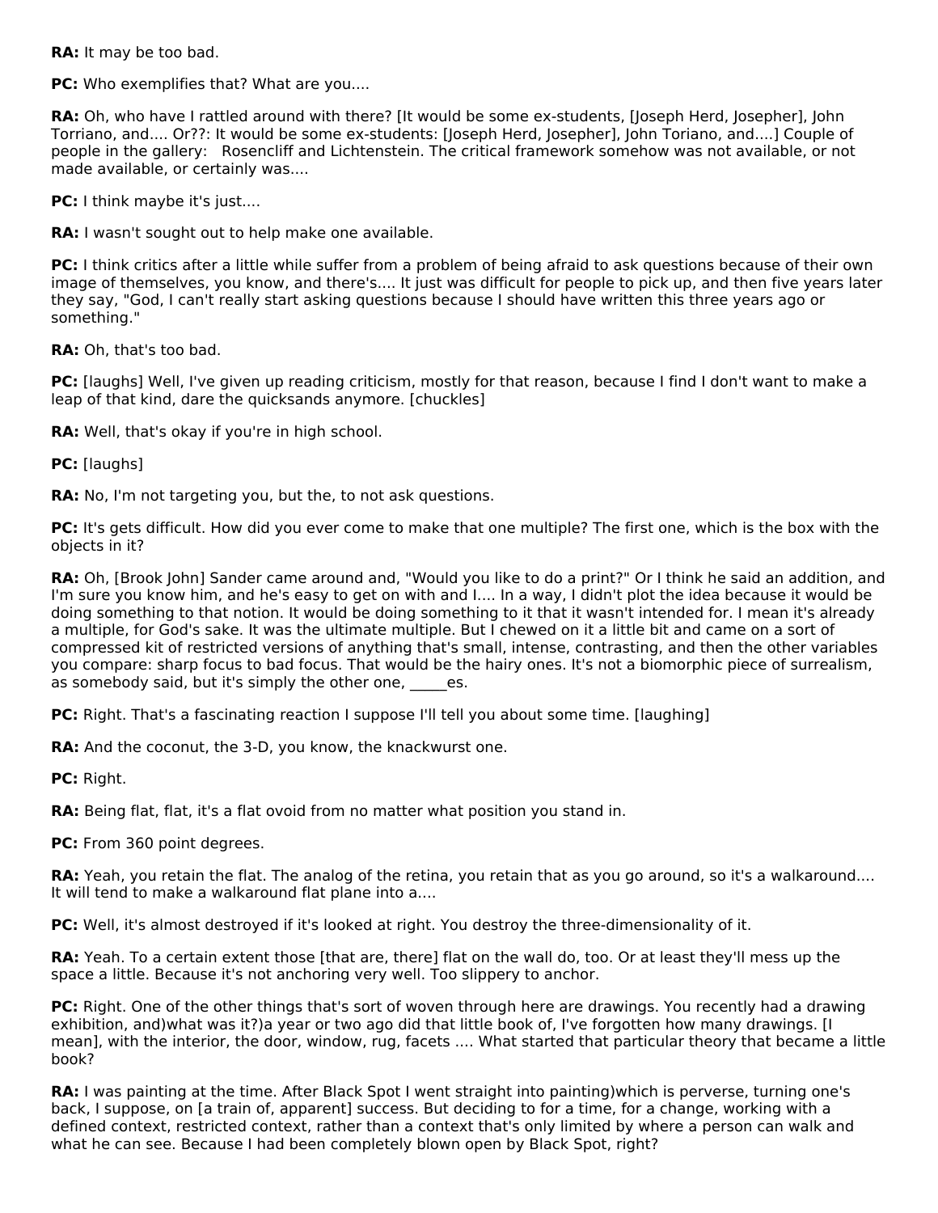**RA:** It may be too bad.

**PC:** Who exemplifies that? What are you....

**RA:** Oh, who have I rattled around with there? [It would be some ex-students, [Joseph Herd, Josepher], John Torriano, and.... Or??: It would be some ex-students: [Joseph Herd, Josepher], John Toriano, and....] Couple of people in the gallery: Rosencliff and Lichtenstein. The critical framework somehow was not available, or not made available, or certainly was....

**PC:** I think maybe it's just....

**RA:** I wasn't sought out to help make one available.

**PC:** I think critics after a little while suffer from a problem of being afraid to ask questions because of their own image of themselves, you know, and there's.... It just was difficult for people to pick up, and then five years later they say, "God, I can't really start asking questions because I should have written this three years ago or something."

**RA:** Oh, that's too bad.

**PC:** [laughs] Well, I've given up reading criticism, mostly for that reason, because I find I don't want to make a leap of that kind, dare the quicksands anymore. [chuckles]

**RA:** Well, that's okay if you're in high school.

**PC:** [laughs]

**RA:** No, I'm not targeting you, but the, to not ask questions.

**PC:** It's gets difficult. How did you ever come to make that one multiple? The first one, which is the box with the objects in it?

**RA:** Oh, [Brook John] Sander came around and, "Would you like to do a print?" Or I think he said an addition, and I'm sure you know him, and he's easy to get on with and I.... In a way, I didn't plot the idea because it would be doing something to that notion. It would be doing something to it that it wasn't intended for. I mean it's already a multiple, for God's sake. It was the ultimate multiple. But I chewed on it a little bit and came on a sort of compressed kit of restricted versions of anything that's small, intense, contrasting, and then the other variables you compare: sharp focus to bad focus. That would be the hairy ones. It's not a biomorphic piece of surrealism, as somebody said, but it's simply the other one, _____es.

**PC:** Right. That's a fascinating reaction I suppose I'll tell you about some time. [laughing]

**RA:** And the coconut, the 3-D, you know, the knackwurst one.

**PC:** Right.

**RA:** Being flat, flat, it's a flat ovoid from no matter what position you stand in.

**PC:** From 360 point degrees.

**RA:** Yeah, you retain the flat. The analog of the retina, you retain that as you go around, so it's a walkaround.... It will tend to make a walkaround flat plane into a....

**PC:** Well, it's almost destroyed if it's looked at right. You destroy the three-dimensionality of it.

**RA:** Yeah. To a certain extent those [that are, there] flat on the wall do, too. Or at least they'll mess up the space a little. Because it's not anchoring very well. Too slippery to anchor.

**PC:** Right. One of the other things that's sort of woven through here are drawings. You recently had a drawing exhibition, and)what was it?)a year or two ago did that little book of, I've forgotten how many drawings. [I mean], with the interior, the door, window, rug, facets .... What started that particular theory that became a little book?

**RA:** I was painting at the time. After Black Spot I went straight into painting)which is perverse, turning one's back, I suppose, on [a train of, apparent] success. But deciding to for a time, for a change, working with a defined context, restricted context, rather than a context that's only limited by where a person can walk and what he can see. Because I had been completely blown open by Black Spot, right?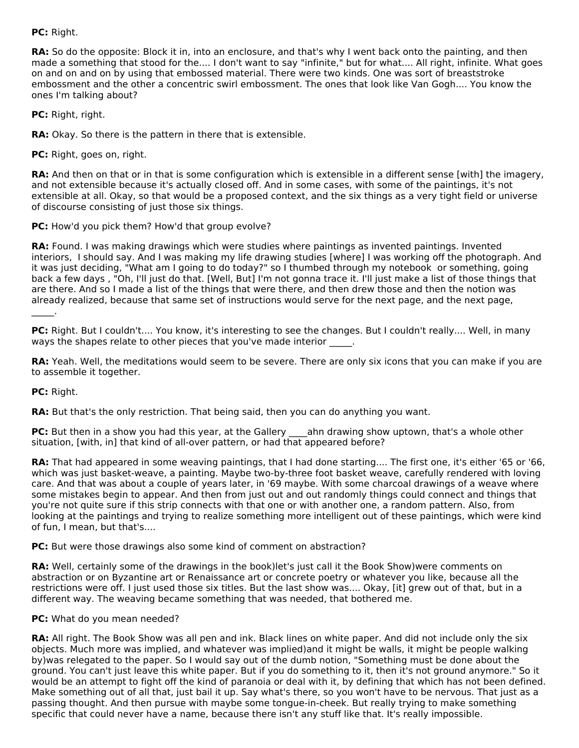**PC:** Right.

**RA:** So do the opposite: Block it in, into an enclosure, and that's why I went back onto the painting, and then made a something that stood for the.... I don't want to say "infinite," but for what.... All right, infinite. What goes on and on and on by using that embossed material. There were two kinds. One was sort of breaststroke embossment and the other a concentric swirl embossment. The ones that look like Van Gogh.... You know the ones I'm talking about?

**PC:** Right, right.

**RA:** Okay. So there is the pattern in there that is extensible.

**PC:** Right, goes on, right.

**RA:** And then on that or in that is some configuration which is extensible in a different sense [with] the imagery, and not extensible because it's actually closed off. And in some cases, with some of the paintings, it's not extensible at all. Okay, so that would be a proposed context, and the six things as a very tight field or universe of discourse consisting of just those six things.

**PC:** How'd you pick them? How'd that group evolve?

**RA:** Found. I was making drawings which were studies where paintings as invented paintings. Invented interiors, I should say. And I was making my life drawing studies [where] I was working off the photograph. And it was just deciding, "What am I going to do today?" so I thumbed through my notebook or something, going back a few days , "Oh, I'll just do that. [Well, But] I'm not gonna trace it. I'll just make a list of those things that are there. And so I made a list of the things that were there, and then drew those and then the notion was already realized, because that same set of instructions would serve for the next page, and the next page, _____.

**PC:** Right. But I couldn't.... You know, it's interesting to see the changes. But I couldn't really.... Well, in many ways the shapes relate to other pieces that you've made interior _____.

**RA:** Yeah. Well, the meditations would seem to be severe. There are only six icons that you can make if you are to assemble it together.

**PC:** Right.

**RA:** But that's the only restriction. That being said, then you can do anything you want.

**PC:** But then in a show you had this year, at the Gallery ____ahn drawing show uptown, that's a whole other situation, [with, in] that kind of all-over pattern, or had that appeared before?

**RA:** That had appeared in some weaving paintings, that I had done starting.... The first one, it's either '65 or '66, which was just basket-weave, a painting. Maybe two-by-three foot basket weave, carefully rendered with loving care. And that was about a couple of years later, in '69 maybe. With some charcoal drawings of a weave where some mistakes begin to appear. And then from just out and out randomly things could connect and things that you're not quite sure if this strip connects with that one or with another one, a random pattern. Also, from looking at the paintings and trying to realize something more intelligent out of these paintings, which were kind of fun, I mean, but that's....

**PC:** But were those drawings also some kind of comment on abstraction?

**RA:** Well, certainly some of the drawings in the book)let's just call it the Book Show)were comments on abstraction or on Byzantine art or Renaissance art or concrete poetry or whatever you like, because all the restrictions were off. I just used those six titles. But the last show was.... Okay, [it] grew out of that, but in a different way. The weaving became something that was needed, that bothered me.

**PC:** What do you mean needed?

**RA:** All right. The Book Show was all pen and ink. Black lines on white paper. And did not include only the six objects. Much more was implied, and whatever was implied)and it might be walls, it might be people walking by)was relegated to the paper. So I would say out of the dumb notion, "Something must be done about the ground. You can't just leave this white paper. But if you do something to it, then it's not ground anymore." So it would be an attempt to fight off the kind of paranoia or deal with it, by defining that which has not been defined. Make something out of all that, just bail it up. Say what's there, so you won't have to be nervous. That just as a passing thought. And then pursue with maybe some tongue-in-cheek. But really trying to make something specific that could never have a name, because there isn't any stuff like that. It's really impossible.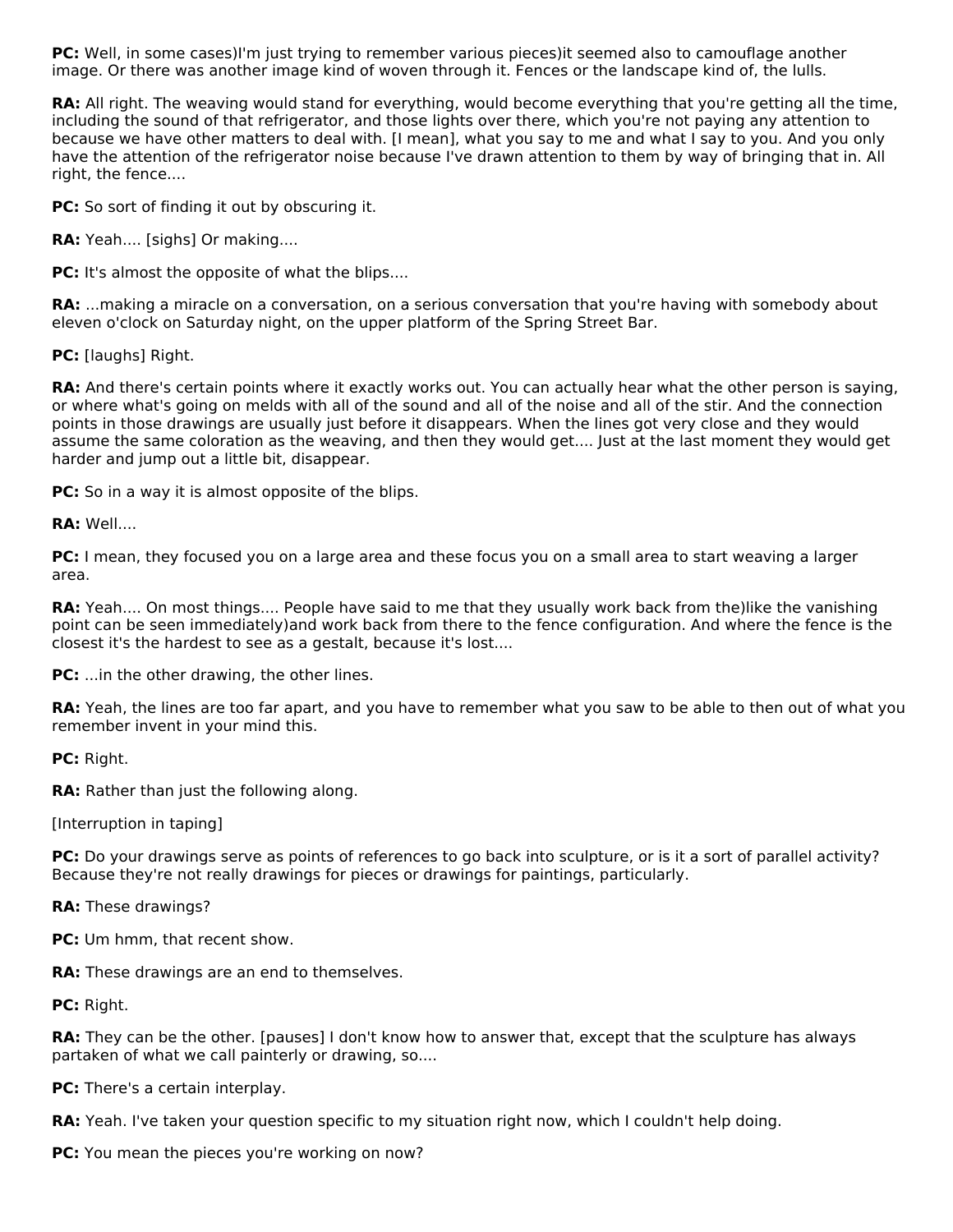**PC:** Well, in some cases)I'm just trying to remember various pieces)it seemed also to camouflage another image. Or there was another image kind of woven through it. Fences or the landscape kind of, the lulls.

**RA:** All right. The weaving would stand for everything, would become everything that you're getting all the time, including the sound of that refrigerator, and those lights over there, which you're not paying any attention to because we have other matters to deal with. [I mean], what you say to me and what I say to you. And you only have the attention of the refrigerator noise because I've drawn attention to them by way of bringing that in. All right, the fence....

**PC:** So sort of finding it out by obscuring it.

**RA:** Yeah.... [sighs] Or making....

**PC:** It's almost the opposite of what the blips....

**RA:** ...making a miracle on a conversation, on a serious conversation that you're having with somebody about eleven o'clock on Saturday night, on the upper platform of the Spring Street Bar.

**PC:** [laughs] Right.

**RA:** And there's certain points where it exactly works out. You can actually hear what the other person is saying, or where what's going on melds with all of the sound and all of the noise and all of the stir. And the connection points in those drawings are usually just before it disappears. When the lines got very close and they would assume the same coloration as the weaving, and then they would get.... Just at the last moment they would get harder and jump out a little bit, disappear.

**PC:** So in a way it is almost opposite of the blips.

**RA:** Well....

**PC:** I mean, they focused you on a large area and these focus you on a small area to start weaving a larger area.

**RA:** Yeah.... On most things.... People have said to me that they usually work back from the)like the vanishing point can be seen immediately)and work back from there to the fence configuration. And where the fence is the closest it's the hardest to see as a gestalt, because it's lost....

**PC:** ...in the other drawing, the other lines.

**RA:** Yeah, the lines are too far apart, and you have to remember what you saw to be able to then out of what you remember invent in your mind this.

**PC:** Right.

**RA:** Rather than just the following along.

[Interruption in taping]

**PC:** Do your drawings serve as points of references to go back into sculpture, or is it a sort of parallel activity? Because they're not really drawings for pieces or drawings for paintings, particularly.

**RA:** These drawings?

**PC:** Um hmm, that recent show.

**RA:** These drawings are an end to themselves.

**PC:** Right.

**RA:** They can be the other. [pauses] I don't know how to answer that, except that the sculpture has always partaken of what we call painterly or drawing, so....

**PC:** There's a certain interplay.

**RA:** Yeah. I've taken your question specific to my situation right now, which I couldn't help doing.

**PC:** You mean the pieces you're working on now?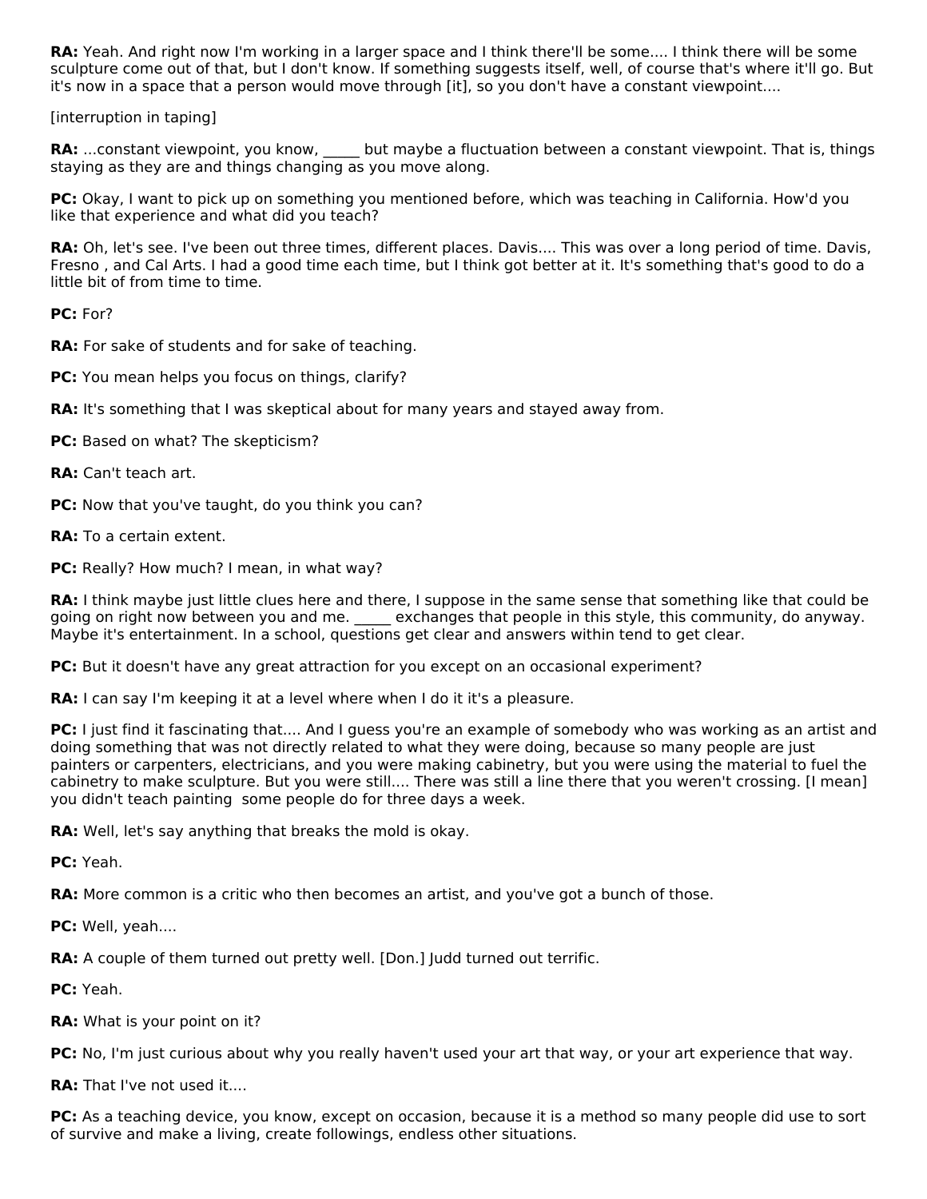**RA:** Yeah. And right now I'm working in a larger space and I think there'll be some.... I think there will be some sculpture come out of that, but I don't know. If something suggests itself, well, of course that's where it'll go. But it's now in a space that a person would move through [it], so you don't have a constant viewpoint....

[interruption in taping]

**RA:** ...constant viewpoint, you know, _____ but maybe a fluctuation between a constant viewpoint. That is, things staying as they are and things changing as you move along.

**PC:** Okay, I want to pick up on something you mentioned before, which was teaching in California. How'd you like that experience and what did you teach?

**RA:** Oh, let's see. I've been out three times, different places. Davis.... This was over a long period of time. Davis, Fresno , and Cal Arts. I had a good time each time, but I think got better at it. It's something that's good to do a little bit of from time to time.

**PC:** For?

**RA:** For sake of students and for sake of teaching.

**PC:** You mean helps you focus on things, clarify?

**RA:** It's something that I was skeptical about for many years and stayed away from.

**PC:** Based on what? The skepticism?

**RA:** Can't teach art.

**PC:** Now that you've taught, do you think you can?

**RA:** To a certain extent.

**PC:** Really? How much? I mean, in what way?

**RA:** I think maybe just little clues here and there, I suppose in the same sense that something like that could be going on right now between you and me. _____ exchanges that people in this style, this community, do anyway. Maybe it's entertainment. In a school, questions get clear and answers within tend to get clear.

**PC:** But it doesn't have any great attraction for you except on an occasional experiment?

**RA:** I can say I'm keeping it at a level where when I do it it's a pleasure.

**PC:** I just find it fascinating that.... And I guess you're an example of somebody who was working as an artist and doing something that was not directly related to what they were doing, because so many people are just painters or carpenters, electricians, and you were making cabinetry, but you were using the material to fuel the cabinetry to make sculpture. But you were still.... There was still a line there that you weren't crossing. [I mean] you didn't teach painting  some people do for three days a week.

**RA:** Well, let's say anything that breaks the mold is okay.

**PC:** Yeah.

**RA:** More common is a critic who then becomes an artist, and you've got a bunch of those.

**PC:** Well, yeah....

**RA:** A couple of them turned out pretty well. [Don.] Judd turned out terrific.

**PC:** Yeah.

**RA:** What is your point on it?

**PC:** No, I'm just curious about why you really haven't used your art that way, or your art experience that way.

**RA:** That I've not used it....

**PC:** As a teaching device, you know, except on occasion, because it is a method so many people did use to sort of survive and make a living, create followings, endless other situations.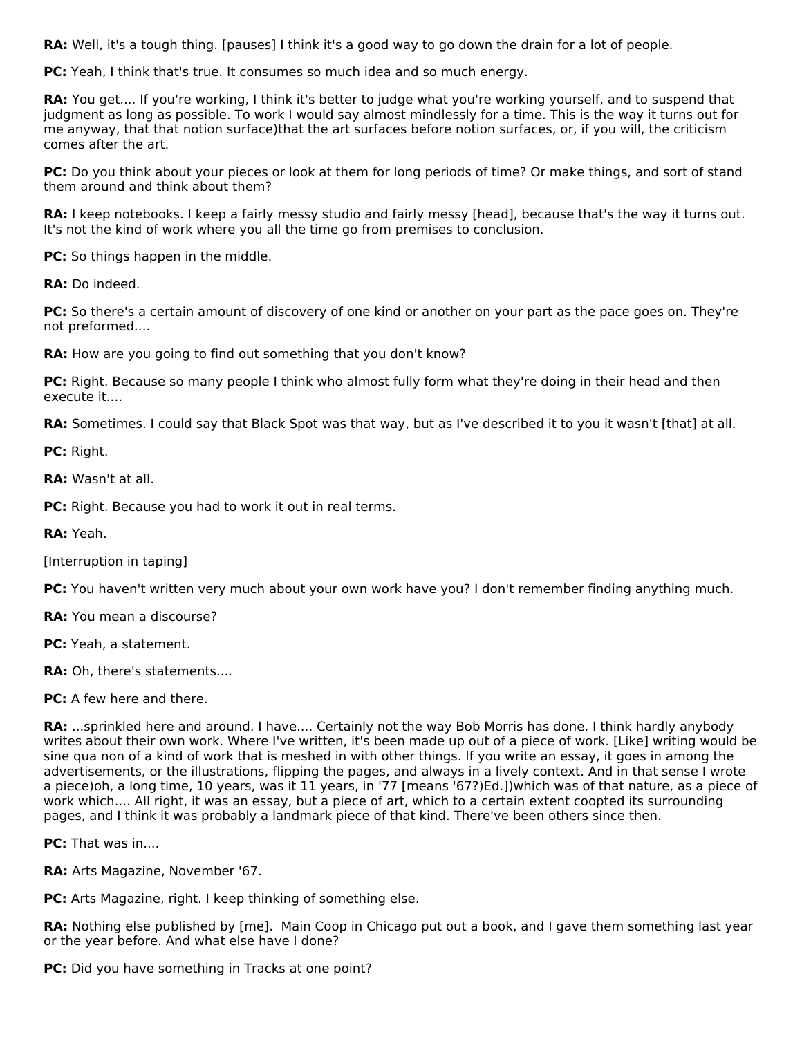**RA:** Well, it's a tough thing. [pauses] I think it's a good way to go down the drain for a lot of people.

**PC:** Yeah, I think that's true. It consumes so much idea and so much energy.

**RA:** You get.... If you're working, I think it's better to judge what you're working yourself, and to suspend that judgment as long as possible. To work I would say almost mindlessly for a time. This is the way it turns out for me anyway, that that notion surface)that the art surfaces before notion surfaces, or, if you will, the criticism comes after the art.

**PC:** Do you think about your pieces or look at them for long periods of time? Or make things, and sort of stand them around and think about them?

**RA:** I keep notebooks. I keep a fairly messy studio and fairly messy [head], because that's the way it turns out. It's not the kind of work where you all the time go from premises to conclusion.

**PC:** So things happen in the middle.

**RA:** Do indeed.

**PC:** So there's a certain amount of discovery of one kind or another on your part as the pace goes on. They're not preformed....

**RA:** How are you going to find out something that you don't know?

**PC:** Right. Because so many people I think who almost fully form what they're doing in their head and then execute it....

**RA:** Sometimes. I could say that Black Spot was that way, but as I've described it to you it wasn't [that] at all.

**PC:** Right.

**RA:** Wasn't at all.

**PC:** Right. Because you had to work it out in real terms.

**RA:** Yeah.

[Interruption in taping]

**PC:** You haven't written very much about your own work have you? I don't remember finding anything much.

**RA:** You mean a discourse?

**PC:** Yeah, a statement.

**RA:** Oh, there's statements....

**PC:** A few here and there.

**RA:** ...sprinkled here and around. I have.... Certainly not the way Bob Morris has done. I think hardly anybody writes about their own work. Where I've written, it's been made up out of a piece of work. [Like] writing would be sine qua non of a kind of work that is meshed in with other things. If you write an essay, it goes in among the advertisements, or the illustrations, flipping the pages, and always in a lively context. And in that sense I wrote a piece)oh, a long time, 10 years, was it 11 years, in '77 [means '67?)Ed.])which was of that nature, as a piece of work which.... All right, it was an essay, but a piece of art, which to a certain extent coopted its surrounding pages, and I think it was probably a landmark piece of that kind. There've been others since then.

**PC:** That was in....

**RA:** Arts Magazine, November '67.

**PC:** Arts Magazine, right. I keep thinking of something else.

**RA:** Nothing else published by [me]. Main Coop in Chicago put out a book, and I gave them something last year or the year before. And what else have I done?

**PC:** Did you have something in Tracks at one point?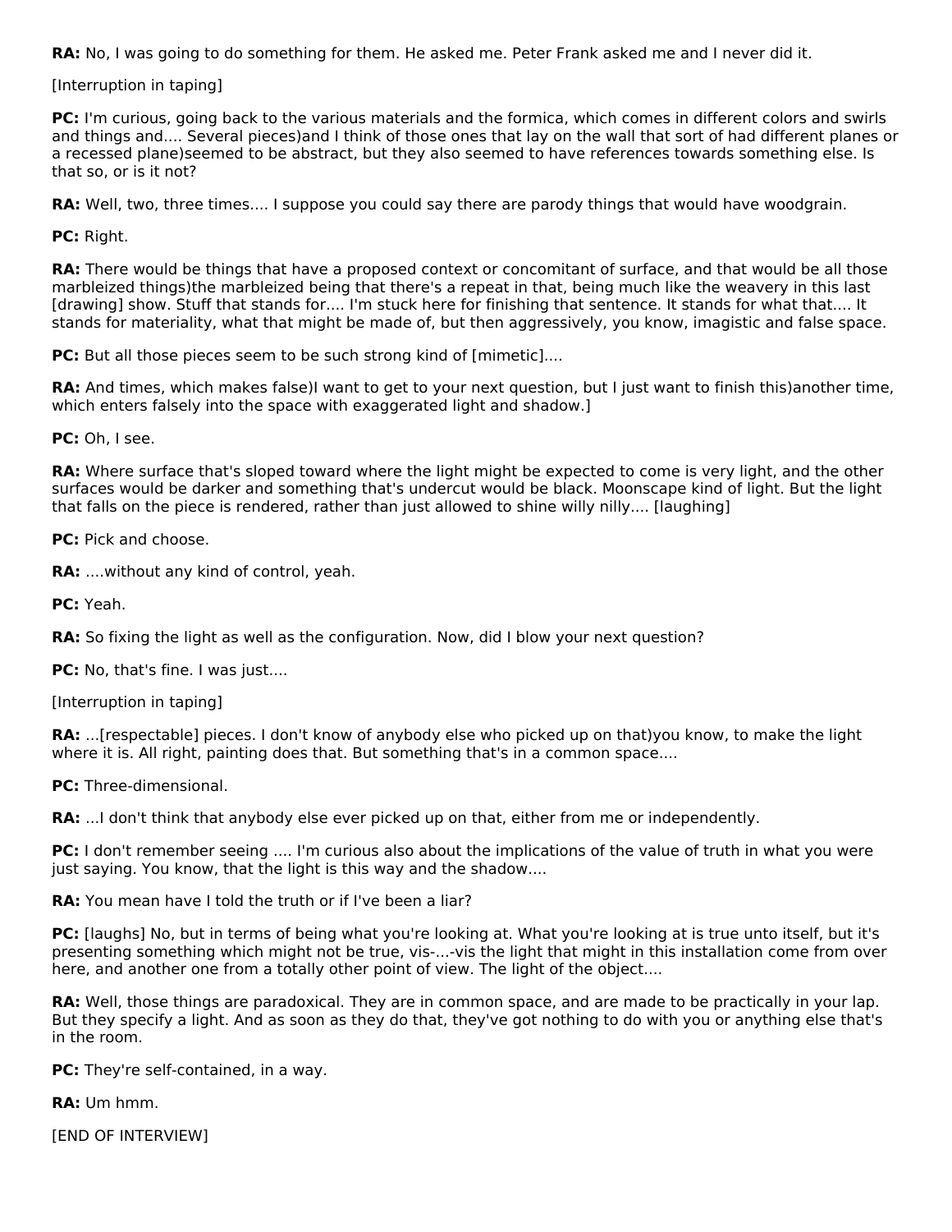**RA:** No, I was going to do something for them. He asked me. Peter Frank asked me and I never did it.

[Interruption in taping]

**PC:** I'm curious, going back to the various materials and the formica, which comes in different colors and swirls and things and.... Several pieces)and I think of those ones that lay on the wall that sort of had different planes or a recessed plane)seemed to be abstract, but they also seemed to have references towards something else. Is that so, or is it not?

**RA:** Well, two, three times.... I suppose you could say there are parody things that would have woodgrain.

**PC:** Right.

**RA:** There would be things that have a proposed context or concomitant of surface, and that would be all those marbleized things)the marbleized being that there's a repeat in that, being much like the weavery in this last [drawing] show. Stuff that stands for.... I'm stuck here for finishing that sentence. It stands for what that.... It stands for materiality, what that might be made of, but then aggressively, you know, imagistic and false space.

**PC:** But all those pieces seem to be such strong kind of [mimetic]....

**RA:** And times, which makes false)I want to get to your next question, but I just want to finish this)another time, which enters falsely into the space with exaggerated light and shadow.]

**PC:** Oh, I see.

**RA:** Where surface that's sloped toward where the light might be expected to come is very light, and the other surfaces would be darker and something that's undercut would be black. Moonscape kind of light. But the light that falls on the piece is rendered, rather than just allowed to shine willy nilly.... [laughing]

**PC:** Pick and choose.

**RA:** ....without any kind of control, yeah.

**PC:** Yeah.

**RA:** So fixing the light as well as the configuration. Now, did I blow your next question?

**PC:** No, that's fine. I was just....

[Interruption in taping]

**RA:** ...[respectable] pieces. I don't know of anybody else who picked up on that)you know, to make the light where it is. All right, painting does that. But something that's in a common space....

**PC:** Three-dimensional.

**RA:** ...I don't think that anybody else ever picked up on that, either from me or independently.

**PC:** I don't remember seeing .... I'm curious also about the implications of the value of truth in what you were just saying. You know, that the light is this way and the shadow....

**RA:** You mean have I told the truth or if I've been a liar?

**PC:** [laughs] No, but in terms of being what you're looking at. What you're looking at is true unto itself, but it's presenting something which might not be true, vis-...-vis the light that might in this installation come from over here, and another one from a totally other point of view. The light of the object....

**RA:** Well, those things are paradoxical. They are in common space, and are made to be practically in your lap. But they specify a light. And as soon as they do that, they've got nothing to do with you or anything else that's in the room.

**PC:** They're self-contained, in a way.

**RA:** Um hmm.

[END OF INTERVIEW]